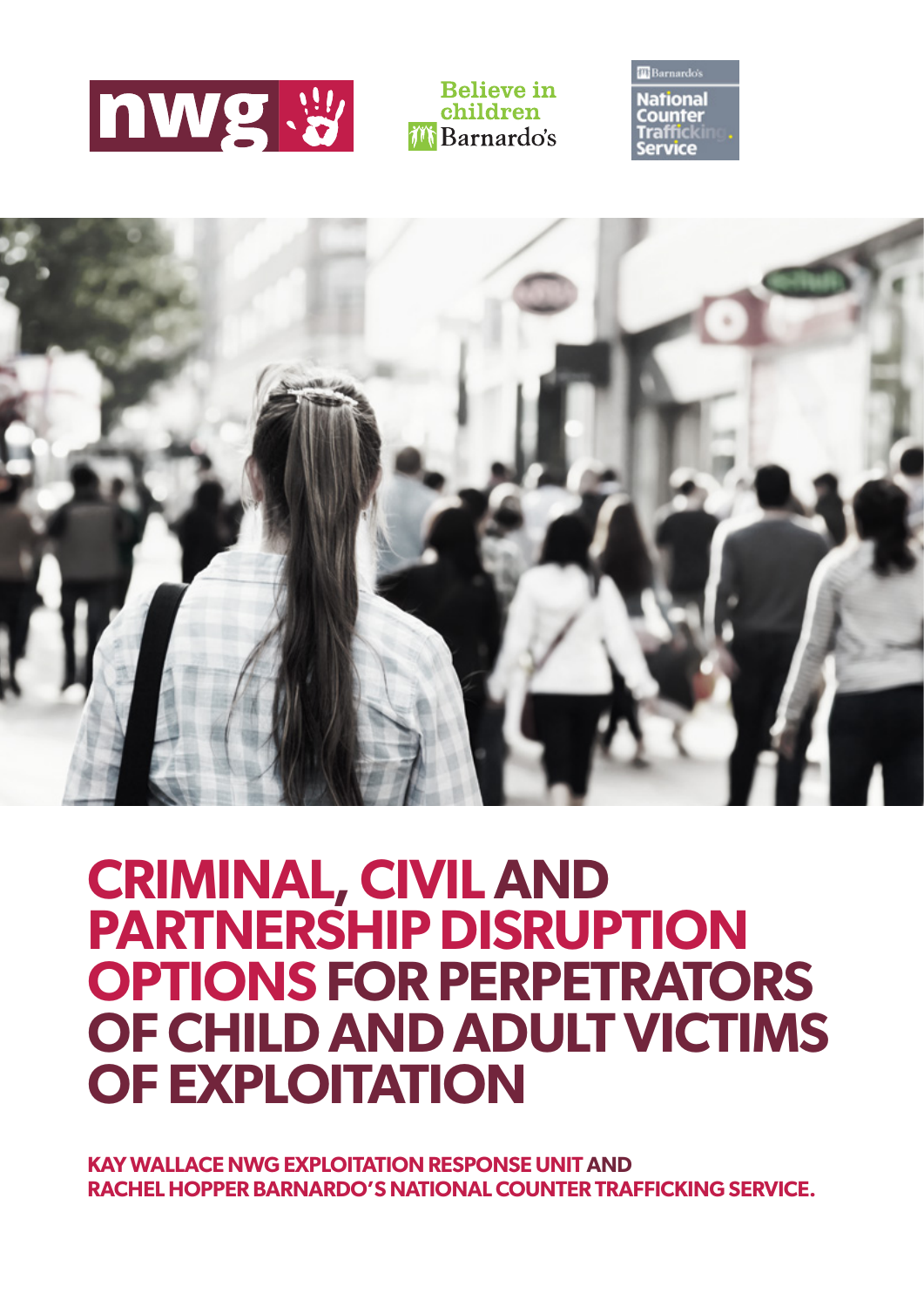nwg

Believe in children Barnardo's

Barnardo's National Counter Trafficking Service

# CRIMINAL, CIVIL AND PARTNERSHIP DISRUPTION OPTIONS FOR PERPETRATORS OF CHILD AND ADULT VICTIMS OF EXPLOITATION

**KAY WALLACE NWG EXPLOITATION RESPONSE UNIT AND RACHEL HOPPER BARNARDO'S NATIONAL COUNTER TRAFFICKING SERVICE.**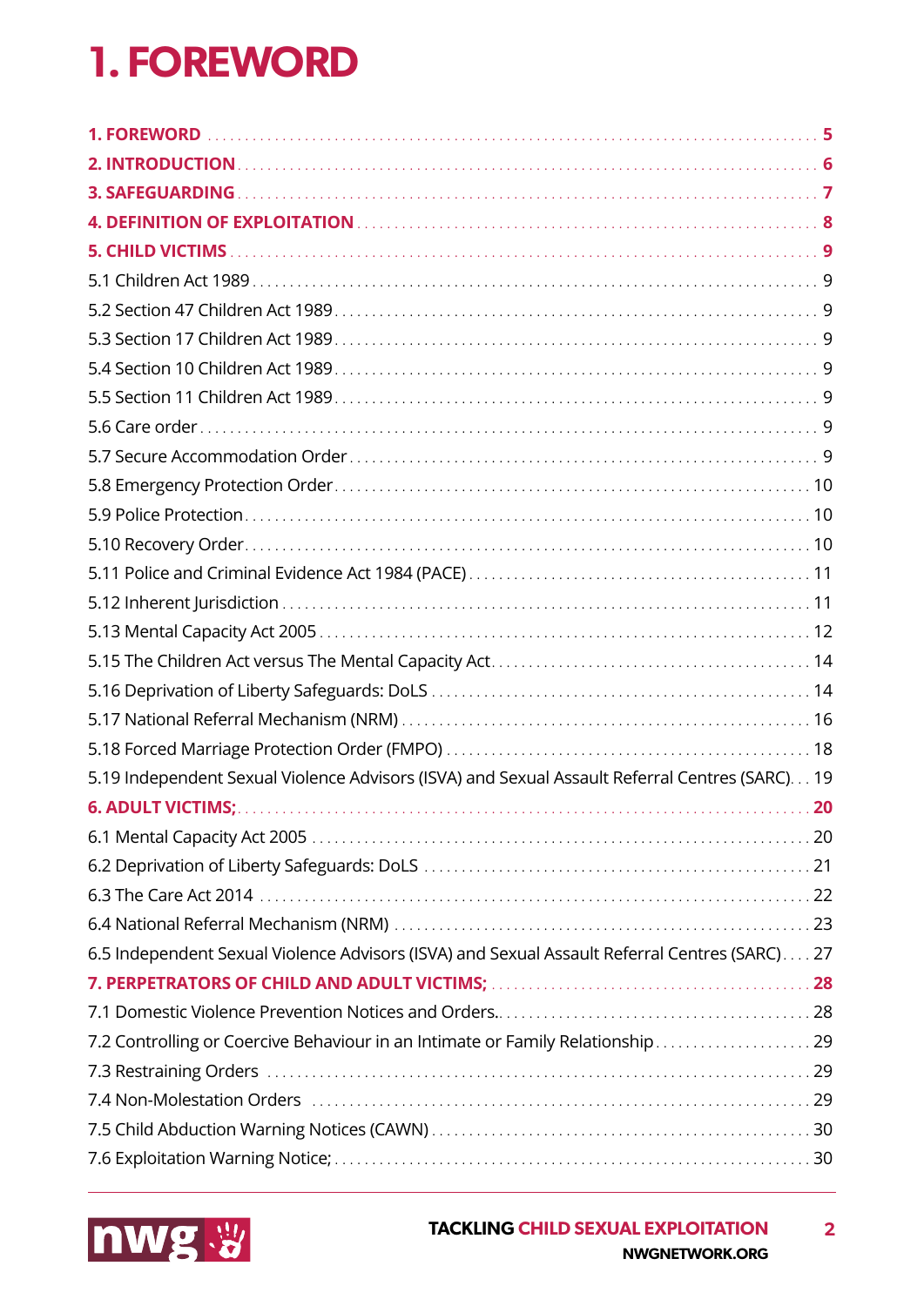# 1. FOREWORD

**1. FOREWORD** . . . . . . . . . . . . . . . . . . . . . . . . . . . . . . . . . . . . . . . . . . . . . . . . . . . . . . . . . . . . . . . . . . . . . **5**

**2. INTRODUCTION** . . . . . . . . . . . . . . . . . . . . . . . . . . . . . . . . . . . . . . . . . . . . . . . . . . . . . . . . . . . . . . . . . **6**

**3. SAFEGUARDING** . . . . . . . . . . . . . . . . . . . . . . . . . . . . . . . . . . . . . . . . . . . . . . . . . . . . . . . . . . . . . . . . **7**

**4. DEFINITION OF EXPLOITATION** . . . . . . . . . . . . . . . . . . . . . . . . . . . . . . . . . . . . . . . . . . . . . . . . . . . . **8**

**5. CHILD VICTIMS** . . . . . . . . . . . . . . . . . . . . . . . . . . . . . . . . . . . . . . . . . . . . . . . . . . . . . . . . . . . . . . . . . **9**

5.1 Children Act 1989 . . . . . . . . . . . . . . . . . . . . . . . . . . . . . . . . . . . . . . . . . . . . . . . . . . . . . . . . . . . . . . . 9

5.2 Section 47 Children Act 1989 . . . . . . . . . . . . . . . . . . . . . . . . . . . . . . . . . . . . . . . . . . . . . . . . . . . . . . . 9

5.3 Section 17 Children Act 1989 . . . . . . . . . . . . . . . . . . . . . . . . . . . . . . . . . . . . . . . . . . . . . . . . . . . . . . . 9

5.4 Section 10 Children Act 1989 . . . . . . . . . . . . . . . . . . . . . . . . . . . . . . . . . . . . . . . . . . . . . . . . . . . . . . . 9

5.5 Section 11 Children Act 1989 . . . . . . . . . . . . . . . . . . . . . . . . . . . . . . . . . . . . . . . . . . . . . . . . . . . . . . . 9

5.6 Care order . . . . . . . . . . . . . . . . . . . . . . . . . . . . . . . . . . . . . . . . . . . . . . . . . . . . . . . . . . . . . . . . . . . . . 9

5.7 Secure Accommodation Order . . . . . . . . . . . . . . . . . . . . . . . . . . . . . . . . . . . . . . . . . . . . . . . . . . . . . . 9

5.8 Emergency Protection Order . . . . . . . . . . . . . . . . . . . . . . . . . . . . . . . . . . . . . . . . . . . . . . . . . . . . . . 10

5.9 Police Protection . . . . . . . . . . . . . . . . . . . . . . . . . . . . . . . . . . . . . . . . . . . . . . . . . . . . . . . . . . . . . . . 10

5.10 Recovery Order . . . . . . . . . . . . . . . . . . . . . . . . . . . . . . . . . . . . . . . . . . . . . . . . . . . . . . . . . . . . . . . 10

5.11 Police and Criminal Evidence Act 1984 (PACE) . . . . . . . . . . . . . . . . . . . . . . . . . . . . . . . . . . . . . . . . 11

5.12 Inherent Jurisdiction . . . . . . . . . . . . . . . . . . . . . . . . . . . . . . . . . . . . . . . . . . . . . . . . . . . . . . . . . . . . 11

5.13 Mental Capacity Act 2005 . . . . . . . . . . . . . . . . . . . . . . . . . . . . . . . . . . . . . . . . . . . . . . . . . . . . . . . 12

5.15 The Children Act versus The Mental Capacity Act . . . . . . . . . . . . . . . . . . . . . . . . . . . . . . . . . . . . . . 14

5.16 Deprivation of Liberty Safeguards: DoLS . . . . . . . . . . . . . . . . . . . . . . . . . . . . . . . . . . . . . . . . . . . . 14

5.17 National Referral Mechanism (NRM) . . . . . . . . . . . . . . . . . . . . . . . . . . . . . . . . . . . . . . . . . . . . . . . 16

5.18 Forced Marriage Protection Order (FMPO) . . . . . . . . . . . . . . . . . . . . . . . . . . . . . . . . . . . . . . . . . . . 18

5.19 Independent Sexual Violence Advisors (ISVA) and Sexual Assault Referral Centres (SARC). . . 19

**6. ADULT VICTIMS;** . . . . . . . . . . . . . . . . . . . . . . . . . . . . . . . . . . . . . . . . . . . . . . . . . . . . . . . . . . . . . . . . **20**

6.1 Mental Capacity Act 2005 . . . . . . . . . . . . . . . . . . . . . . . . . . . . . . . . . . . . . . . . . . . . . . . . . . . . . . . . 20

6.2 Deprivation of Liberty Safeguards: DoLS . . . . . . . . . . . . . . . . . . . . . . . . . . . . . . . . . . . . . . . . . . . . . 21

6.3 The Care Act 2014 . . . . . . . . . . . . . . . . . . . . . . . . . . . . . . . . . . . . . . . . . . . . . . . . . . . . . . . . . . . . . . 22

6.4 National Referral Mechanism (NRM) . . . . . . . . . . . . . . . . . . . . . . . . . . . . . . . . . . . . . . . . . . . . . . . . 23

6.5 Independent Sexual Violence Advisors (ISVA) and Sexual Assault Referral Centres (SARC). . . . 27

**7. PERPETRATORS OF CHILD AND ADULT VICTIMS;** . . . . . . . . . . . . . . . . . . . . . . . . . . . . . . . . . . . . . **28**

7.1 Domestic Violence Prevention Notices and Orders. . . . . . . . . . . . . . . . . . . . . . . . . . . . . . . . . . . . . 28

7.2 Controlling or Coercive Behaviour in an Intimate or Family Relationship . . . . . . . . . . . . . . . . . . . . 29

7.3 Restraining Orders . . . . . . . . . . . . . . . . . . . . . . . . . . . . . . . . . . . . . . . . . . . . . . . . . . . . . . . . . . . . . . 29

7.4 Non-Molestation Orders . . . . . . . . . . . . . . . . . . . . . . . . . . . . . . . . . . . . . . . . . . . . . . . . . . . . . . . . . 29

7.5 Child Abduction Warning Notices (CAWN) . . . . . . . . . . . . . . . . . . . . . . . . . . . . . . . . . . . . . . . . . . . 30

7.6 Exploitation Warning Notice; . . . . . . . . . . . . . . . . . . . . . . . . . . . . . . . . . . . . . . . . . . . . . . . . . . . . . . 30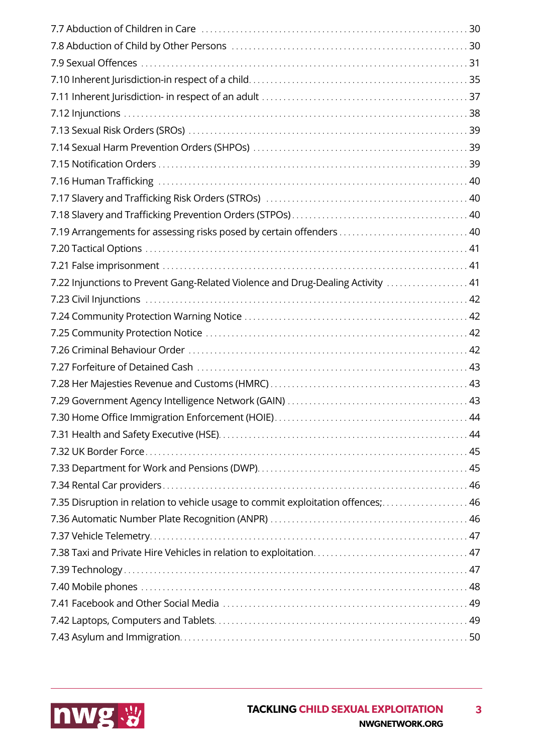7.7 Abduction of Children in Care . . . . . . . . . . . . . . . . . . . . . . . . . . . . . . . . . . . . . . . . . . . . . . . . . . . . . . . . . . . 30
7.8 Abduction of Child by Other Persons . . . . . . . . . . . . . . . . . . . . . . . . . . . . . . . . . . . . . . . . . . . . . . . . . . . . 30
7.9 Sexual Offences . . . . . . . . . . . . . . . . . . . . . . . . . . . . . . . . . . . . . . . . . . . . . . . . . . . . . . . . . . . . . . . . . . . . . . . 31
7.10 Inherent Jurisdiction-in respect of a child. . . . . . . . . . . . . . . . . . . . . . . . . . . . . . . . . . . . . . . . . . . . . . . . . 35
7.11 Inherent Jurisdiction- in respect of an adult . . . . . . . . . . . . . . . . . . . . . . . . . . . . . . . . . . . . . . . . . . . . . . . 37
7.12 Injunctions . . . . . . . . . . . . . . . . . . . . . . . . . . . . . . . . . . . . . . . . . . . . . . . . . . . . . . . . . . . . . . . . . . . . . . . . . . 38
7.13 Sexual Risk Orders (SROs) . . . . . . . . . . . . . . . . . . . . . . . . . . . . . . . . . . . . . . . . . . . . . . . . . . . . . . . . . . . . . 39
7.14 Sexual Harm Prevention Orders (SHPOs) . . . . . . . . . . . . . . . . . . . . . . . . . . . . . . . . . . . . . . . . . . . . . . . . 39
7.15 Notification Orders . . . . . . . . . . . . . . . . . . . . . . . . . . . . . . . . . . . . . . . . . . . . . . . . . . . . . . . . . . . . . . . . . . . . 39
7.16 Human Trafficking . . . . . . . . . . . . . . . . . . . . . . . . . . . . . . . . . . . . . . . . . . . . . . . . . . . . . . . . . . . . . . . . . . . . . 40
7.17 Slavery and Trafficking Risk Orders (STROs) . . . . . . . . . . . . . . . . . . . . . . . . . . . . . . . . . . . . . . . . . . . . . 40
7.18 Slavery and Trafficking Prevention Orders (STPOs). . . . . . . . . . . . . . . . . . . . . . . . . . . . . . . . . . . . . . . 40
7.19 Arrangements for assessing risks posed by certain offenders . . . . . . . . . . . . . . . . . . . . . . . . . . . . . 40
7.20 Tactical Options . . . . . . . . . . . . . . . . . . . . . . . . . . . . . . . . . . . . . . . . . . . . . . . . . . . . . . . . . . . . . . . . . . . . . . . 41
7.21 False imprisonment . . . . . . . . . . . . . . . . . . . . . . . . . . . . . . . . . . . . . . . . . . . . . . . . . . . . . . . . . . . . . . . . . . . 41
7.22 Injunctions to Prevent Gang-Related Violence and Drug-Dealing Activity . . . . . . . . . . . . . . . . . . 41
7.23 Civil Injunctions . . . . . . . . . . . . . . . . . . . . . . . . . . . . . . . . . . . . . . . . . . . . . . . . . . . . . . . . . . . . . . . . . . . . . . . 42
7.24 Community Protection Warning Notice . . . . . . . . . . . . . . . . . . . . . . . . . . . . . . . . . . . . . . . . . . . . . . . . . 42
7.25 Community Protection Notice . . . . . . . . . . . . . . . . . . . . . . . . . . . . . . . . . . . . . . . . . . . . . . . . . . . . . . . . . . 42
7.26 Criminal Behaviour Order . . . . . . . . . . . . . . . . . . . . . . . . . . . . . . . . . . . . . . . . . . . . . . . . . . . . . . . . . . . . . . 42
7.27 Forfeiture of Detained Cash . . . . . . . . . . . . . . . . . . . . . . . . . . . . . . . . . . . . . . . . . . . . . . . . . . . . . . . . . . . . 43
7.28 Her Majesties Revenue and Customs (HMRC) . . . . . . . . . . . . . . . . . . . . . . . . . . . . . . . . . . . . . . . . . . . 43
7.29 Government Agency Intelligence Network (GAIN) . . . . . . . . . . . . . . . . . . . . . . . . . . . . . . . . . . . . . . . 43
7.30 Home Office Immigration Enforcement (HOIE). . . . . . . . . . . . . . . . . . . . . . . . . . . . . . . . . . . . . . . . . . . 44
7.31 Health and Safety Executive (HSE). . . . . . . . . . . . . . . . . . . . . . . . . . . . . . . . . . . . . . . . . . . . . . . . . . . . . . 44
7.32 UK Border Force . . . . . . . . . . . . . . . . . . . . . . . . . . . . . . . . . . . . . . . . . . . . . . . . . . . . . . . . . . . . . . . . . . . . . . 45
7.33 Department for Work and Pensions (DWP). . . . . . . . . . . . . . . . . . . . . . . . . . . . . . . . . . . . . . . . . . . . . . . 45
7.34 Rental Car providers . . . . . . . . . . . . . . . . . . . . . . . . . . . . . . . . . . . . . . . . . . . . . . . . . . . . . . . . . . . . . . . . . . . 46
7.35 Disruption in relation to vehicle usage to commit exploitation offences;. . . . . . . . . . . . . . . . . . . . 46
7.36 Automatic Number Plate Recognition (ANPR) . . . . . . . . . . . . . . . . . . . . . . . . . . . . . . . . . . . . . . . . . . . 46
7.37 Vehicle Telemetry. . . . . . . . . . . . . . . . . . . . . . . . . . . . . . . . . . . . . . . . . . . . . . . . . . . . . . . . . . . . . . . . . . . . . . 47
7.38 Taxi and Private Hire Vehicles in relation to exploitation. . . . . . . . . . . . . . . . . . . . . . . . . . . . . . . . . . . 47
7.39 Technology . . . . . . . . . . . . . . . . . . . . . . . . . . . . . . . . . . . . . . . . . . . . . . . . . . . . . . . . . . . . . . . . . . . . . . . . . . . 47
7.40 Mobile phones . . . . . . . . . . . . . . . . . . . . . . . . . . . . . . . . . . . . . . . . . . . . . . . . . . . . . . . . . . . . . . . . . . . . . . . . 48
7.41 Facebook and Other Social Media . . . . . . . . . . . . . . . . . . . . . . . . . . . . . . . . . . . . . . . . . . . . . . . . . . . . . . 49
7.42 Laptops, Computers and Tablets. . . . . . . . . . . . . . . . . . . . . . . . . . . . . . . . . . . . . . . . . . . . . . . . . . . . . . . . 49
7.43 Asylum and Immigration. . . . . . . . . . . . . . . . . . . . . . . . . . . . . . . . . . . . . . . . . . . . . . . . . . . . . . . . . . . . . . . 50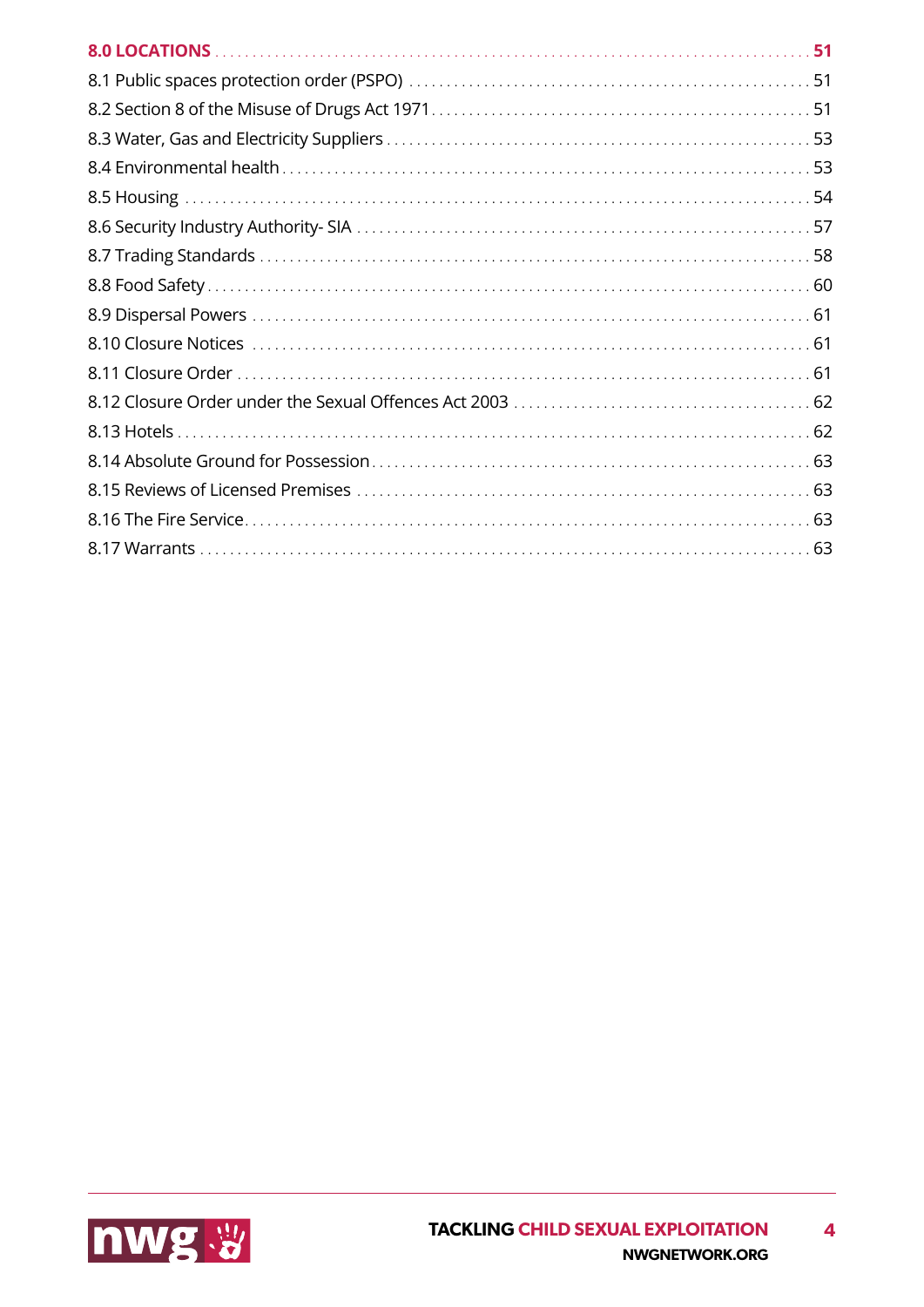**8.0 LOCATIONS** . . . . . . . . . . 51

8.1 Public spaces protection order (PSPO) . . . . . . . . . . 51

8.2 Section 8 of the Misuse of Drugs Act 1971 . . . . . . . . . . 51

8.3 Water, Gas and Electricity Suppliers . . . . . . . . . . 53

8.4 Environmental health . . . . . . . . . . 53

8.5 Housing . . . . . . . . . . 54

8.6 Security Industry Authority- SIA . . . . . . . . . . 57

8.7 Trading Standards . . . . . . . . . . 58

8.8 Food Safety . . . . . . . . . . 60

8.9 Dispersal Powers . . . . . . . . . . 61

8.10 Closure Notices . . . . . . . . . . 61

8.11 Closure Order . . . . . . . . . . 61

8.12 Closure Order under the Sexual Offences Act 2003 . . . . . . . . . . 62

8.13 Hotels . . . . . . . . . . 62

8.14 Absolute Ground for Possession . . . . . . . . . . 63

8.15 Reviews of Licensed Premises . . . . . . . . . . 63

8.16 The Fire Service . . . . . . . . . . 63

8.17 Warrants . . . . . . . . . . 63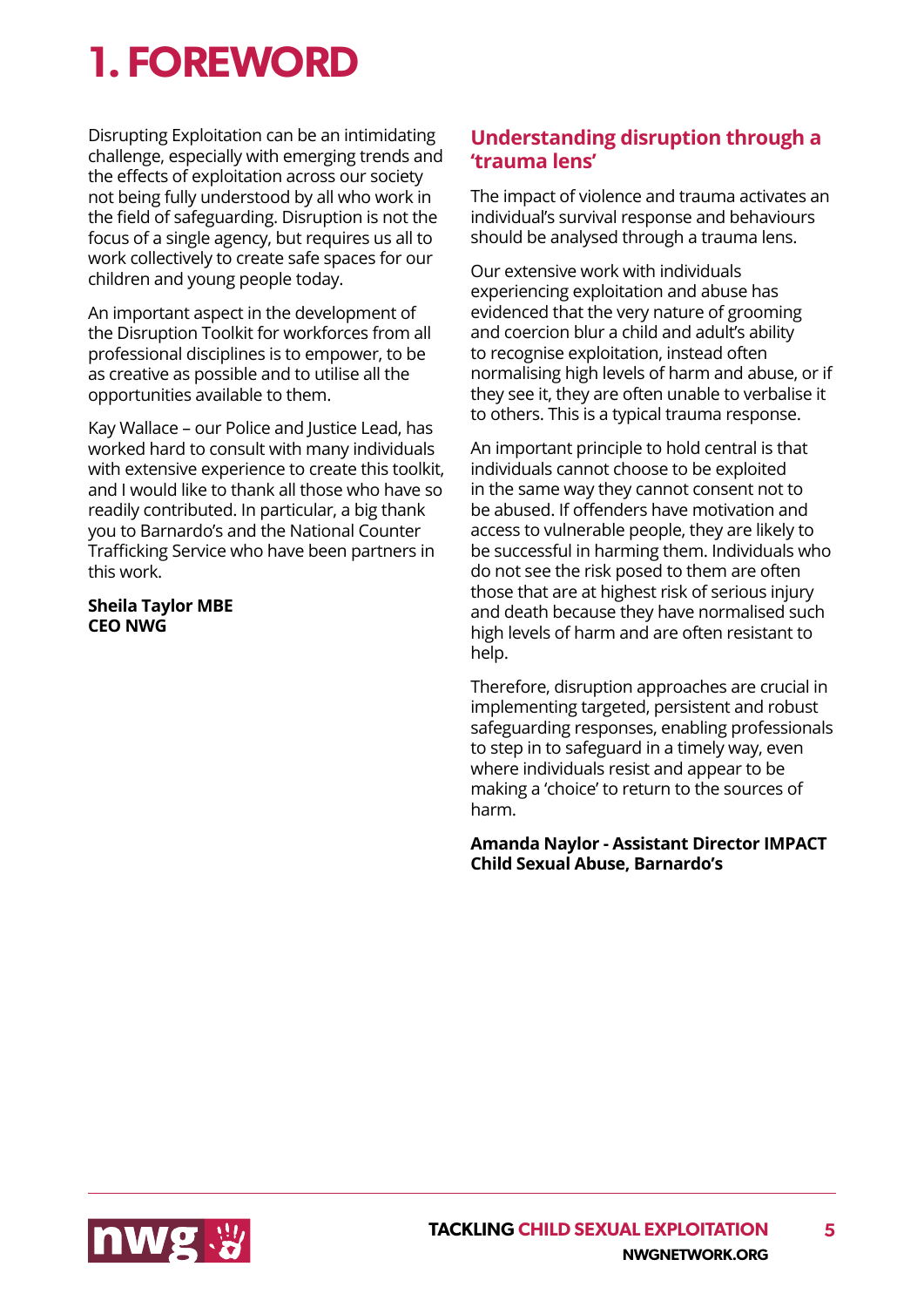# 1. FOREWORD

Disrupting Exploitation can be an intimidating challenge, especially with emerging trends and the effects of exploitation across our society not being fully understood by all who work in the field of safeguarding. Disruption is not the focus of a single agency, but requires us all to work collectively to create safe spaces for our children and young people today.

An important aspect in the development of the Disruption Toolkit for workforces from all professional disciplines is to empower, to be as creative as possible and to utilise all the opportunities available to them.

Kay Wallace – our Police and Justice Lead, has worked hard to consult with many individuals with extensive experience to create this toolkit, and I would like to thank all those who have so readily contributed. In particular, a big thank you to Barnardo's and the National Counter Trafficking Service who have been partners in this work.

**Sheila Taylor MBE**
**CEO NWG**

## Understanding disruption through a 'trauma lens'

The impact of violence and trauma activates an individual's survival response and behaviours should be analysed through a trauma lens.

Our extensive work with individuals experiencing exploitation and abuse has evidenced that the very nature of grooming and coercion blur a child and adult's ability to recognise exploitation, instead often normalising high levels of harm and abuse, or if they see it, they are often unable to verbalise it to others. This is a typical trauma response.

An important principle to hold central is that individuals cannot choose to be exploited in the same way they cannot consent not to be abused. If offenders have motivation and access to vulnerable people, they are likely to be successful in harming them. Individuals who do not see the risk posed to them are often those that are at highest risk of serious injury and death because they have normalised such high levels of harm and are often resistant to help.

Therefore, disruption approaches are crucial in implementing targeted, persistent and robust safeguarding responses, enabling professionals to step in to safeguard in a timely way, even where individuals resist and appear to be making a 'choice' to return to the sources of harm.

**Amanda Naylor - Assistant Director IMPACT Child Sexual Abuse, Barnardo's**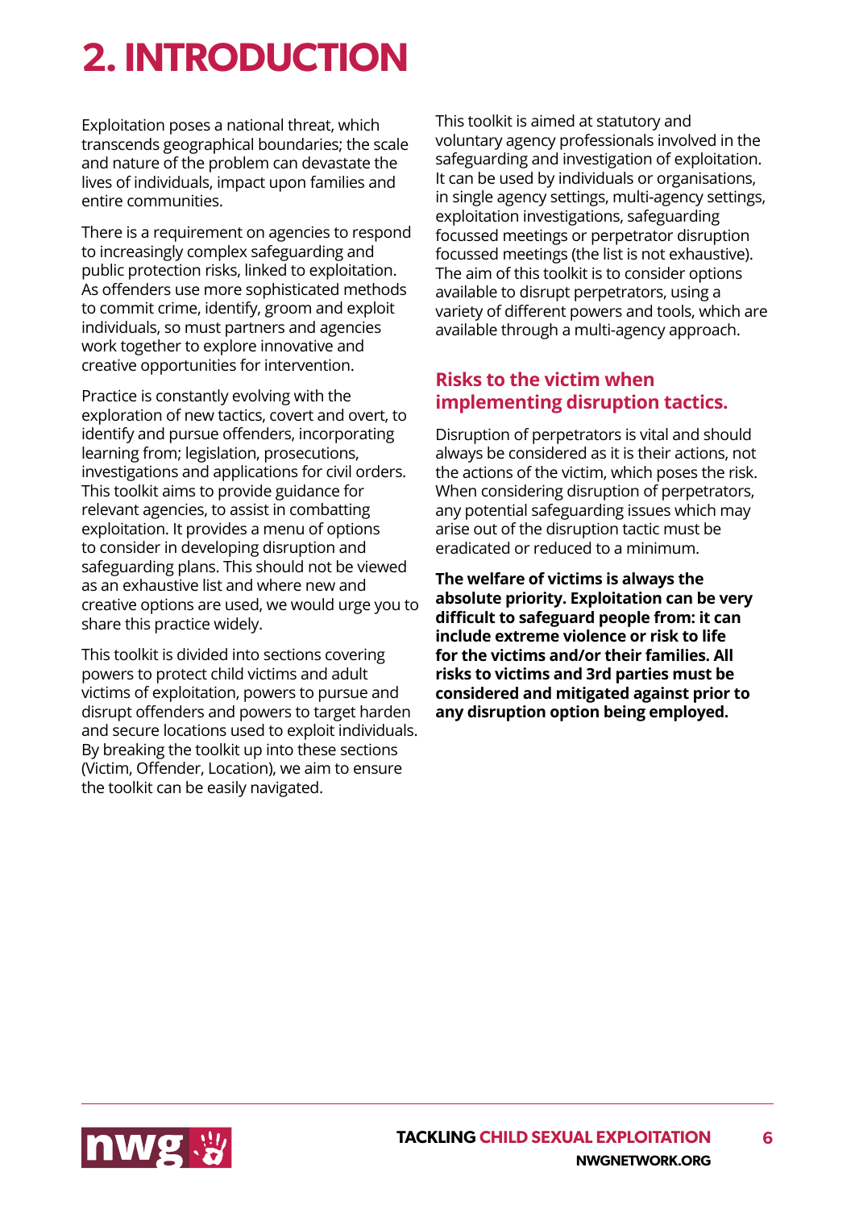# 2. INTRODUCTION

Exploitation poses a national threat, which transcends geographical boundaries; the scale and nature of the problem can devastate the lives of individuals, impact upon families and entire communities.

There is a requirement on agencies to respond to increasingly complex safeguarding and public protection risks, linked to exploitation. As offenders use more sophisticated methods to commit crime, identify, groom and exploit individuals, so must partners and agencies work together to explore innovative and creative opportunities for intervention.

Practice is constantly evolving with the exploration of new tactics, covert and overt, to identify and pursue offenders, incorporating learning from; legislation, prosecutions, investigations and applications for civil orders. This toolkit aims to provide guidance for relevant agencies, to assist in combatting exploitation. It provides a menu of options to consider in developing disruption and safeguarding plans. This should not be viewed as an exhaustive list and where new and creative options are used, we would urge you to share this practice widely.

This toolkit is divided into sections covering powers to protect child victims and adult victims of exploitation, powers to pursue and disrupt offenders and powers to target harden and secure locations used to exploit individuals. By breaking the toolkit up into these sections (Victim, Offender, Location), we aim to ensure the toolkit can be easily navigated.

This toolkit is aimed at statutory and voluntary agency professionals involved in the safeguarding and investigation of exploitation. It can be used by individuals or organisations, in single agency settings, multi-agency settings, exploitation investigations, safeguarding focussed meetings or perpetrator disruption focussed meetings (the list is not exhaustive). The aim of this toolkit is to consider options available to disrupt perpetrators, using a variety of different powers and tools, which are available through a multi-agency approach.

## Risks to the victim when implementing disruption tactics.

Disruption of perpetrators is vital and should always be considered as it is their actions, not the actions of the victim, which poses the risk. When considering disruption of perpetrators, any potential safeguarding issues which may arise out of the disruption tactic must be eradicated or reduced to a minimum.

**The welfare of victims is always the absolute priority. Exploitation can be very difficult to safeguard people from: it can include extreme violence or risk to life for the victims and/or their families. All risks to victims and 3rd parties must be considered and mitigated against prior to any disruption option being employed.**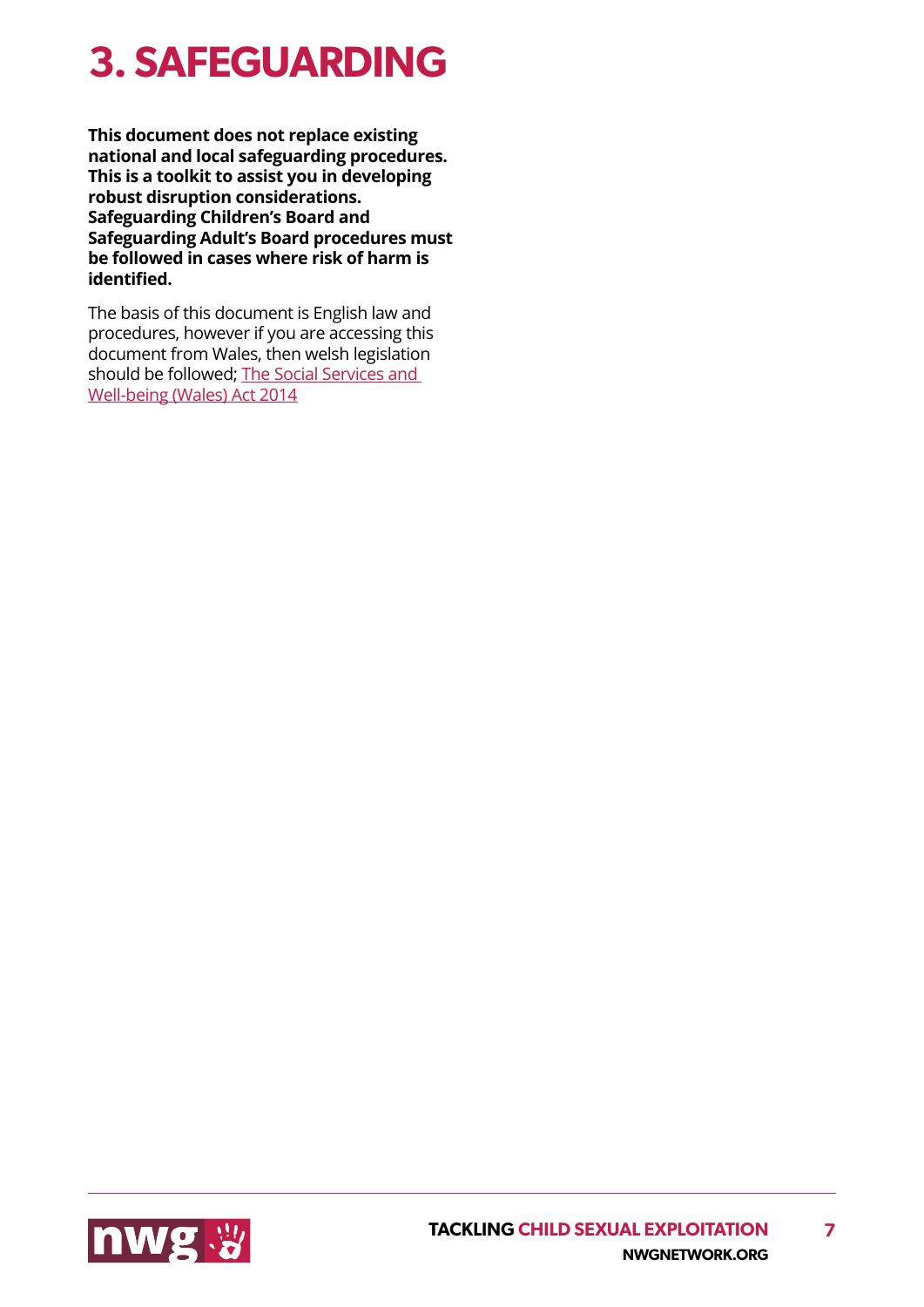# 3. SAFEGUARDING

**This document does not replace existing national and local safeguarding procedures. This is a toolkit to assist you in developing robust disruption considerations. Safeguarding Children's Board and Safeguarding Adult's Board procedures must be followed in cases where risk of harm is identified.**

The basis of this document is English law and procedures, however if you are accessing this document from Wales, then welsh legislation should be followed; The Social Services and Well-being (Wales) Act 2014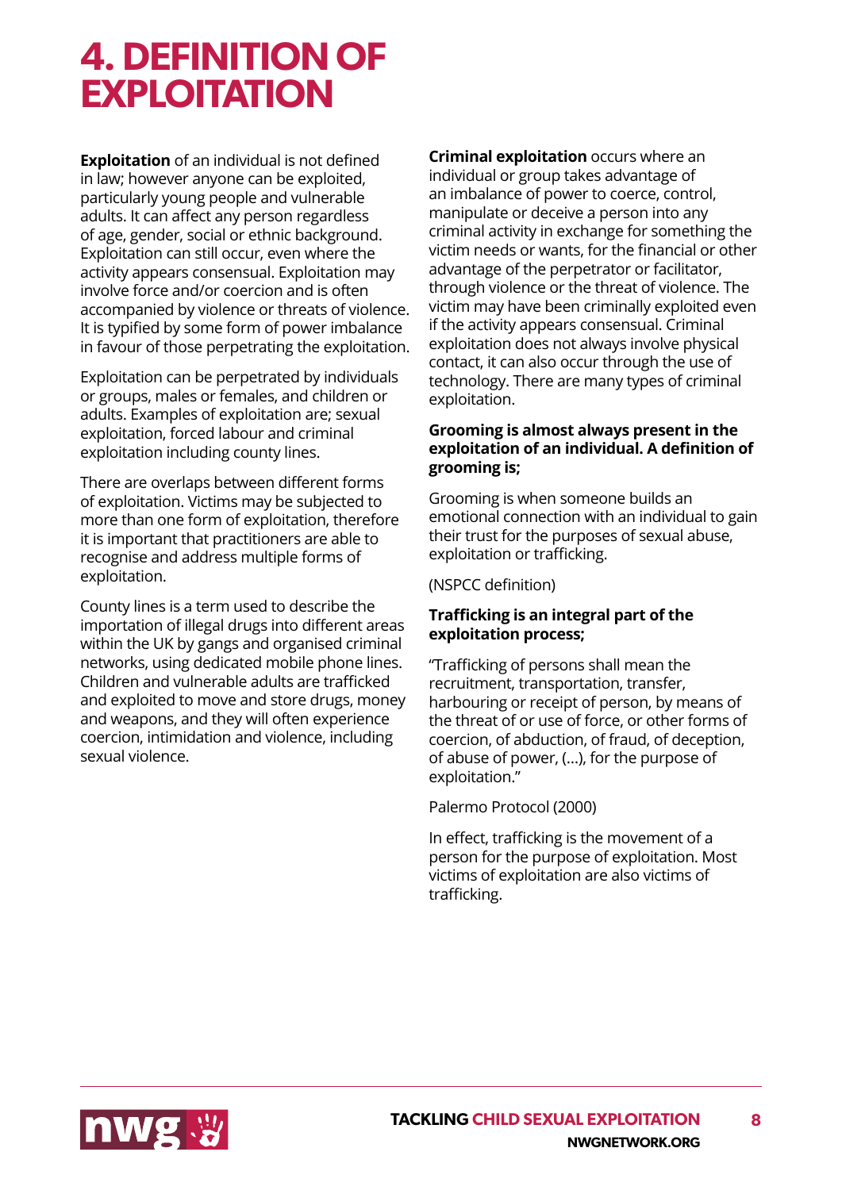# 4. DEFINITION OF EXPLOITATION

**Exploitation** of an individual is not defined in law; however anyone can be exploited, particularly young people and vulnerable adults. It can affect any person regardless of age, gender, social or ethnic background. Exploitation can still occur, even where the activity appears consensual. Exploitation may involve force and/or coercion and is often accompanied by violence or threats of violence. It is typified by some form of power imbalance in favour of those perpetrating the exploitation.

Exploitation can be perpetrated by individuals or groups, males or females, and children or adults. Examples of exploitation are; sexual exploitation, forced labour and criminal exploitation including county lines.

There are overlaps between different forms of exploitation. Victims may be subjected to more than one form of exploitation, therefore it is important that practitioners are able to recognise and address multiple forms of exploitation.

County lines is a term used to describe the importation of illegal drugs into different areas within the UK by gangs and organised criminal networks, using dedicated mobile phone lines. Children and vulnerable adults are trafficked and exploited to move and store drugs, money and weapons, and they will often experience coercion, intimidation and violence, including sexual violence.

**Criminal exploitation** occurs where an individual or group takes advantage of an imbalance of power to coerce, control, manipulate or deceive a person into any criminal activity in exchange for something the victim needs or wants, for the financial or other advantage of the perpetrator or facilitator, through violence or the threat of violence. The victim may have been criminally exploited even if the activity appears consensual. Criminal exploitation does not always involve physical contact, it can also occur through the use of technology. There are many types of criminal exploitation.

**Grooming is almost always present in the exploitation of an individual. A definition of grooming is;**

Grooming is when someone builds an emotional connection with an individual to gain their trust for the purposes of sexual abuse, exploitation or trafficking.

(NSPCC definition)

**Trafficking is an integral part of the exploitation process;**

"Trafficking of persons shall mean the recruitment, transportation, transfer, harbouring or receipt of person, by means of the threat of or use of force, or other forms of coercion, of abduction, of fraud, of deception, of abuse of power, (...), for the purpose of exploitation."

Palermo Protocol (2000)

In effect, trafficking is the movement of a person for the purpose of exploitation. Most victims of exploitation are also victims of trafficking.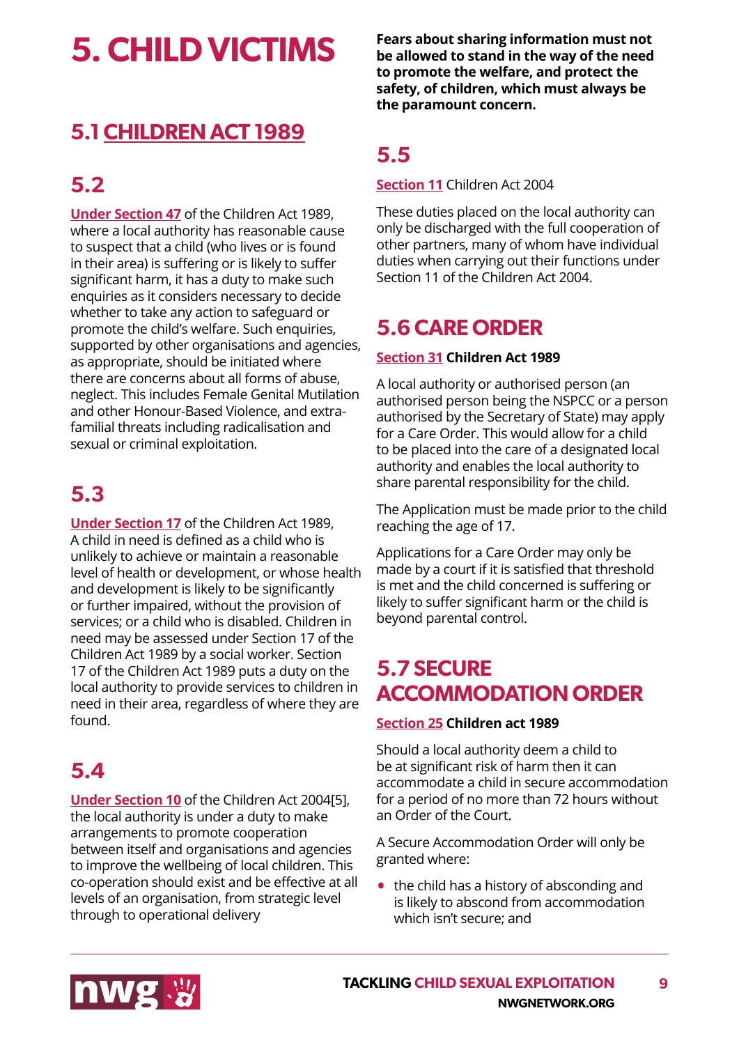# 5. CHILD VICTIMS

## 5.1 CHILDREN ACT 1989

## 5.2

Under Section 47 of the Children Act 1989, where a local authority has reasonable cause to suspect that a child (who lives or is found in their area) is suffering or is likely to suffer significant harm, it has a duty to make such enquiries as it considers necessary to decide whether to take any action to safeguard or promote the child's welfare. Such enquiries, supported by other organisations and agencies, as appropriate, should be initiated where there are concerns about all forms of abuse, neglect. This includes Female Genital Mutilation and other Honour-Based Violence, and extra-familial threats including radicalisation and sexual or criminal exploitation.

## 5.3

Under Section 17 of the Children Act 1989, A child in need is defined as a child who is unlikely to achieve or maintain a reasonable level of health or development, or whose health and development is likely to be significantly or further impaired, without the provision of services; or a child who is disabled. Children in need may be assessed under Section 17 of the Children Act 1989 by a social worker. Section 17 of the Children Act 1989 puts a duty on the local authority to provide services to children in need in their area, regardless of where they are found.

## 5.4

Under Section 10 of the Children Act 2004[5], the local authority is under a duty to make arrangements to promote cooperation between itself and organisations and agencies to improve the wellbeing of local children. This co-operation should exist and be effective at all levels of an organisation, from strategic level through to operational delivery

**Fears about sharing information must not be allowed to stand in the way of the need to promote the welfare, and protect the safety, of children, which must always be the paramount concern.**

## 5.5

Section 11 Children Act 2004

These duties placed on the local authority can only be discharged with the full cooperation of other partners, many of whom have individual duties when carrying out their functions under Section 11 of the Children Act 2004.

## 5.6 CARE ORDER

**Section 31 Children Act 1989**

A local authority or authorised person (an authorised person being the NSPCC or a person authorised by the Secretary of State) may apply for a Care Order. This would allow for a child to be placed into the care of a designated local authority and enables the local authority to share parental responsibility for the child.

The Application must be made prior to the child reaching the age of 17.

Applications for a Care Order may only be made by a court if it is satisfied that threshold is met and the child concerned is suffering or likely to suffer significant harm or the child is beyond parental control.

## 5.7 SECURE ACCOMMODATION ORDER

**Section 25 Children act 1989**

Should a local authority deem a child to be at significant risk of harm then it can accommodate a child in secure accommodation for a period of no more than 72 hours without an Order of the Court.

A Secure Accommodation Order will only be granted where:

- the child has a history of absconding and is likely to abscond from accommodation which isn't secure; and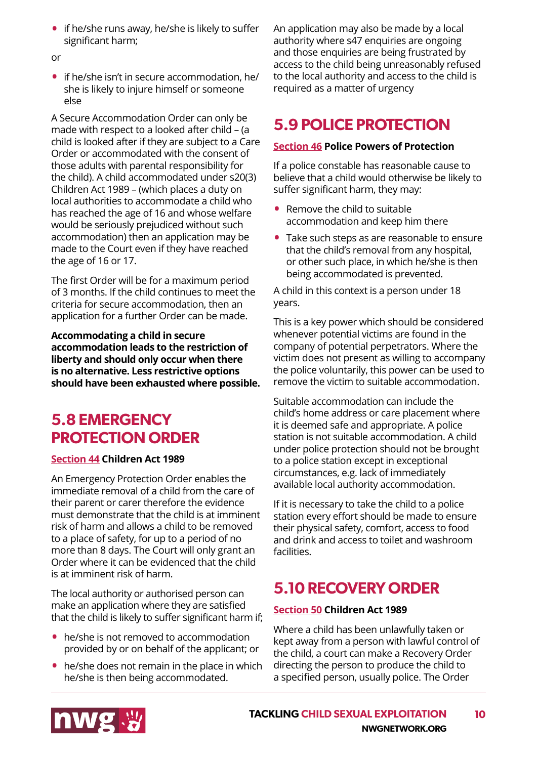- if he/she runs away, he/she is likely to suffer significant harm;

or

- if he/she isn't in secure accommodation, he/she is likely to injure himself or someone else

A Secure Accommodation Order can only be made with respect to a looked after child – (a child is looked after if they are subject to a Care Order or accommodated with the consent of those adults with parental responsibility for the child). A child accommodated under s20(3) Children Act 1989 – (which places a duty on local authorities to accommodate a child who has reached the age of 16 and whose welfare would be seriously prejudiced without such accommodation) then an application may be made to the Court even if they have reached the age of 16 or 17.

The first Order will be for a maximum period of 3 months. If the child continues to meet the criteria for secure accommodation, then an application for a further Order can be made.

**Accommodating a child in secure accommodation leads to the restriction of liberty and should only occur when there is no alternative. Less restrictive options should have been exhausted where possible.**

## 5.8 EMERGENCY PROTECTION ORDER

**Section 44 Children Act 1989**

An Emergency Protection Order enables the immediate removal of a child from the care of their parent or carer therefore the evidence must demonstrate that the child is at imminent risk of harm and allows a child to be removed to a place of safety, for up to a period of no more than 8 days. The Court will only grant an Order where it can be evidenced that the child is at imminent risk of harm.

The local authority or authorised person can make an application where they are satisfied that the child is likely to suffer significant harm if;

- he/she is not removed to accommodation provided by or on behalf of the applicant; or
- he/she does not remain in the place in which he/she is then being accommodated.

An application may also be made by a local authority where s47 enquiries are ongoing and those enquiries are being frustrated by access to the child being unreasonably refused to the local authority and access to the child is required as a matter of urgency

## 5.9 POLICE PROTECTION

**Section 46 Police Powers of Protection**

If a police constable has reasonable cause to believe that a child would otherwise be likely to suffer significant harm, they may:

- Remove the child to suitable accommodation and keep him there
- Take such steps as are reasonable to ensure that the child's removal from any hospital, or other such place, in which he/she is then being accommodated is prevented.

A child in this context is a person under 18 years.

This is a key power which should be considered whenever potential victims are found in the company of potential perpetrators. Where the victim does not present as willing to accompany the police voluntarily, this power can be used to remove the victim to suitable accommodation.

Suitable accommodation can include the child's home address or care placement where it is deemed safe and appropriate. A police station is not suitable accommodation. A child under police protection should not be brought to a police station except in exceptional circumstances, e.g. lack of immediately available local authority accommodation.

If it is necessary to take the child to a police station every effort should be made to ensure their physical safety, comfort, access to food and drink and access to toilet and washroom facilities.

## 5.10 RECOVERY ORDER

**Section 50 Children Act 1989**

Where a child has been unlawfully taken or kept away from a person with lawful control of the child, a court can make a Recovery Order directing the person to produce the child to a specified person, usually police. The Order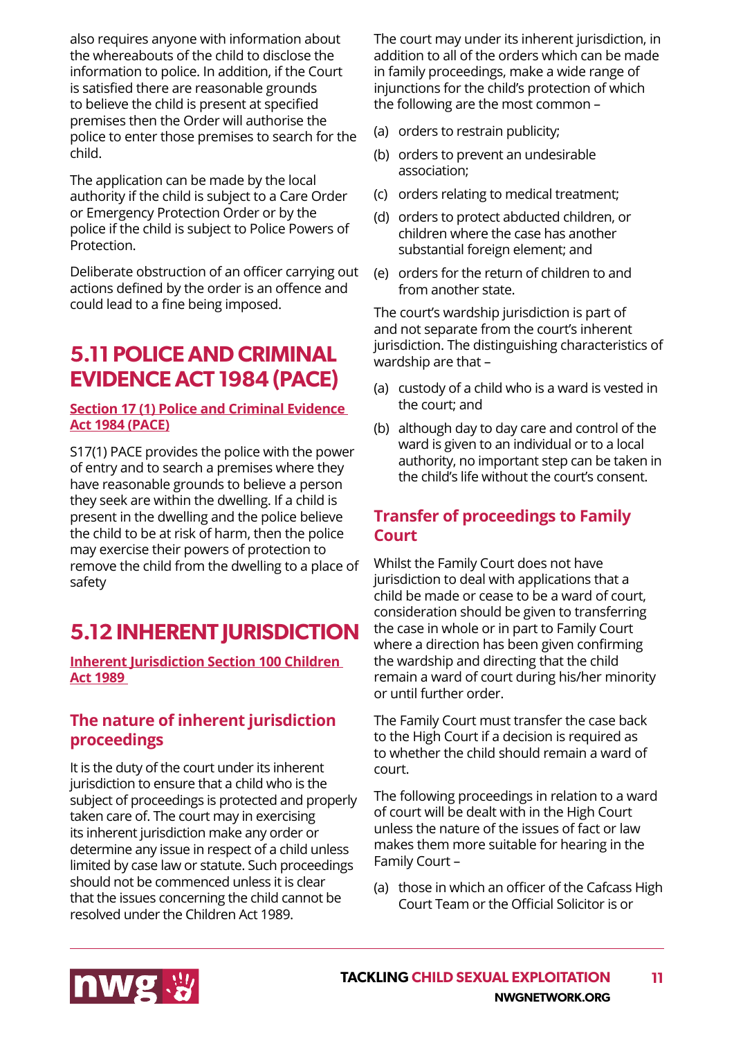also requires anyone with information about the whereabouts of the child to disclose the information to police. In addition, if the Court is satisfied there are reasonable grounds to believe the child is present at specified premises then the Order will authorise the police to enter those premises to search for the child.

The application can be made by the local authority if the child is subject to a Care Order or Emergency Protection Order or by the police if the child is subject to Police Powers of Protection.

Deliberate obstruction of an officer carrying out actions defined by the order is an offence and could lead to a fine being imposed.

## 5.11 POLICE AND CRIMINAL EVIDENCE ACT 1984 (PACE)

**Section 17 (1) Police and Criminal Evidence Act 1984 (PACE)**

S17(1) PACE provides the police with the power of entry and to search a premises where they have reasonable grounds to believe a person they seek are within the dwelling. If a child is present in the dwelling and the police believe the child to be at risk of harm, then the police may exercise their powers of protection to remove the child from the dwelling to a place of safety

## 5.12 INHERENT JURISDICTION

**Inherent Jurisdiction Section 100 Children Act 1989**

### The nature of inherent jurisdiction proceedings

It is the duty of the court under its inherent jurisdiction to ensure that a child who is the subject of proceedings is protected and properly taken care of. The court may in exercising its inherent jurisdiction make any order or determine any issue in respect of a child unless limited by case law or statute. Such proceedings should not be commenced unless it is clear that the issues concerning the child cannot be resolved under the Children Act 1989.

The court may under its inherent jurisdiction, in addition to all of the orders which can be made in family proceedings, make a wide range of injunctions for the child's protection of which the following are the most common –

(a) orders to restrain publicity;

(b) orders to prevent an undesirable association;

(c) orders relating to medical treatment;

(d) orders to protect abducted children, or children where the case has another substantial foreign element; and

(e) orders for the return of children to and from another state.

The court's wardship jurisdiction is part of and not separate from the court's inherent jurisdiction. The distinguishing characteristics of wardship are that –

(a) custody of a child who is a ward is vested in the court; and

(b) although day to day care and control of the ward is given to an individual or to a local authority, no important step can be taken in the child's life without the court's consent.

### Transfer of proceedings to Family Court

Whilst the Family Court does not have jurisdiction to deal with applications that a child be made or cease to be a ward of court, consideration should be given to transferring the case in whole or in part to Family Court where a direction has been given confirming the wardship and directing that the child remain a ward of court during his/her minority or until further order.

The Family Court must transfer the case back to the High Court if a decision is required as to whether the child should remain a ward of court.

The following proceedings in relation to a ward of court will be dealt with in the High Court unless the nature of the issues of fact or law makes them more suitable for hearing in the Family Court –

(a) those in which an officer of the Cafcass High Court Team or the Official Solicitor is or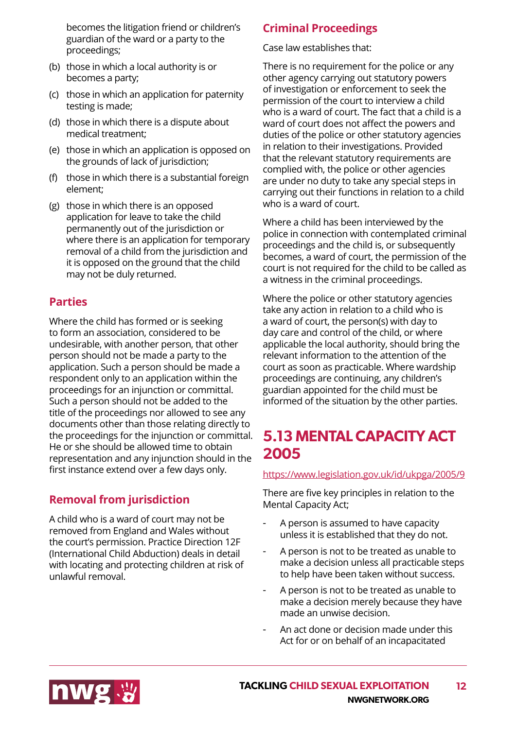becomes the litigation friend or children's guardian of the ward or a party to the proceedings;

(b) those in which a local authority is or becomes a party;

(c) those in which an application for paternity testing is made;

(d) those in which there is a dispute about medical treatment;

(e) those in which an application is opposed on the grounds of lack of jurisdiction;

(f) those in which there is a substantial foreign element;

(g) those in which there is an opposed application for leave to take the child permanently out of the jurisdiction or where there is an application for temporary removal of a child from the jurisdiction and it is opposed on the ground that the child may not be duly returned.

### Parties

Where the child has formed or is seeking to form an association, considered to be undesirable, with another person, that other person should not be made a party to the application. Such a person should be made a respondent only to an application within the proceedings for an injunction or committal. Such a person should not be added to the title of the proceedings nor allowed to see any documents other than those relating directly to the proceedings for the injunction or committal. He or she should be allowed time to obtain representation and any injunction should in the first instance extend over a few days only.

### Removal from jurisdiction

A child who is a ward of court may not be removed from England and Wales without the court's permission. Practice Direction 12F (International Child Abduction) deals in detail with locating and protecting children at risk of unlawful removal.

### Criminal Proceedings

Case law establishes that:

There is no requirement for the police or any other agency carrying out statutory powers of investigation or enforcement to seek the permission of the court to interview a child who is a ward of court. The fact that a child is a ward of court does not affect the powers and duties of the police or other statutory agencies in relation to their investigations. Provided that the relevant statutory requirements are complied with, the police or other agencies are under no duty to take any special steps in carrying out their functions in relation to a child who is a ward of court.

Where a child has been interviewed by the police in connection with contemplated criminal proceedings and the child is, or subsequently becomes, a ward of court, the permission of the court is not required for the child to be called as a witness in the criminal proceedings.

Where the police or other statutory agencies take any action in relation to a child who is a ward of court, the person(s) with day to day care and control of the child, or where applicable the local authority, should bring the relevant information to the attention of the court as soon as practicable. Where wardship proceedings are continuing, any children's guardian appointed for the child must be informed of the situation by the other parties.

## 5.13 MENTAL CAPACITY ACT 2005

https://www.legislation.gov.uk/id/ukpga/2005/9

There are five key principles in relation to the Mental Capacity Act;

- A person is assumed to have capacity unless it is established that they do not.
- A person is not to be treated as unable to make a decision unless all practicable steps to help have been taken without success.
- A person is not to be treated as unable to make a decision merely because they have made an unwise decision.
- An act done or decision made under this Act for or on behalf of an incapacitated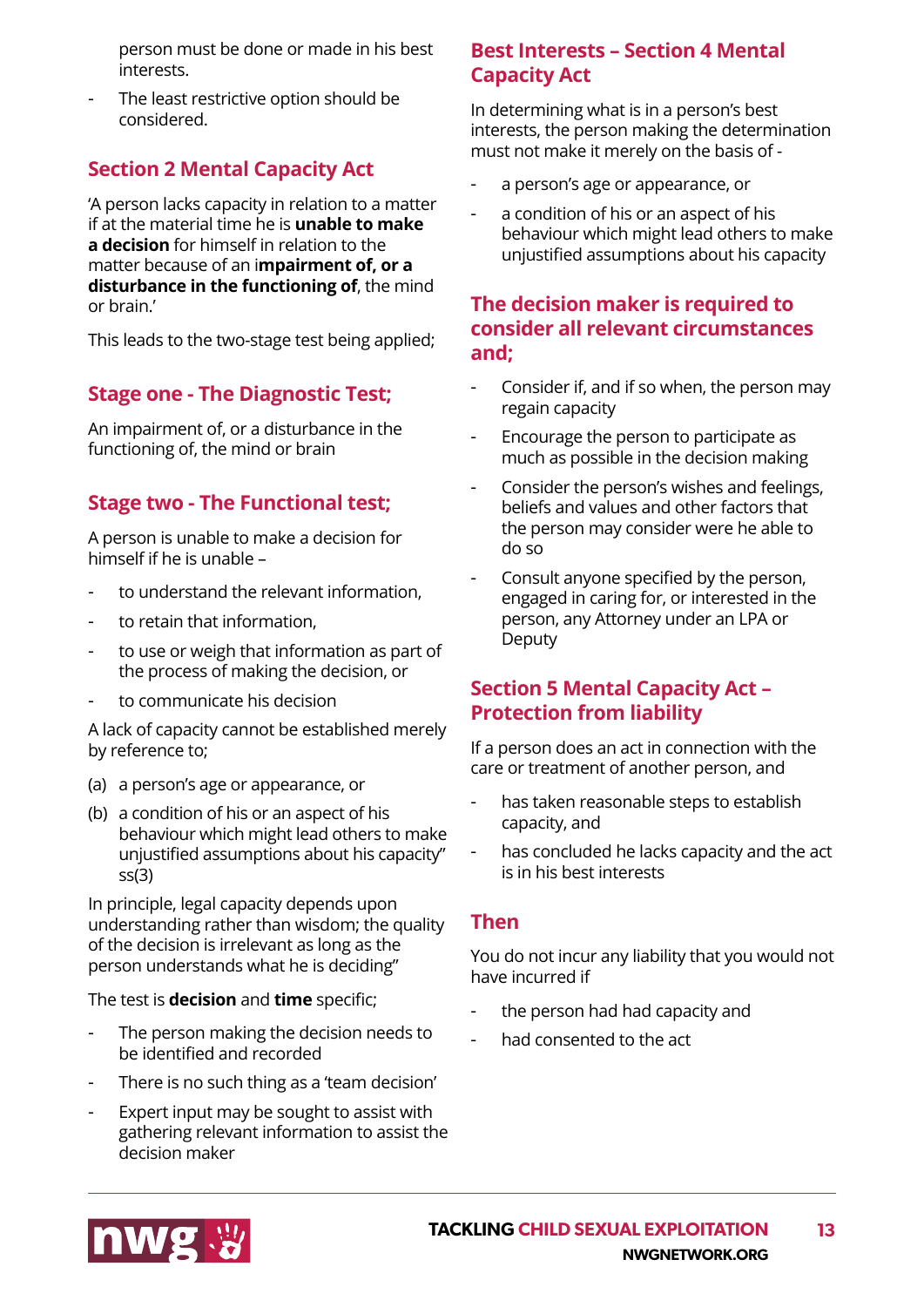person must be done or made in his best interests.

- The least restrictive option should be considered.

## Section 2 Mental Capacity Act

'A person lacks capacity in relation to a matter if at the material time he is **unable to make a decision** for himself in relation to the matter because of an i**mpairment of, or a disturbance in the functioning of**, the mind or brain.'

This leads to the two-stage test being applied;

## Stage one - The Diagnostic Test;

An impairment of, or a disturbance in the functioning of, the mind or brain

## Stage two - The Functional test;

A person is unable to make a decision for himself if he is unable –

- to understand the relevant information,
- to retain that information,
- to use or weigh that information as part of the process of making the decision, or
- to communicate his decision

A lack of capacity cannot be established merely by reference to;

(a) a person's age or appearance, or

(b) a condition of his or an aspect of his behaviour which might lead others to make unjustified assumptions about his capacity" ss(3)

In principle, legal capacity depends upon understanding rather than wisdom; the quality of the decision is irrelevant as long as the person understands what he is deciding"

The test is **decision** and **time** specific;

- The person making the decision needs to be identified and recorded
- There is no such thing as a 'team decision'
- Expert input may be sought to assist with gathering relevant information to assist the decision maker

## Best Interests – Section 4 Mental Capacity Act

In determining what is in a person's best interests, the person making the determination must not make it merely on the basis of -

- a person's age or appearance, or
- a condition of his or an aspect of his behaviour which might lead others to make unjustified assumptions about his capacity

## The decision maker is required to consider all relevant circumstances and;

- Consider if, and if so when, the person may regain capacity
- Encourage the person to participate as much as possible in the decision making
- Consider the person's wishes and feelings, beliefs and values and other factors that the person may consider were he able to do so
- Consult anyone specified by the person, engaged in caring for, or interested in the person, any Attorney under an LPA or Deputy

## Section 5 Mental Capacity Act – Protection from liability

If a person does an act in connection with the care or treatment of another person, and

- has taken reasonable steps to establish capacity, and
- has concluded he lacks capacity and the act is in his best interests

## Then

You do not incur any liability that you would not have incurred if

- the person had had capacity and
- had consented to the act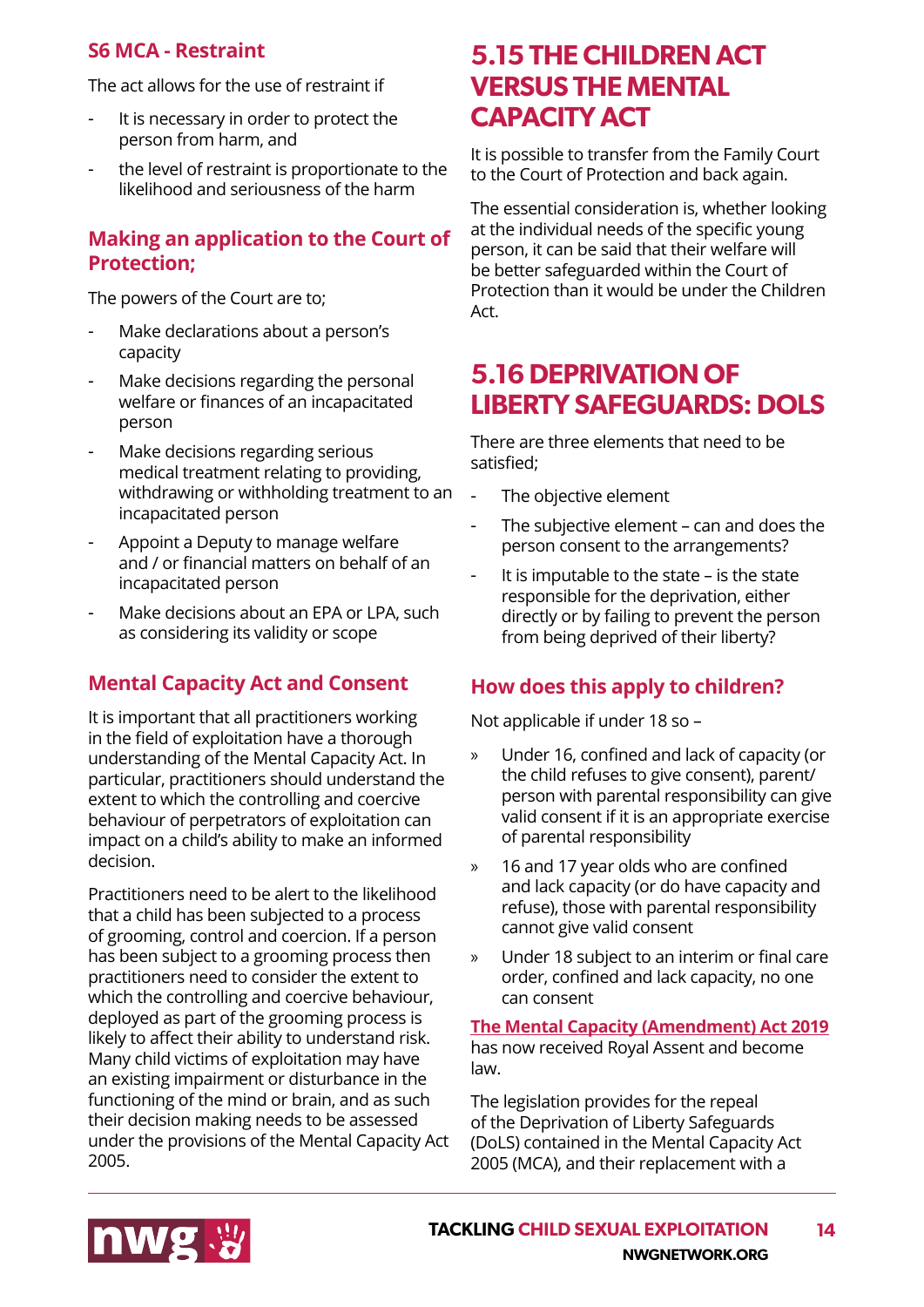### S6 MCA - Restraint

The act allows for the use of restraint if

- It is necessary in order to protect the person from harm, and
- the level of restraint is proportionate to the likelihood and seriousness of the harm

### Making an application to the Court of Protection;

The powers of the Court are to;

- Make declarations about a person's capacity
- Make decisions regarding the personal welfare or finances of an incapacitated person
- Make decisions regarding serious medical treatment relating to providing, withdrawing or withholding treatment to an incapacitated person
- Appoint a Deputy to manage welfare and / or financial matters on behalf of an incapacitated person
- Make decisions about an EPA or LPA, such as considering its validity or scope

### Mental Capacity Act and Consent

It is important that all practitioners working in the field of exploitation have a thorough understanding of the Mental Capacity Act. In particular, practitioners should understand the extent to which the controlling and coercive behaviour of perpetrators of exploitation can impact on a child's ability to make an informed decision.

Practitioners need to be alert to the likelihood that a child has been subjected to a process of grooming, control and coercion. If a person has been subject to a grooming process then practitioners need to consider the extent to which the controlling and coercive behaviour, deployed as part of the grooming process is likely to affect their ability to understand risk. Many child victims of exploitation may have an existing impairment or disturbance in the functioning of the mind or brain, and as such their decision making needs to be assessed under the provisions of the Mental Capacity Act 2005.

## 5.15 THE CHILDREN ACT VERSUS THE MENTAL CAPACITY ACT

It is possible to transfer from the Family Court to the Court of Protection and back again.

The essential consideration is, whether looking at the individual needs of the specific young person, it can be said that their welfare will be better safeguarded within the Court of Protection than it would be under the Children Act.

## 5.16 DEPRIVATION OF LIBERTY SAFEGUARDS: DOLS

There are three elements that need to be satisfied;

- The objective element
- The subjective element – can and does the person consent to the arrangements?
- It is imputable to the state – is the state responsible for the deprivation, either directly or by failing to prevent the person from being deprived of their liberty?

### How does this apply to children?

Not applicable if under 18 so –

- Under 16, confined and lack of capacity (or the child refuses to give consent), parent/ person with parental responsibility can give valid consent if it is an appropriate exercise of parental responsibility
- 16 and 17 year olds who are confined and lack capacity (or do have capacity and refuse), those with parental responsibility cannot give valid consent
- Under 18 subject to an interim or final care order, confined and lack capacity, no one can consent

**The Mental Capacity (Amendment) Act 2019** has now received Royal Assent and become law.

The legislation provides for the repeal of the Deprivation of Liberty Safeguards (DoLS) contained in the Mental Capacity Act 2005 (MCA), and their replacement with a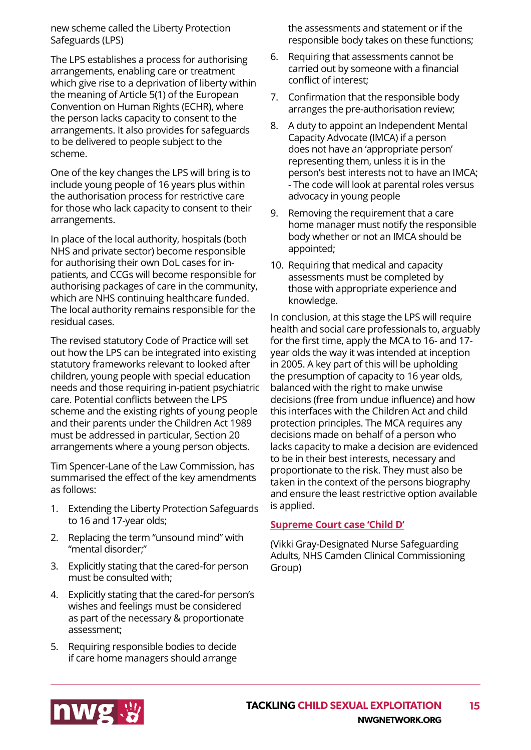new scheme called the Liberty Protection Safeguards (LPS)

The LPS establishes a process for authorising arrangements, enabling care or treatment which give rise to a deprivation of liberty within the meaning of Article 5(1) of the European Convention on Human Rights (ECHR), where the person lacks capacity to consent to the arrangements. It also provides for safeguards to be delivered to people subject to the scheme.

One of the key changes the LPS will bring is to include young people of 16 years plus within the authorisation process for restrictive care for those who lack capacity to consent to their arrangements.

In place of the local authority, hospitals (both NHS and private sector) become responsible for authorising their own DoL cases for in-patients, and CCGs will become responsible for authorising packages of care in the community, which are NHS continuing healthcare funded. The local authority remains responsible for the residual cases.

The revised statutory Code of Practice will set out how the LPS can be integrated into existing statutory frameworks relevant to looked after children, young people with special education needs and those requiring in-patient psychiatric care. Potential conflicts between the LPS scheme and the existing rights of young people and their parents under the Children Act 1989 must be addressed in particular, Section 20 arrangements where a young person objects.

Tim Spencer-Lane of the Law Commission, has summarised the effect of the key amendments as follows:

1. Extending the Liberty Protection Safeguards to 16 and 17-year olds;
2. Replacing the term "unsound mind" with "mental disorder;"
3. Explicitly stating that the cared-for person must be consulted with;
4. Explicitly stating that the cared-for person's wishes and feelings must be considered as part of the necessary & proportionate assessment;
5. Requiring responsible bodies to decide if care home managers should arrange the assessments and statement or if the responsible body takes on these functions;
6. Requiring that assessments cannot be carried out by someone with a financial conflict of interest;
7. Confirmation that the responsible body arranges the pre-authorisation review;
8. A duty to appoint an Independent Mental Capacity Advocate (IMCA) if a person does not have an 'appropriate person' representing them, unless it is in the person's best interests not to have an IMCA; - The code will look at parental roles versus advocacy in young people
9. Removing the requirement that a care home manager must notify the responsible body whether or not an IMCA should be appointed;
10. Requiring that medical and capacity assessments must be completed by those with appropriate experience and knowledge.

In conclusion, at this stage the LPS will require health and social care professionals to, arguably for the first time, apply the MCA to 16- and 17-year olds the way it was intended at inception in 2005. A key part of this will be upholding the presumption of capacity to 16 year olds, balanced with the right to make unwise decisions (free from undue influence) and how this interfaces with the Children Act and child protection principles. The MCA requires any decisions made on behalf of a person who lacks capacity to make a decision are evidenced to be in their best interests, necessary and proportionate to the risk. They must also be taken in the context of the persons biography and ensure the least restrictive option available is applied.

[Supreme Court case 'Child D']

(Vikki Gray-Designated Nurse Safeguarding Adults, NHS Camden Clinical Commissioning Group)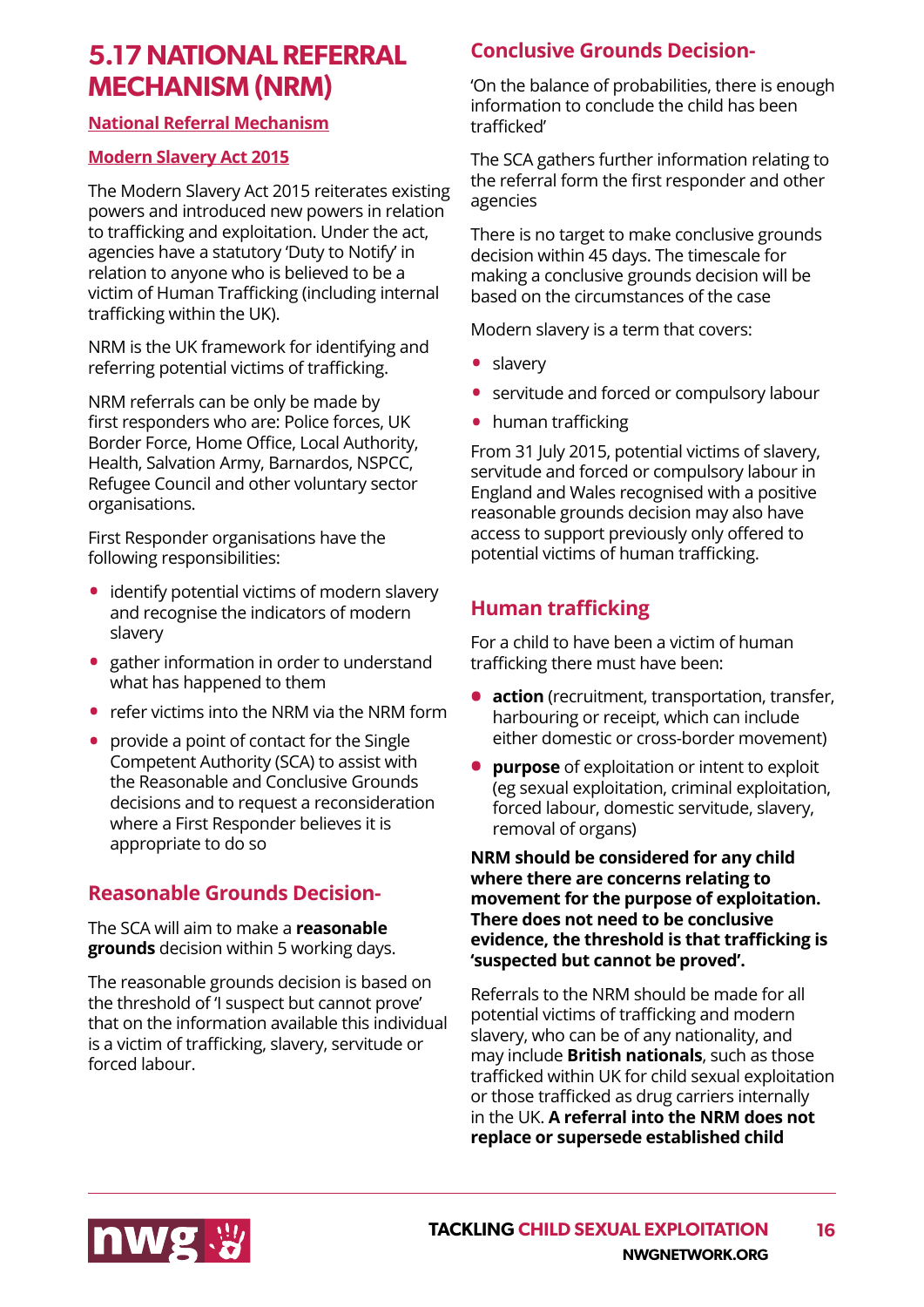# 5.17 NATIONAL REFERRAL MECHANISM (NRM)

**National Referral Mechanism**

**Modern Slavery Act 2015**

The Modern Slavery Act 2015 reiterates existing powers and introduced new powers in relation to trafficking and exploitation. Under the act, agencies have a statutory 'Duty to Notify' in relation to anyone who is believed to be a victim of Human Trafficking (including internal trafficking within the UK).

NRM is the UK framework for identifying and referring potential victims of trafficking.

NRM referrals can be only be made by first responders who are: Police forces, UK Border Force, Home Office, Local Authority, Health, Salvation Army, Barnardos, NSPCC, Refugee Council and other voluntary sector organisations.

First Responder organisations have the following responsibilities:

- identify potential victims of modern slavery and recognise the indicators of modern slavery
- gather information in order to understand what has happened to them
- refer victims into the NRM via the NRM form
- provide a point of contact for the Single Competent Authority (SCA) to assist with the Reasonable and Conclusive Grounds decisions and to request a reconsideration where a First Responder believes it is appropriate to do so

## Reasonable Grounds Decision-

The SCA will aim to make a **reasonable grounds** decision within 5 working days.

The reasonable grounds decision is based on the threshold of 'I suspect but cannot prove' that on the information available this individual is a victim of trafficking, slavery, servitude or forced labour.

## Conclusive Grounds Decision-

'On the balance of probabilities, there is enough information to conclude the child has been trafficked'

The SCA gathers further information relating to the referral form the first responder and other agencies

There is no target to make conclusive grounds decision within 45 days. The timescale for making a conclusive grounds decision will be based on the circumstances of the case

Modern slavery is a term that covers:

- slavery
- servitude and forced or compulsory labour
- human trafficking

From 31 July 2015, potential victims of slavery, servitude and forced or compulsory labour in England and Wales recognised with a positive reasonable grounds decision may also have access to support previously only offered to potential victims of human trafficking.

## Human trafficking

For a child to have been a victim of human trafficking there must have been:

- **action** (recruitment, transportation, transfer, harbouring or receipt, which can include either domestic or cross-border movement)
- **purpose** of exploitation or intent to exploit (eg sexual exploitation, criminal exploitation, forced labour, domestic servitude, slavery, removal of organs)

**NRM should be considered for any child where there are concerns relating to movement for the purpose of exploitation. There does not need to be conclusive evidence, the threshold is that trafficking is 'suspected but cannot be proved'.**

Referrals to the NRM should be made for all potential victims of trafficking and modern slavery, who can be of any nationality, and may include **British nationals**, such as those trafficked within UK for child sexual exploitation or those trafficked as drug carriers internally in the UK. **A referral into the NRM does not replace or supersede established child**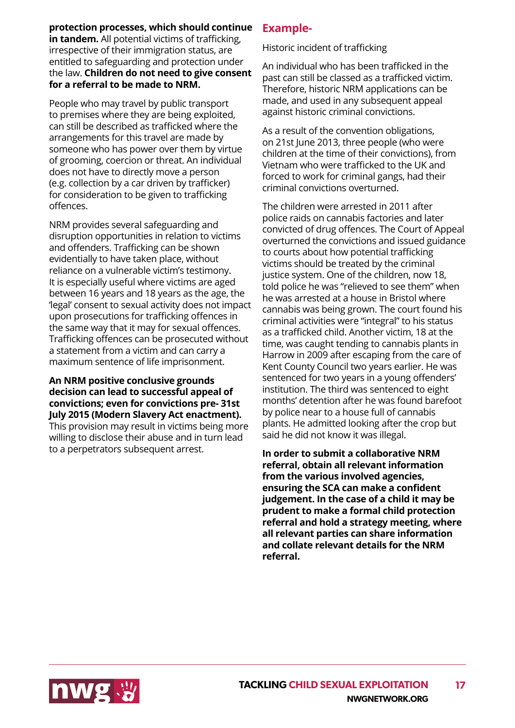**protection processes, which should continue in tandem.** All potential victims of trafficking, irrespective of their immigration status, are entitled to safeguarding and protection under the law. **Children do not need to give consent for a referral to be made to NRM.**

People who may travel by public transport to premises where they are being exploited, can still be described as trafficked where the arrangements for this travel are made by someone who has power over them by virtue of grooming, coercion or threat. An individual does not have to directly move a person (e.g. collection by a car driven by trafficker) for consideration to be given to trafficking offences.

NRM provides several safeguarding and disruption opportunities in relation to victims and offenders. Trafficking can be shown evidentially to have taken place, without reliance on a vulnerable victim's testimony. It is especially useful where victims are aged between 16 years and 18 years as the age, the 'legal' consent to sexual activity does not impact upon prosecutions for trafficking offences in the same way that it may for sexual offences. Trafficking offences can be prosecuted without a statement from a victim and can carry a maximum sentence of life imprisonment.

**An NRM positive conclusive grounds decision can lead to successful appeal of convictions; even for convictions pre- 31st July 2015 (Modern Slavery Act enactment).** This provision may result in victims being more willing to disclose their abuse and in turn lead to a perpetrators subsequent arrest.

## Example-

Historic incident of trafficking

An individual who has been trafficked in the past can still be classed as a trafficked victim. Therefore, historic NRM applications can be made, and used in any subsequent appeal against historic criminal convictions.

As a result of the convention obligations, on 21st June 2013, three people (who were children at the time of their convictions), from Vietnam who were trafficked to the UK and forced to work for criminal gangs, had their criminal convictions overturned.

The children were arrested in 2011 after police raids on cannabis factories and later convicted of drug offences. The Court of Appeal overturned the convictions and issued guidance to courts about how potential trafficking victims should be treated by the criminal justice system. One of the children, now 18, told police he was "relieved to see them" when he was arrested at a house in Bristol where cannabis was being grown. The court found his criminal activities were "integral" to his status as a trafficked child. Another victim, 18 at the time, was caught tending to cannabis plants in Harrow in 2009 after escaping from the care of Kent County Council two years earlier. He was sentenced for two years in a young offenders' institution. The third was sentenced to eight months' detention after he was found barefoot by police near to a house full of cannabis plants. He admitted looking after the crop but said he did not know it was illegal.

**In order to submit a collaborative NRM referral, obtain all relevant information from the various involved agencies, ensuring the SCA can make a confident judgement. In the case of a child it may be prudent to make a formal child protection referral and hold a strategy meeting, where all relevant parties can share information and collate relevant details for the NRM referral.**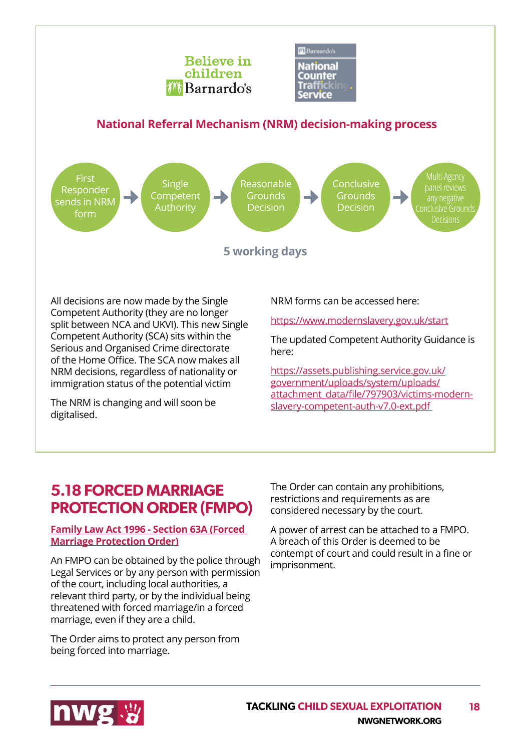Believe in children Barnardo's

Barnardo's National Counter Trafficking Service

## National Referral Mechanism (NRM) decision-making process

First Responder sends in NRM form → Single Competent Authority → Reasonable Grounds Decision → Conclusive Grounds Decision → Multi-Agency panel reviews any negative Conclusive Grounds Decisions

**5 working days**

All decisions are now made by the Single Competent Authority (they are no longer split between NCA and UKVI). This new Single Competent Authority (SCA) sits within the Serious and Organised Crime directorate of the Home Office. The SCA now makes all NRM decisions, regardless of nationality or immigration status of the potential victim

The NRM is changing and will soon be digitalised.

NRM forms can be accessed here:

https://www.modernslavery.gov.uk/start

The updated Competent Authority Guidance is here:

https://assets.publishing.service.gov.uk/government/uploads/system/uploads/attachment_data/file/797903/victims-modern-slavery-competent-auth-v7.0-ext.pdf

## 5.18 FORCED MARRIAGE PROTECTION ORDER (FMPO)

**Family Law Act 1996 - Section 63A (Forced Marriage Protection Order)**

An FMPO can be obtained by the police through Legal Services or by any person with permission of the court, including local authorities, a relevant third party, or by the individual being threatened with forced marriage/in a forced marriage, even if they are a child.

The Order aims to protect any person from being forced into marriage.

The Order can contain any prohibitions, restrictions and requirements as are considered necessary by the court.

A power of arrest can be attached to a FMPO. A breach of this Order is deemed to be contempt of court and could result in a fine or imprisonment.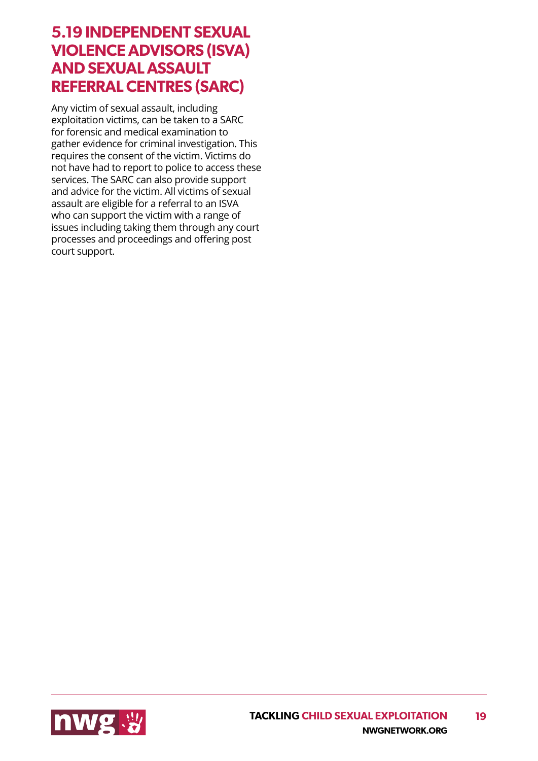## 5.19 INDEPENDENT SEXUAL VIOLENCE ADVISORS (ISVA) AND SEXUAL ASSAULT REFERRAL CENTRES (SARC)

Any victim of sexual assault, including exploitation victims, can be taken to a SARC for forensic and medical examination to gather evidence for criminal investigation. This requires the consent of the victim. Victims do not have had to report to police to access these services. The SARC can also provide support and advice for the victim. All victims of sexual assault are eligible for a referral to an ISVA who can support the victim with a range of issues including taking them through any court processes and proceedings and offering post court support.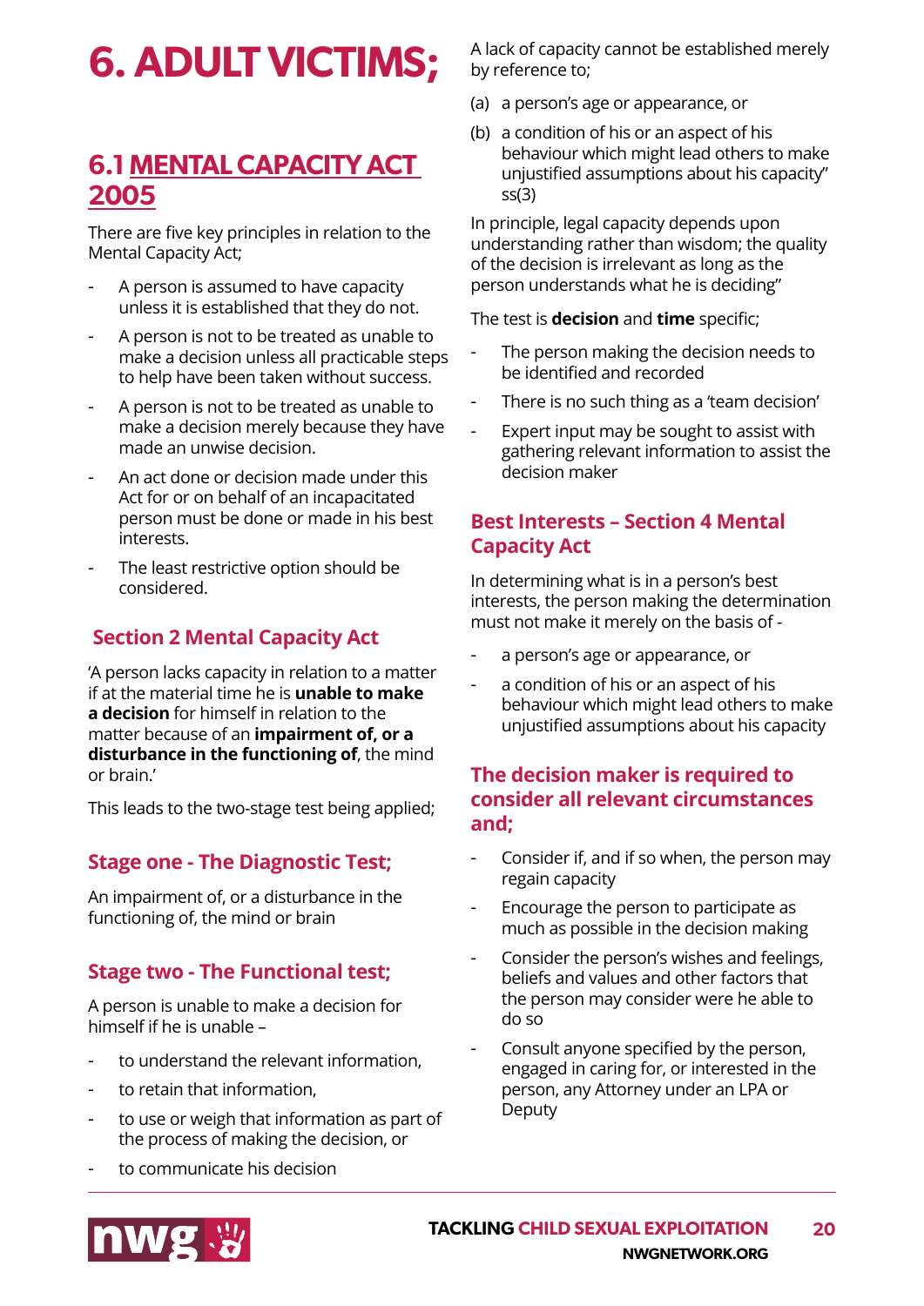# 6. ADULT VICTIMS;

## 6.1 MENTAL CAPACITY ACT 2005

There are five key principles in relation to the Mental Capacity Act;

- A person is assumed to have capacity unless it is established that they do not.
- A person is not to be treated as unable to make a decision unless all practicable steps to help have been taken without success.
- A person is not to be treated as unable to make a decision merely because they have made an unwise decision.
- An act done or decision made under this Act for or on behalf of an incapacitated person must be done or made in his best interests.
- The least restrictive option should be considered.

### Section 2 Mental Capacity Act

'A person lacks capacity in relation to a matter if at the material time he is **unable to make a decision** for himself in relation to the matter because of an **impairment of, or a disturbance in the functioning of**, the mind or brain.'

This leads to the two-stage test being applied;

### Stage one - The Diagnostic Test;

An impairment of, or a disturbance in the functioning of, the mind or brain

### Stage two - The Functional test;

A person is unable to make a decision for himself if he is unable –

- to understand the relevant information,
- to retain that information,
- to use or weigh that information as part of the process of making the decision, or
- to communicate his decision

A lack of capacity cannot be established merely by reference to;

(a) a person's age or appearance, or

(b) a condition of his or an aspect of his behaviour which might lead others to make unjustified assumptions about his capacity" ss(3)

In principle, legal capacity depends upon understanding rather than wisdom; the quality of the decision is irrelevant as long as the person understands what he is deciding"

The test is **decision** and **time** specific;

- The person making the decision needs to be identified and recorded
- There is no such thing as a 'team decision'
- Expert input may be sought to assist with gathering relevant information to assist the decision maker

### Best Interests – Section 4 Mental Capacity Act

In determining what is in a person's best interests, the person making the determination must not make it merely on the basis of -

- a person's age or appearance, or
- a condition of his or an aspect of his behaviour which might lead others to make unjustified assumptions about his capacity

### The decision maker is required to consider all relevant circumstances and;

- Consider if, and if so when, the person may regain capacity
- Encourage the person to participate as much as possible in the decision making
- Consider the person's wishes and feelings, beliefs and values and other factors that the person may consider were he able to do so
- Consult anyone specified by the person, engaged in caring for, or interested in the person, any Attorney under an LPA or Deputy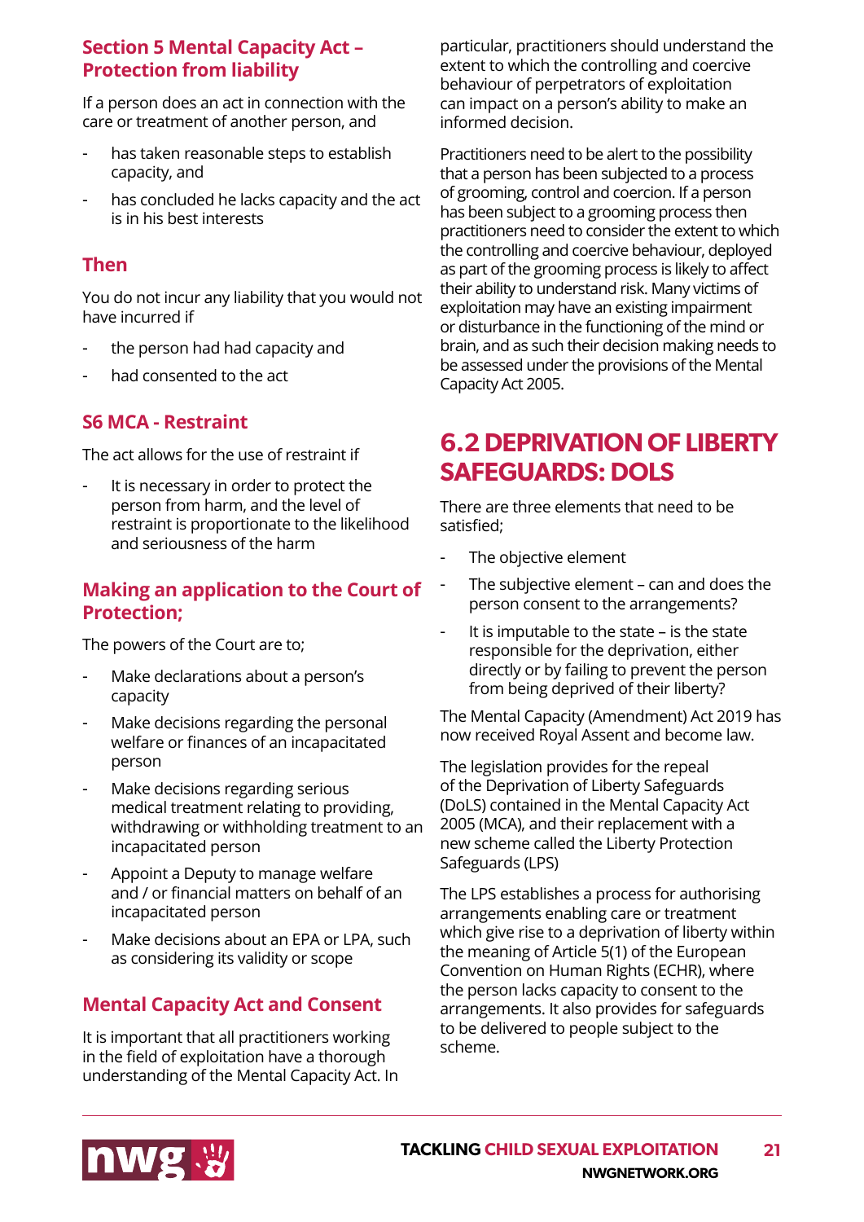### Section 5 Mental Capacity Act – Protection from liability

If a person does an act in connection with the care or treatment of another person, and

- has taken reasonable steps to establish capacity, and
- has concluded he lacks capacity and the act is in his best interests

### Then

You do not incur any liability that you would not have incurred if

- the person had had capacity and
- had consented to the act

### S6 MCA - Restraint

The act allows for the use of restraint if

- It is necessary in order to protect the person from harm, and the level of restraint is proportionate to the likelihood and seriousness of the harm

### Making an application to the Court of Protection;

The powers of the Court are to;

- Make declarations about a person's capacity
- Make decisions regarding the personal welfare or finances of an incapacitated person
- Make decisions regarding serious medical treatment relating to providing, withdrawing or withholding treatment to an incapacitated person
- Appoint a Deputy to manage welfare and / or financial matters on behalf of an incapacitated person
- Make decisions about an EPA or LPA, such as considering its validity or scope

### Mental Capacity Act and Consent

It is important that all practitioners working in the field of exploitation have a thorough understanding of the Mental Capacity Act. In particular, practitioners should understand the extent to which the controlling and coercive behaviour of perpetrators of exploitation can impact on a person's ability to make an informed decision.

Practitioners need to be alert to the possibility that a person has been subjected to a process of grooming, control and coercion. If a person has been subject to a grooming process then practitioners need to consider the extent to which the controlling and coercive behaviour, deployed as part of the grooming process is likely to affect their ability to understand risk. Many victims of exploitation may have an existing impairment or disturbance in the functioning of the mind or brain, and as such their decision making needs to be assessed under the provisions of the Mental Capacity Act 2005.

## 6.2 DEPRIVATION OF LIBERTY SAFEGUARDS: DOLS

There are three elements that need to be satisfied;

- The objective element
- The subjective element – can and does the person consent to the arrangements?
- It is imputable to the state – is the state responsible for the deprivation, either directly or by failing to prevent the person from being deprived of their liberty?

The Mental Capacity (Amendment) Act 2019 has now received Royal Assent and become law.

The legislation provides for the repeal of the Deprivation of Liberty Safeguards (DoLS) contained in the Mental Capacity Act 2005 (MCA), and their replacement with a new scheme called the Liberty Protection Safeguards (LPS)

The LPS establishes a process for authorising arrangements enabling care or treatment which give rise to a deprivation of liberty within the meaning of Article 5(1) of the European Convention on Human Rights (ECHR), where the person lacks capacity to consent to the arrangements. It also provides for safeguards to be delivered to people subject to the scheme.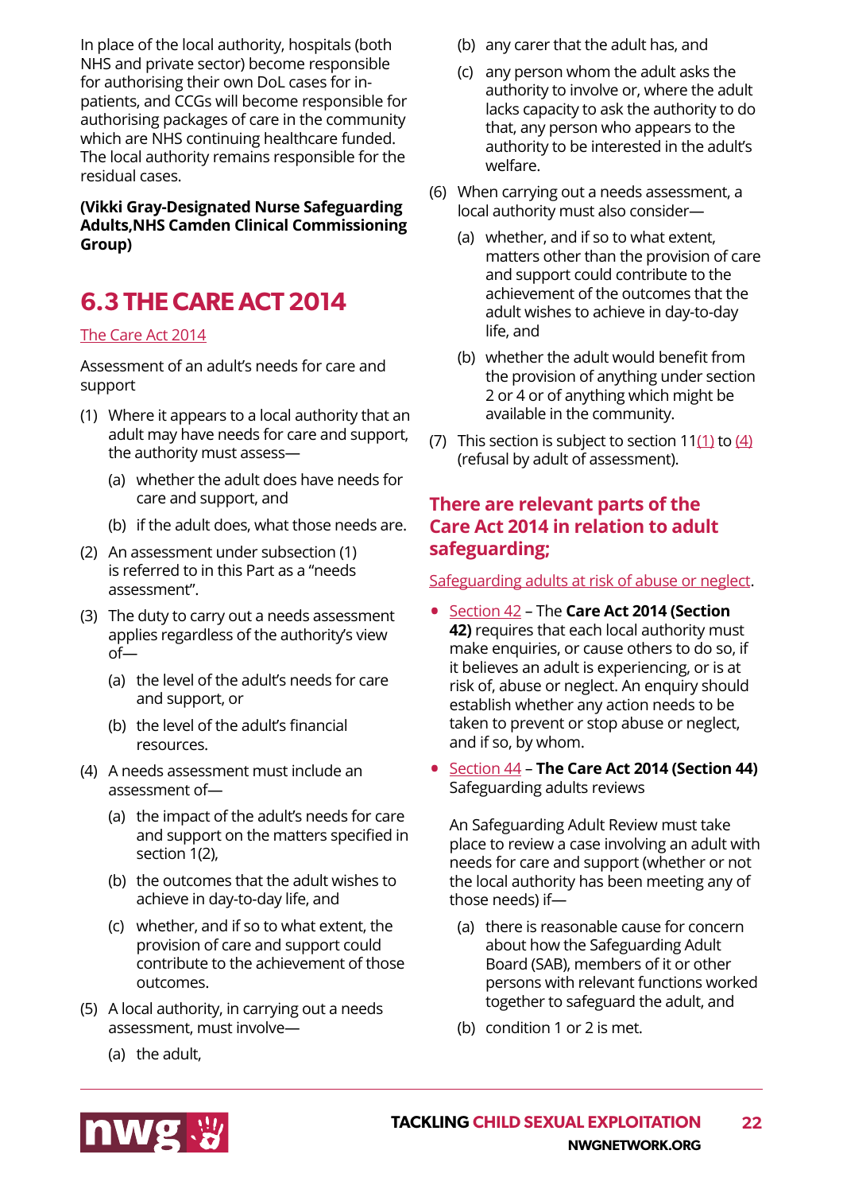In place of the local authority, hospitals (both NHS and private sector) become responsible for authorising their own DoL cases for in-patients, and CCGs will become responsible for authorising packages of care in the community which are NHS continuing healthcare funded. The local authority remains responsible for the residual cases.

**(Vikki Gray-Designated Nurse Safeguarding Adults,NHS Camden Clinical Commissioning Group)**

## 6.3 THE CARE ACT 2014

The Care Act 2014

Assessment of an adult's needs for care and support

(1) Where it appears to a local authority that an adult may have needs for care and support, the authority must assess—

(a) whether the adult does have needs for care and support, and

(b) if the adult does, what those needs are.

(2) An assessment under subsection (1) is referred to in this Part as a "needs assessment".

(3) The duty to carry out a needs assessment applies regardless of the authority's view of—

(a) the level of the adult's needs for care and support, or

(b) the level of the adult's financial resources.

(4) A needs assessment must include an assessment of—

(a) the impact of the adult's needs for care and support on the matters specified in section 1(2),

(b) the outcomes that the adult wishes to achieve in day-to-day life, and

(c) whether, and if so to what extent, the provision of care and support could contribute to the achievement of those outcomes.

(5) A local authority, in carrying out a needs assessment, must involve—

(a) the adult,

(b) any carer that the adult has, and

(c) any person whom the adult asks the authority to involve or, where the adult lacks capacity to ask the authority to do that, any person who appears to the authority to be interested in the adult's welfare.

(6) When carrying out a needs assessment, a local authority must also consider—

(a) whether, and if so to what extent, matters other than the provision of care and support could contribute to the achievement of the outcomes that the adult wishes to achieve in day-to-day life, and

(b) whether the adult would benefit from the provision of anything under section 2 or 4 or of anything which might be available in the community.

(7) This section is subject to section 11(1) to (4) (refusal by adult of assessment).

### There are relevant parts of the Care Act 2014 in relation to adult safeguarding;

Safeguarding adults at risk of abuse or neglect.

- Section 42 – The **Care Act 2014 (Section 42)** requires that each local authority must make enquiries, or cause others to do so, if it believes an adult is experiencing, or is at risk of, abuse or neglect. An enquiry should establish whether any action needs to be taken to prevent or stop abuse or neglect, and if so, by whom.
- Section 44 – **The Care Act 2014 (Section 44)** Safeguarding adults reviews

  An Safeguarding Adult Review must take place to review a case involving an adult with needs for care and support (whether or not the local authority has been meeting any of those needs) if—

  (a) there is reasonable cause for concern about how the Safeguarding Adult Board (SAB), members of it or other persons with relevant functions worked together to safeguard the adult, and

  (b) condition 1 or 2 is met.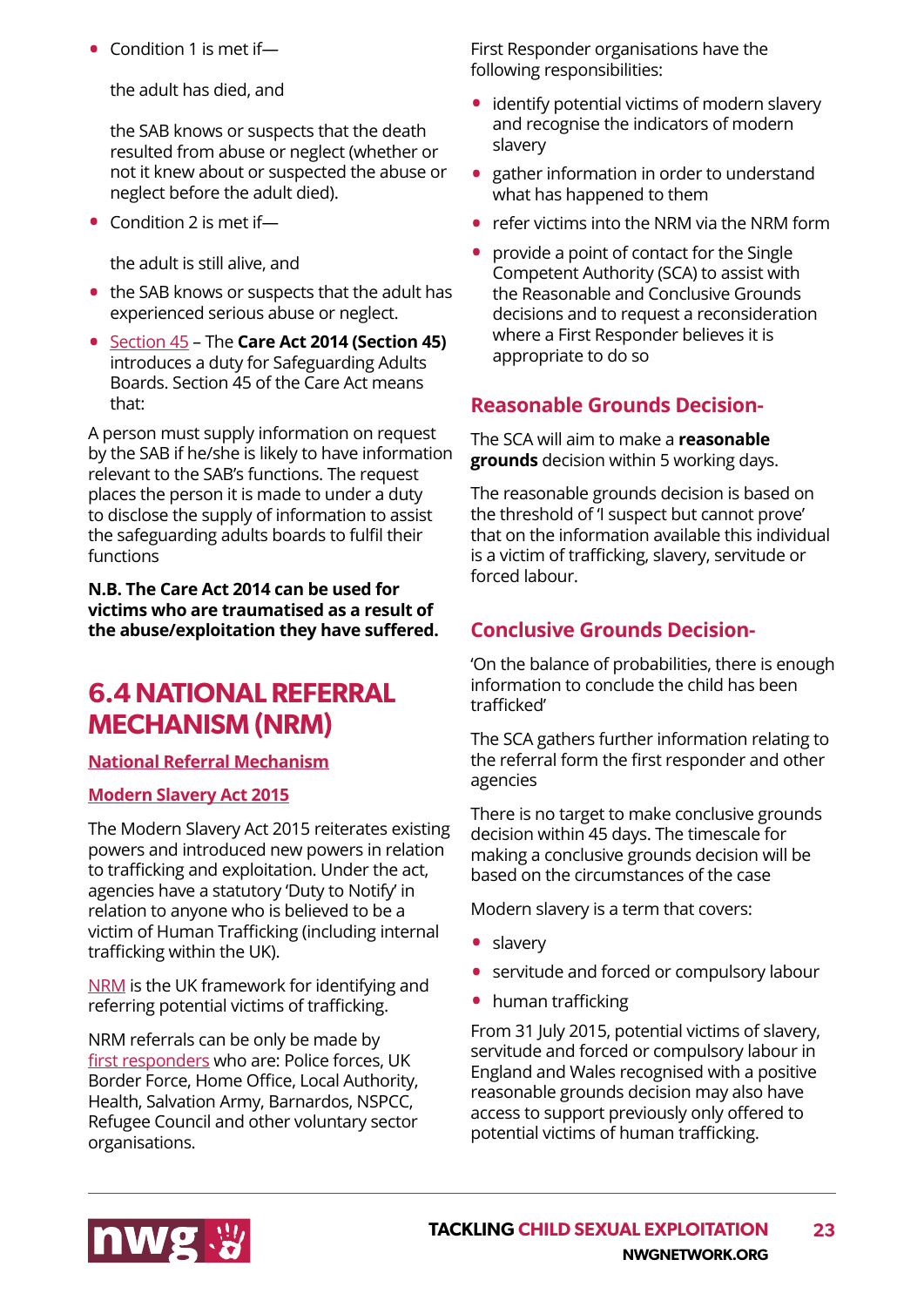- Condition 1 is met if—

  the adult has died, and

  the SAB knows or suspects that the death resulted from abuse or neglect (whether or not it knew about or suspected the abuse or neglect before the adult died).

- Condition 2 is met if—

  the adult is still alive, and

- the SAB knows or suspects that the adult has experienced serious abuse or neglect.
- Section 45 – The **Care Act 2014 (Section 45)** introduces a duty for Safeguarding Adults Boards. Section 45 of the Care Act means that:

A person must supply information on request by the SAB if he/she is likely to have information relevant to the SAB's functions. The request places the person it is made to under a duty to disclose the supply of information to assist the safeguarding adults boards to fulfil their functions

**N.B. The Care Act 2014 can be used for victims who are traumatised as a result of the abuse/exploitation they have suffered.**

## 6.4 NATIONAL REFERRAL MECHANISM (NRM)

**National Referral Mechanism**

**Modern Slavery Act 2015**

The Modern Slavery Act 2015 reiterates existing powers and introduced new powers in relation to trafficking and exploitation. Under the act, agencies have a statutory 'Duty to Notify' in relation to anyone who is believed to be a victim of Human Trafficking (including internal trafficking within the UK).

NRM is the UK framework for identifying and referring potential victims of trafficking.

NRM referrals can be only be made by first responders who are: Police forces, UK Border Force, Home Office, Local Authority, Health, Salvation Army, Barnardos, NSPCC, Refugee Council and other voluntary sector organisations.

First Responder organisations have the following responsibilities:

- identify potential victims of modern slavery and recognise the indicators of modern slavery
- gather information in order to understand what has happened to them
- refer victims into the NRM via the NRM form
- provide a point of contact for the Single Competent Authority (SCA) to assist with the Reasonable and Conclusive Grounds decisions and to request a reconsideration where a First Responder believes it is appropriate to do so

### Reasonable Grounds Decision-

The SCA will aim to make a **reasonable grounds** decision within 5 working days.

The reasonable grounds decision is based on the threshold of 'I suspect but cannot prove' that on the information available this individual is a victim of trafficking, slavery, servitude or forced labour.

### Conclusive Grounds Decision-

'On the balance of probabilities, there is enough information to conclude the child has been trafficked'

The SCA gathers further information relating to the referral form the first responder and other agencies

There is no target to make conclusive grounds decision within 45 days. The timescale for making a conclusive grounds decision will be based on the circumstances of the case

Modern slavery is a term that covers:

- slavery
- servitude and forced or compulsory labour
- human trafficking

From 31 July 2015, potential victims of slavery, servitude and forced or compulsory labour in England and Wales recognised with a positive reasonable grounds decision may also have access to support previously only offered to potential victims of human trafficking.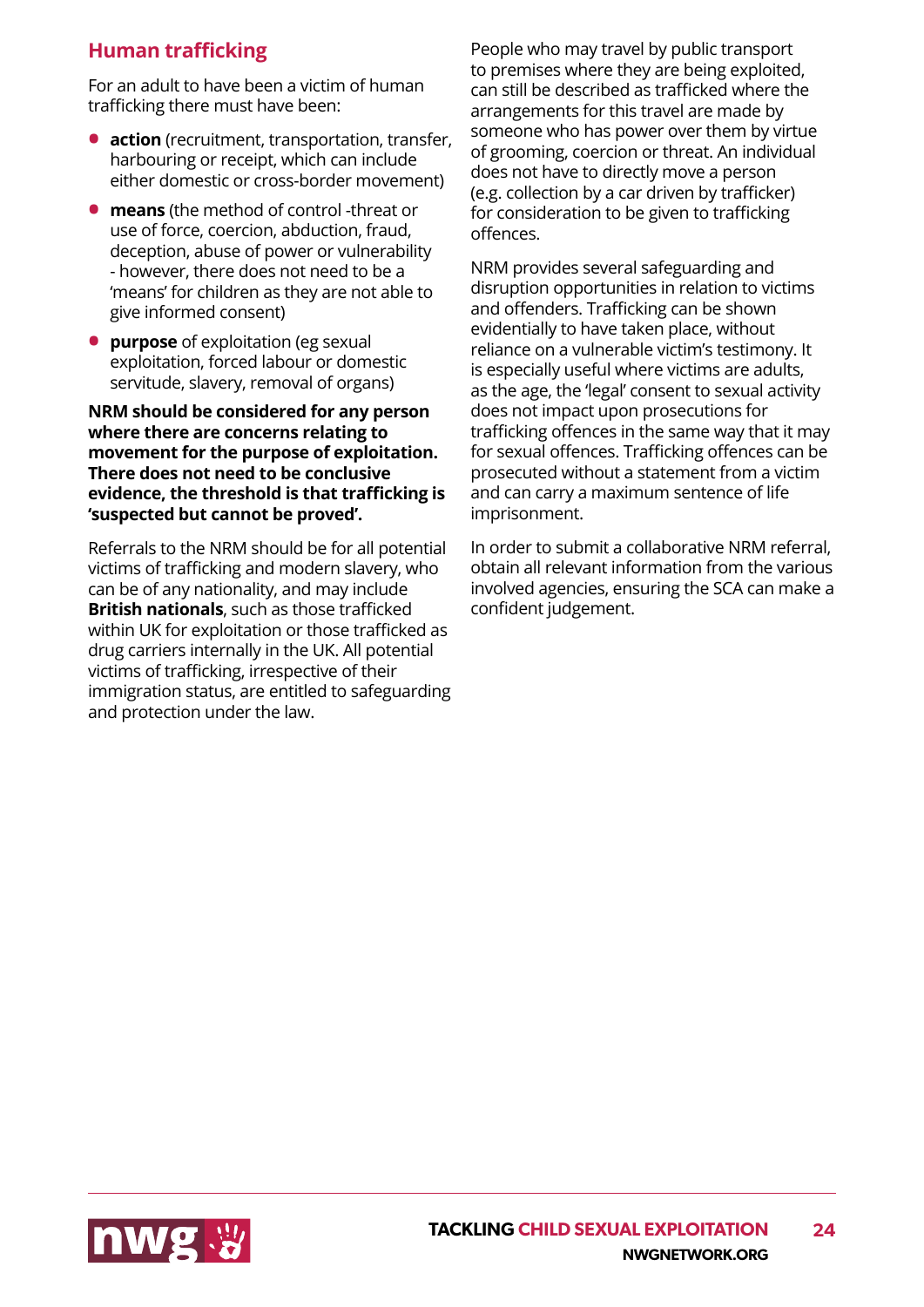## Human trafficking

For an adult to have been a victim of human trafficking there must have been:

- **action** (recruitment, transportation, transfer, harbouring or receipt, which can include either domestic or cross-border movement)
- **means** (the method of control -threat or use of force, coercion, abduction, fraud, deception, abuse of power or vulnerability - however, there does not need to be a 'means' for children as they are not able to give informed consent)
- **purpose** of exploitation (eg sexual exploitation, forced labour or domestic servitude, slavery, removal of organs)

**NRM should be considered for any person where there are concerns relating to movement for the purpose of exploitation. There does not need to be conclusive evidence, the threshold is that trafficking is 'suspected but cannot be proved'.**

Referrals to the NRM should be for all potential victims of trafficking and modern slavery, who can be of any nationality, and may include **British nationals**, such as those trafficked within UK for exploitation or those trafficked as drug carriers internally in the UK. All potential victims of trafficking, irrespective of their immigration status, are entitled to safeguarding and protection under the law.

People who may travel by public transport to premises where they are being exploited, can still be described as trafficked where the arrangements for this travel are made by someone who has power over them by virtue of grooming, coercion or threat. An individual does not have to directly move a person (e.g. collection by a car driven by trafficker) for consideration to be given to trafficking offences.

NRM provides several safeguarding and disruption opportunities in relation to victims and offenders. Trafficking can be shown evidentially to have taken place, without reliance on a vulnerable victim's testimony. It is especially useful where victims are adults, as the age, the 'legal' consent to sexual activity does not impact upon prosecutions for trafficking offences in the same way that it may for sexual offences. Trafficking offences can be prosecuted without a statement from a victim and can carry a maximum sentence of life imprisonment.

In order to submit a collaborative NRM referral, obtain all relevant information from the various involved agencies, ensuring the SCA can make a confident judgement.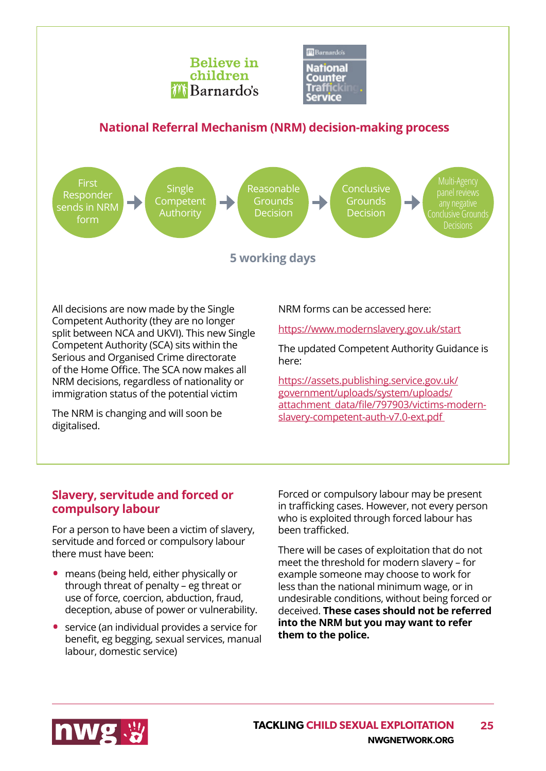Believe in children Barnardo's

Barnardo's National Counter Trafficking Service

## National Referral Mechanism (NRM) decision-making process

First Responder sends in NRM form → Single Competent Authority → Reasonable Grounds Decision → Conclusive Grounds Decision → Multi-Agency panel reviews any negative Conclusive Grounds Decisions

**5 working days**

All decisions are now made by the Single Competent Authority (they are no longer split between NCA and UKVI). This new Single Competent Authority (SCA) sits within the Serious and Organised Crime directorate of the Home Office. The SCA now makes all NRM decisions, regardless of nationality or immigration status of the potential victim

The NRM is changing and will soon be digitalised.

NRM forms can be accessed here:

https://www.modernslavery.gov.uk/start

The updated Competent Authority Guidance is here:

https://assets.publishing.service.gov.uk/government/uploads/system/uploads/attachment_data/file/797903/victims-modern-slavery-competent-auth-v7.0-ext.pdf

## Slavery, servitude and forced or compulsory labour

For a person to have been a victim of slavery, servitude and forced or compulsory labour there must have been:

- means (being held, either physically or through threat of penalty – eg threat or use of force, coercion, abduction, fraud, deception, abuse of power or vulnerability.
- service (an individual provides a service for benefit, eg begging, sexual services, manual labour, domestic service)

Forced or compulsory labour may be present in trafficking cases. However, not every person who is exploited through forced labour has been trafficked.

There will be cases of exploitation that do not meet the threshold for modern slavery – for example someone may choose to work for less than the national minimum wage, or in undesirable conditions, without being forced or deceived. **These cases should not be referred into the NRM but you may want to refer them to the police.**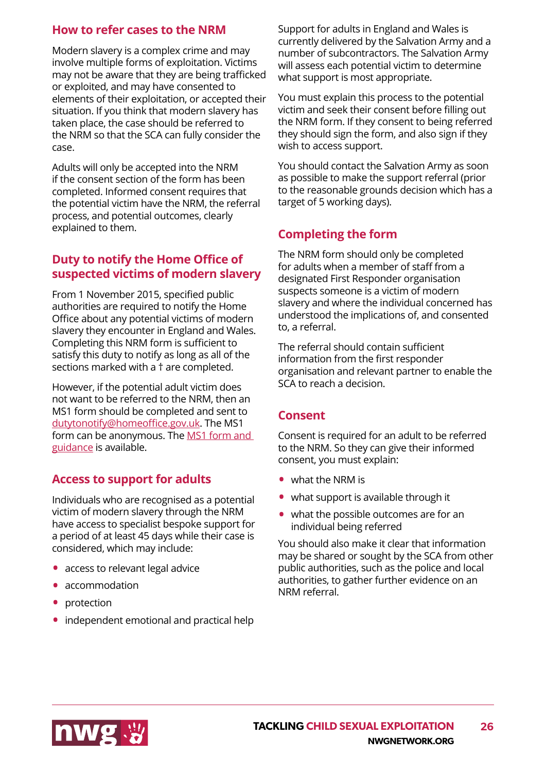## How to refer cases to the NRM

Modern slavery is a complex crime and may involve multiple forms of exploitation. Victims may not be aware that they are being trafficked or exploited, and may have consented to elements of their exploitation, or accepted their situation. If you think that modern slavery has taken place, the case should be referred to the NRM so that the SCA can fully consider the case.

Adults will only be accepted into the NRM if the consent section of the form has been completed. Informed consent requires that the potential victim have the NRM, the referral process, and potential outcomes, clearly explained to them.

## Duty to notify the Home Office of suspected victims of modern slavery

From 1 November 2015, specified public authorities are required to notify the Home Office about any potential victims of modern slavery they encounter in England and Wales. Completing this NRM form is sufficient to satisfy this duty to notify as long as all of the sections marked with a † are completed.

However, if the potential adult victim does not want to be referred to the NRM, then an MS1 form should be completed and sent to dutytonotify@homeoffice.gov.uk. The MS1 form can be anonymous. The MS1 form and guidance is available.

## Access to support for adults

Individuals who are recognised as a potential victim of modern slavery through the NRM have access to specialist bespoke support for a period of at least 45 days while their case is considered, which may include:

- access to relevant legal advice
- accommodation
- protection
- independent emotional and practical help

Support for adults in England and Wales is currently delivered by the Salvation Army and a number of subcontractors. The Salvation Army will assess each potential victim to determine what support is most appropriate.

You must explain this process to the potential victim and seek their consent before filling out the NRM form. If they consent to being referred they should sign the form, and also sign if they wish to access support.

You should contact the Salvation Army as soon as possible to make the support referral (prior to the reasonable grounds decision which has a target of 5 working days).

## Completing the form

The NRM form should only be completed for adults when a member of staff from a designated First Responder organisation suspects someone is a victim of modern slavery and where the individual concerned has understood the implications of, and consented to, a referral.

The referral should contain sufficient information from the first responder organisation and relevant partner to enable the SCA to reach a decision.

## Consent

Consent is required for an adult to be referred to the NRM. So they can give their informed consent, you must explain:

- what the NRM is
- what support is available through it
- what the possible outcomes are for an individual being referred

You should also make it clear that information may be shared or sought by the SCA from other public authorities, such as the police and local authorities, to gather further evidence on an NRM referral.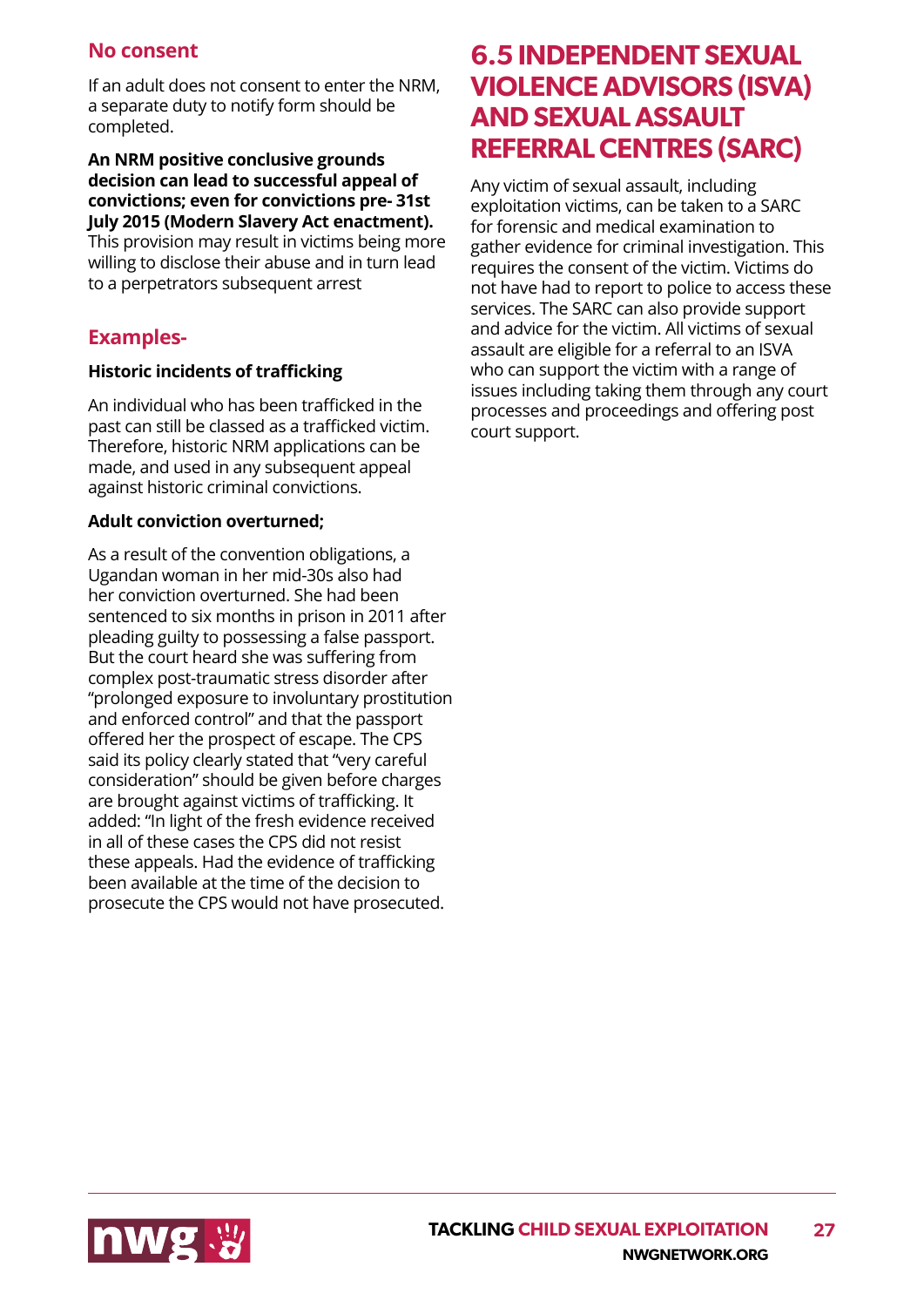### No consent

If an adult does not consent to enter the NRM, a separate duty to notify form should be completed.

**An NRM positive conclusive grounds decision can lead to successful appeal of convictions; even for convictions pre- 31st July 2015 (Modern Slavery Act enactment).** This provision may result in victims being more willing to disclose their abuse and in turn lead to a perpetrators subsequent arrest

### Examples-

**Historic incidents of trafficking**

An individual who has been trafficked in the past can still be classed as a trafficked victim. Therefore, historic NRM applications can be made, and used in any subsequent appeal against historic criminal convictions.

**Adult conviction overturned;**

As a result of the convention obligations, a Ugandan woman in her mid-30s also had her conviction overturned. She had been sentenced to six months in prison in 2011 after pleading guilty to possessing a false passport. But the court heard she was suffering from complex post-traumatic stress disorder after "prolonged exposure to involuntary prostitution and enforced control" and that the passport offered her the prospect of escape. The CPS said its policy clearly stated that "very careful consideration" should be given before charges are brought against victims of trafficking. It added: "In light of the fresh evidence received in all of these cases the CPS did not resist these appeals. Had the evidence of trafficking been available at the time of the decision to prosecute the CPS would not have prosecuted.

## 6.5 INDEPENDENT SEXUAL VIOLENCE ADVISORS (ISVA) AND SEXUAL ASSAULT REFERRAL CENTRES (SARC)

Any victim of sexual assault, including exploitation victims, can be taken to a SARC for forensic and medical examination to gather evidence for criminal investigation. This requires the consent of the victim. Victims do not have had to report to police to access these services. The SARC can also provide support and advice for the victim. All victims of sexual assault are eligible for a referral to an ISVA who can support the victim with a range of issues including taking them through any court processes and proceedings and offering post court support.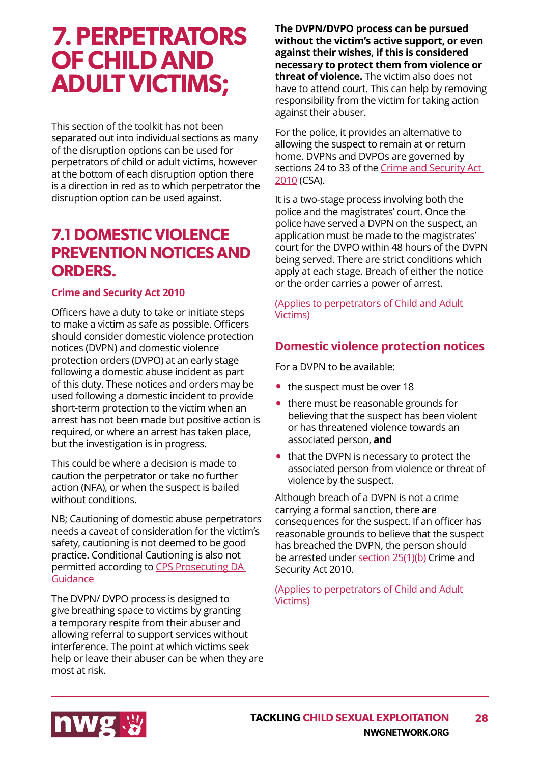# 7. PERPETRATORS OF CHILD AND ADULT VICTIMS;

This section of the toolkit has not been separated out into individual sections as many of the disruption options can be used for perpetrators of child or adult victims, however at the bottom of each disruption option there is a direction in red as to which perpetrator the disruption option can be used against.

## 7.1 DOMESTIC VIOLENCE PREVENTION NOTICES AND ORDERS.

**Crime and Security Act 2010**

Officers have a duty to take or initiate steps to make a victim as safe as possible. Officers should consider domestic violence protection notices (DVPN) and domestic violence protection orders (DVPO) at an early stage following a domestic abuse incident as part of this duty. These notices and orders may be used following a domestic incident to provide short-term protection to the victim when an arrest has not been made but positive action is required, or where an arrest has taken place, but the investigation is in progress.

This could be where a decision is made to caution the perpetrator or take no further action (NFA), or when the suspect is bailed without conditions.

NB; Cautioning of domestic abuse perpetrators needs a caveat of consideration for the victim's safety, cautioning is not deemed to be good practice. Conditional Cautioning is also not permitted according to CPS Prosecuting DA Guidance

The DVPN/ DVPO process is designed to give breathing space to victims by granting a temporary respite from their abuser and allowing referral to support services without interference. The point at which victims seek help or leave their abuser can be when they are most at risk.

**The DVPN/DVPO process can be pursued without the victim's active support, or even against their wishes, if this is considered necessary to protect them from violence or threat of violence.** The victim also does not have to attend court. This can help by removing responsibility from the victim for taking action against their abuser.

For the police, it provides an alternative to allowing the suspect to remain at or return home. DVPNs and DVPOs are governed by sections 24 to 33 of the Crime and Security Act 2010 (CSA).

It is a two-stage process involving both the police and the magistrates' court. Once the police have served a DVPN on the suspect, an application must be made to the magistrates' court for the DVPO within 48 hours of the DVPN being served. There are strict conditions which apply at each stage. Breach of either the notice or the order carries a power of arrest.

(Applies to perpetrators of Child and Adult Victims)

### Domestic violence protection notices

For a DVPN to be available:

- the suspect must be over 18
- there must be reasonable grounds for believing that the suspect has been violent or has threatened violence towards an associated person, **and**
- that the DVPN is necessary to protect the associated person from violence or threat of violence by the suspect.

Although breach of a DVPN is not a crime carrying a formal sanction, there are consequences for the suspect. If an officer has reasonable grounds to believe that the suspect has breached the DVPN, the person should be arrested under section 25(1)(b) Crime and Security Act 2010.

(Applies to perpetrators of Child and Adult Victims)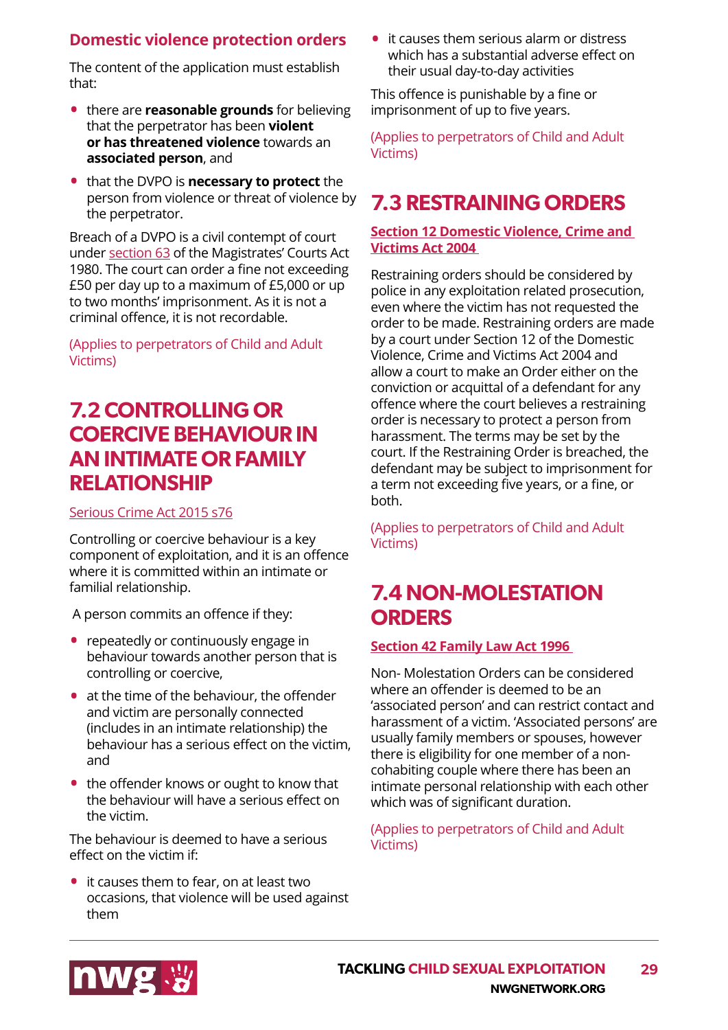### Domestic violence protection orders

The content of the application must establish that:

- there are **reasonable grounds** for believing that the perpetrator has been **violent or has threatened violence** towards an **associated person**, and
- that the DVPO is **necessary to protect** the person from violence or threat of violence by the perpetrator.

Breach of a DVPO is a civil contempt of court under section 63 of the Magistrates' Courts Act 1980. The court can order a fine not exceeding £50 per day up to a maximum of £5,000 or up to two months' imprisonment. As it is not a criminal offence, it is not recordable.

(Applies to perpetrators of Child and Adult Victims)

## 7.2 CONTROLLING OR COERCIVE BEHAVIOUR IN AN INTIMATE OR FAMILY RELATIONSHIP

Serious Crime Act 2015 s76

Controlling or coercive behaviour is a key component of exploitation, and it is an offence where it is committed within an intimate or familial relationship.

A person commits an offence if they:

- repeatedly or continuously engage in behaviour towards another person that is controlling or coercive,
- at the time of the behaviour, the offender and victim are personally connected (includes in an intimate relationship) the behaviour has a serious effect on the victim, and
- the offender knows or ought to know that the behaviour will have a serious effect on the victim.

The behaviour is deemed to have a serious effect on the victim if:

- it causes them to fear, on at least two occasions, that violence will be used against them
- it causes them serious alarm or distress which has a substantial adverse effect on their usual day-to-day activities

This offence is punishable by a fine or imprisonment of up to five years.

(Applies to perpetrators of Child and Adult Victims)

## 7.3 RESTRAINING ORDERS

**Section 12 Domestic Violence, Crime and Victims Act 2004**

Restraining orders should be considered by police in any exploitation related prosecution, even where the victim has not requested the order to be made. Restraining orders are made by a court under Section 12 of the Domestic Violence, Crime and Victims Act 2004 and allow a court to make an Order either on the conviction or acquittal of a defendant for any offence where the court believes a restraining order is necessary to protect a person from harassment. The terms may be set by the court. If the Restraining Order is breached, the defendant may be subject to imprisonment for a term not exceeding five years, or a fine, or both.

(Applies to perpetrators of Child and Adult Victims)

## 7.4 NON-MOLESTATION ORDERS

**Section 42 Family Law Act 1996**

Non- Molestation Orders can be considered where an offender is deemed to be an 'associated person' and can restrict contact and harassment of a victim. 'Associated persons' are usually family members or spouses, however there is eligibility for one member of a non-cohabiting couple where there has been an intimate personal relationship with each other which was of significant duration.

(Applies to perpetrators of Child and Adult Victims)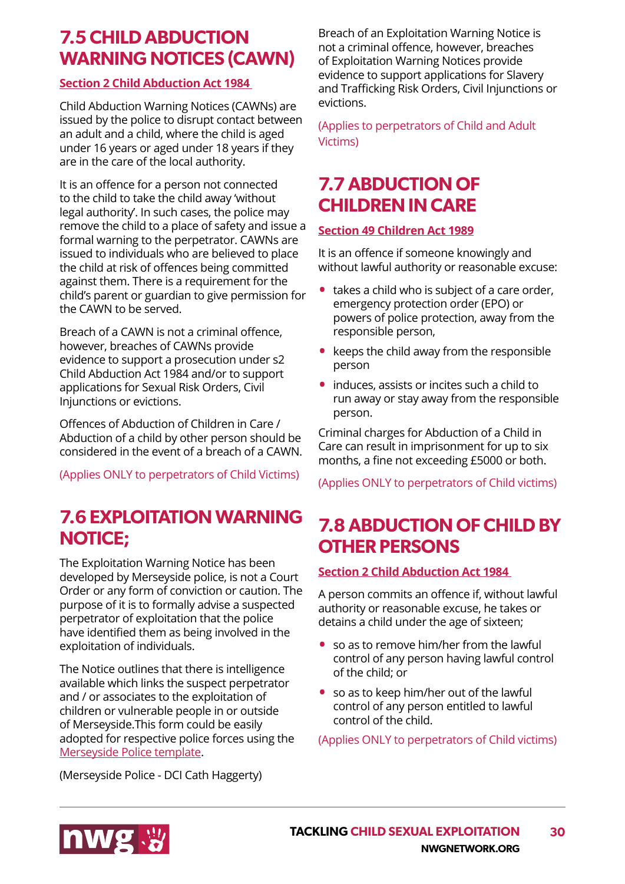## 7.5 CHILD ABDUCTION WARNING NOTICES (CAWN)

**Section 2 Child Abduction Act 1984**

Child Abduction Warning Notices (CAWNs) are issued by the police to disrupt contact between an adult and a child, where the child is aged under 16 years or aged under 18 years if they are in the care of the local authority.

It is an offence for a person not connected to the child to take the child away 'without legal authority'. In such cases, the police may remove the child to a place of safety and issue a formal warning to the perpetrator. CAWNs are issued to individuals who are believed to place the child at risk of offences being committed against them. There is a requirement for the child's parent or guardian to give permission for the CAWN to be served.

Breach of a CAWN is not a criminal offence, however, breaches of CAWNs provide evidence to support a prosecution under s2 Child Abduction Act 1984 and/or to support applications for Sexual Risk Orders, Civil Injunctions or evictions.

Offences of Abduction of Children in Care / Abduction of a child by other person should be considered in the event of a breach of a CAWN.

(Applies ONLY to perpetrators of Child Victims)

## 7.6 EXPLOITATION WARNING NOTICE;

The Exploitation Warning Notice has been developed by Merseyside police, is not a Court Order or any form of conviction or caution. The purpose of it is to formally advise a suspected perpetrator of exploitation that the police have identified them as being involved in the exploitation of individuals.

The Notice outlines that there is intelligence available which links the suspect perpetrator and / or associates to the exploitation of children or vulnerable people in or outside of Merseyside.This form could be easily adopted for respective police forces using the Merseyside Police template.

(Merseyside Police - DCI Cath Haggerty)

Breach of an Exploitation Warning Notice is not a criminal offence, however, breaches of Exploitation Warning Notices provide evidence to support applications for Slavery and Trafficking Risk Orders, Civil Injunctions or evictions.

(Applies to perpetrators of Child and Adult Victims)

## 7.7 ABDUCTION OF CHILDREN IN CARE

**Section 49 Children Act 1989**

It is an offence if someone knowingly and without lawful authority or reasonable excuse:

- takes a child who is subject of a care order, emergency protection order (EPO) or powers of police protection, away from the responsible person,
- keeps the child away from the responsible person
- induces, assists or incites such a child to run away or stay away from the responsible person.

Criminal charges for Abduction of a Child in Care can result in imprisonment for up to six months, a fine not exceeding £5000 or both.

(Applies ONLY to perpetrators of Child victims)

## 7.8 ABDUCTION OF CHILD BY OTHER PERSONS

**Section 2 Child Abduction Act 1984**

A person commits an offence if, without lawful authority or reasonable excuse, he takes or detains a child under the age of sixteen;

- so as to remove him/her from the lawful control of any person having lawful control of the child; or
- so as to keep him/her out of the lawful control of any person entitled to lawful control of the child.

(Applies ONLY to perpetrators of Child victims)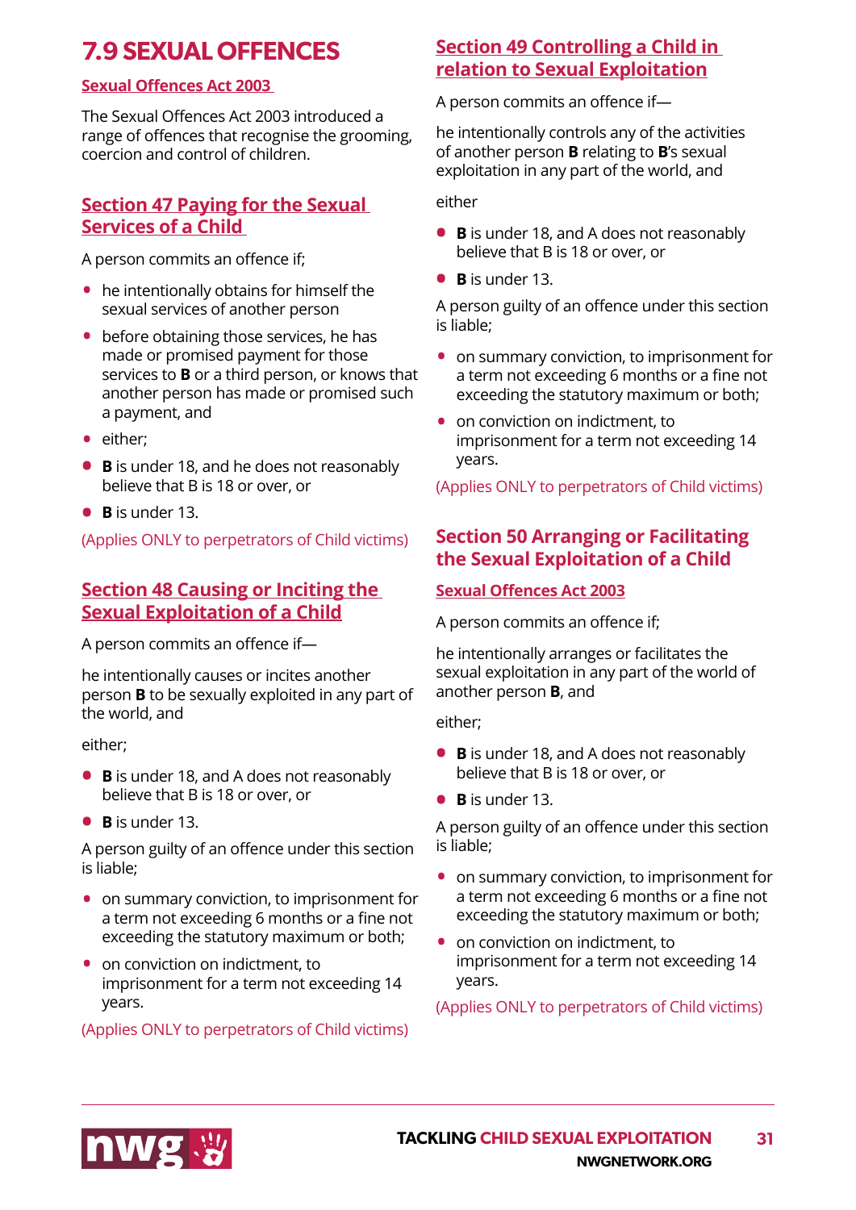# 7.9 SEXUAL OFFENCES

**Sexual Offences Act 2003**

The Sexual Offences Act 2003 introduced a range of offences that recognise the grooming, coercion and control of children.

## Section 47 Paying for the Sexual Services of a Child

A person commits an offence if;

- he intentionally obtains for himself the sexual services of another person
- before obtaining those services, he has made or promised payment for those services to **B** or a third person, or knows that another person has made or promised such a payment, and
- either;
- **B** is under 18, and he does not reasonably believe that B is 18 or over, or
- **B** is under 13.

(Applies ONLY to perpetrators of Child victims)

## Section 48 Causing or Inciting the Sexual Exploitation of a Child

A person commits an offence if—

he intentionally causes or incites another person **B** to be sexually exploited in any part of the world, and

either;

- **B** is under 18, and A does not reasonably believe that B is 18 or over, or
- **B** is under 13.

A person guilty of an offence under this section is liable;

- on summary conviction, to imprisonment for a term not exceeding 6 months or a fine not exceeding the statutory maximum or both;
- on conviction on indictment, to imprisonment for a term not exceeding 14 years.

(Applies ONLY to perpetrators of Child victims)

## Section 49 Controlling a Child in relation to Sexual Exploitation

A person commits an offence if—

he intentionally controls any of the activities of another person **B** relating to **B**'s sexual exploitation in any part of the world, and

either

- **B** is under 18, and A does not reasonably believe that B is 18 or over, or
- **B** is under 13.

A person guilty of an offence under this section is liable;

- on summary conviction, to imprisonment for a term not exceeding 6 months or a fine not exceeding the statutory maximum or both;
- on conviction on indictment, to imprisonment for a term not exceeding 14 years.

(Applies ONLY to perpetrators of Child victims)

## Section 50 Arranging or Facilitating the Sexual Exploitation of a Child

**Sexual Offences Act 2003**

A person commits an offence if;

he intentionally arranges or facilitates the sexual exploitation in any part of the world of another person **B**, and

either;

- **B** is under 18, and A does not reasonably believe that B is 18 or over, or
- **B** is under 13.

A person guilty of an offence under this section is liable;

- on summary conviction, to imprisonment for a term not exceeding 6 months or a fine not exceeding the statutory maximum or both;
- on conviction on indictment, to imprisonment for a term not exceeding 14 years.

(Applies ONLY to perpetrators of Child victims)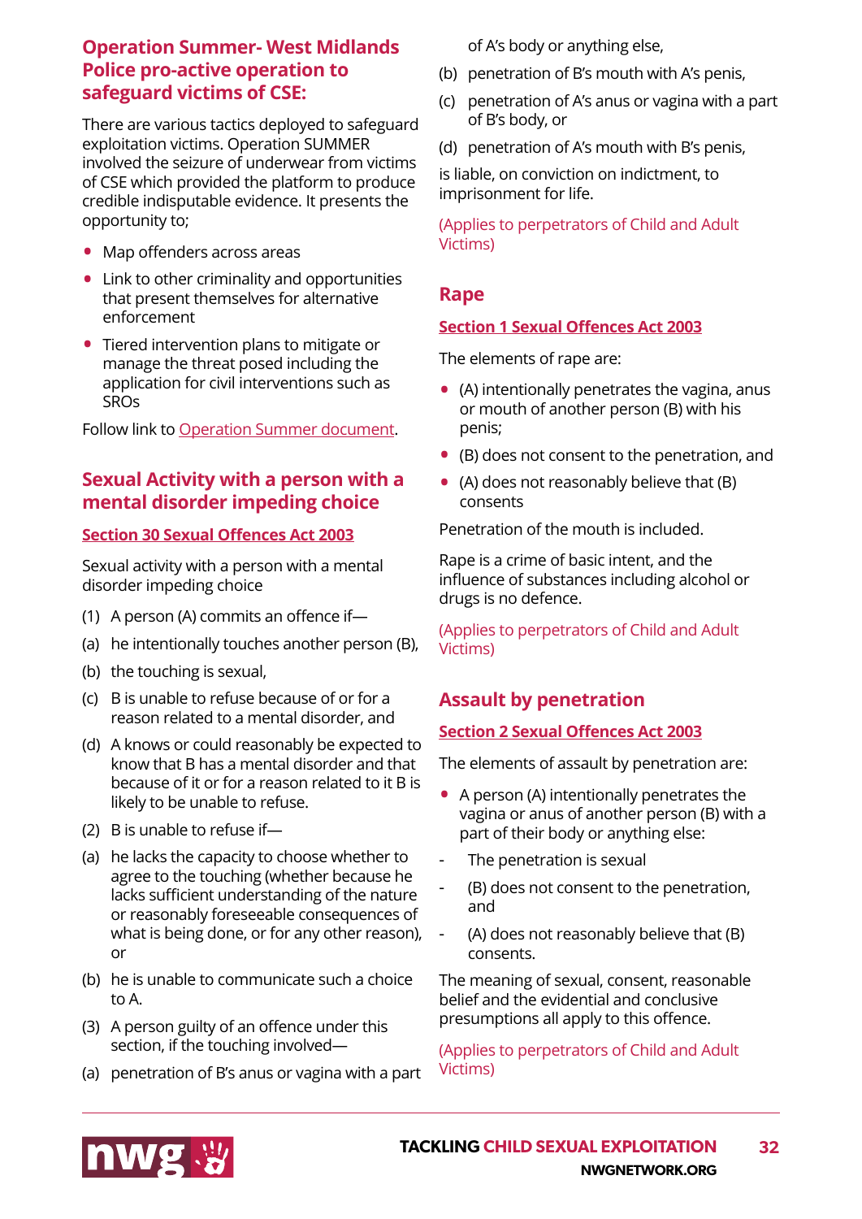## Operation Summer- West Midlands Police pro-active operation to safeguard victims of CSE:

There are various tactics deployed to safeguard exploitation victims. Operation SUMMER involved the seizure of underwear from victims of CSE which provided the platform to produce credible indisputable evidence. It presents the opportunity to;

- Map offenders across areas
- Link to other criminality and opportunities that present themselves for alternative enforcement
- Tiered intervention plans to mitigate or manage the threat posed including the application for civil interventions such as SROs

Follow link to Operation Summer document.

## Sexual Activity with a person with a mental disorder impeding choice

**Section 30 Sexual Offences Act 2003**

Sexual activity with a person with a mental disorder impeding choice

(1) A person (A) commits an offence if—

(a) he intentionally touches another person (B),

(b) the touching is sexual,

(c) B is unable to refuse because of or for a reason related to a mental disorder, and

(d) A knows or could reasonably be expected to know that B has a mental disorder and that because of it or for a reason related to it B is likely to be unable to refuse.

(2) B is unable to refuse if—

(a) he lacks the capacity to choose whether to agree to the touching (whether because he lacks sufficient understanding of the nature or reasonably foreseeable consequences of what is being done, or for any other reason), or

(b) he is unable to communicate such a choice to A.

(3) A person guilty of an offence under this section, if the touching involved—

(a) penetration of B's anus or vagina with a part of A's body or anything else,

(b) penetration of B's mouth with A's penis,

(c) penetration of A's anus or vagina with a part of B's body, or

(d) penetration of A's mouth with B's penis,

is liable, on conviction on indictment, to imprisonment for life.

(Applies to perpetrators of Child and Adult Victims)

## Rape

**Section 1 Sexual Offences Act 2003**

The elements of rape are:

- (A) intentionally penetrates the vagina, anus or mouth of another person (B) with his penis;
- (B) does not consent to the penetration, and
- (A) does not reasonably believe that (B) consents

Penetration of the mouth is included.

Rape is a crime of basic intent, and the influence of substances including alcohol or drugs is no defence.

(Applies to perpetrators of Child and Adult Victims)

## Assault by penetration

**Section 2 Sexual Offences Act 2003**

The elements of assault by penetration are:

- A person (A) intentionally penetrates the vagina or anus of another person (B) with a part of their body or anything else:

- The penetration is sexual
- (B) does not consent to the penetration, and
- (A) does not reasonably believe that (B) consents.

The meaning of sexual, consent, reasonable belief and the evidential and conclusive presumptions all apply to this offence.

(Applies to perpetrators of Child and Adult Victims)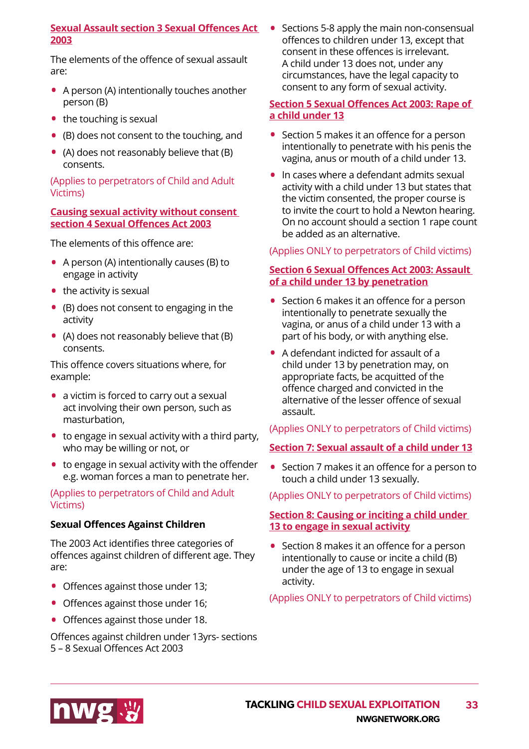### Sexual Assault section 3 Sexual Offences Act 2003

The elements of the offence of sexual assault are:

- A person (A) intentionally touches another person (B)
- the touching is sexual
- (B) does not consent to the touching, and
- (A) does not reasonably believe that (B) consents.

(Applies to perpetrators of Child and Adult Victims)

### Causing sexual activity without consent section 4 Sexual Offences Act 2003

The elements of this offence are:

- A person (A) intentionally causes (B) to engage in activity
- the activity is sexual
- (B) does not consent to engaging in the activity
- (A) does not reasonably believe that (B) consents.

This offence covers situations where, for example:

- a victim is forced to carry out a sexual act involving their own person, such as masturbation,
- to engage in sexual activity with a third party, who may be willing or not, or
- to engage in sexual activity with the offender e.g. woman forces a man to penetrate her.

(Applies to perpetrators of Child and Adult Victims)

**Sexual Offences Against Children**

The 2003 Act identifies three categories of offences against children of different age. They are:

- Offences against those under 13;
- Offences against those under 16;
- Offences against those under 18.

Offences against children under 13yrs- sections 5 – 8 Sexual Offences Act 2003

- Sections 5-8 apply the main non-consensual offences to children under 13, except that consent in these offences is irrelevant. A child under 13 does not, under any circumstances, have the legal capacity to consent to any form of sexual activity.

### Section 5 Sexual Offences Act 2003: Rape of a child under 13

- Section 5 makes it an offence for a person intentionally to penetrate with his penis the vagina, anus or mouth of a child under 13.
- In cases where a defendant admits sexual activity with a child under 13 but states that the victim consented, the proper course is to invite the court to hold a Newton hearing. On no account should a section 1 rape count be added as an alternative.

(Applies ONLY to perpetrators of Child victims)

### Section 6 Sexual Offences Act 2003: Assault of a child under 13 by penetration

- Section 6 makes it an offence for a person intentionally to penetrate sexually the vagina, or anus of a child under 13 with a part of his body, or with anything else.
- A defendant indicted for assault of a child under 13 by penetration may, on appropriate facts, be acquitted of the offence charged and convicted in the alternative of the lesser offence of sexual assault.

(Applies ONLY to perpetrators of Child victims)

### Section 7: Sexual assault of a child under 13

- Section 7 makes it an offence for a person to touch a child under 13 sexually.

(Applies ONLY to perpetrators of Child victims)

### Section 8: Causing or inciting a child under 13 to engage in sexual activity

- Section 8 makes it an offence for a person intentionally to cause or incite a child (B) under the age of 13 to engage in sexual activity.

(Applies ONLY to perpetrators of Child victims)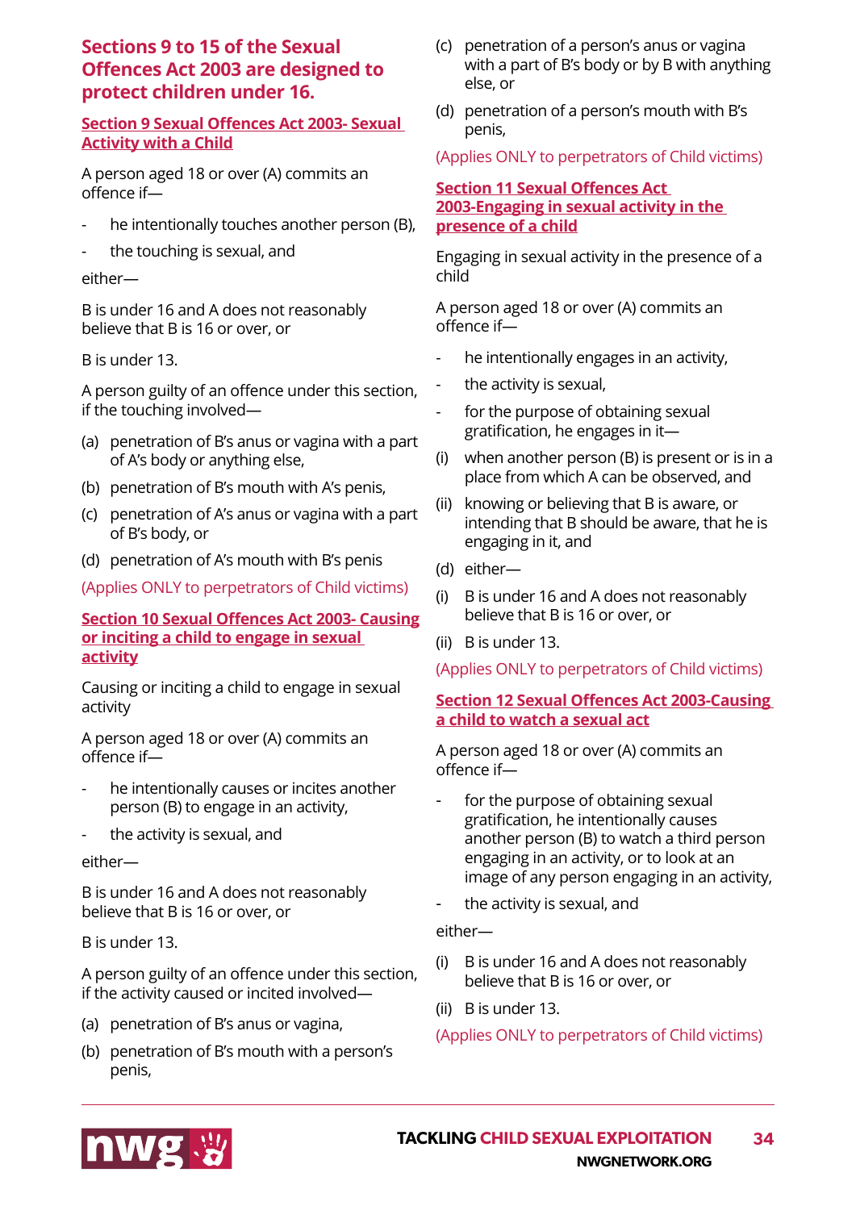# Sections 9 to 15 of the Sexual Offences Act 2003 are designed to protect children under 16.

## Section 9 Sexual Offences Act 2003- Sexual Activity with a Child

A person aged 18 or over (A) commits an offence if—

- he intentionally touches another person (B),
- the touching is sexual, and

either—

B is under 16 and A does not reasonably believe that B is 16 or over, or

B is under 13.

A person guilty of an offence under this section, if the touching involved—

(a) penetration of B's anus or vagina with a part of A's body or anything else,

(b) penetration of B's mouth with A's penis,

(c) penetration of A's anus or vagina with a part of B's body, or

(d) penetration of A's mouth with B's penis

(Applies ONLY to perpetrators of Child victims)

## Section 10 Sexual Offences Act 2003- Causing or inciting a child to engage in sexual activity

Causing or inciting a child to engage in sexual activity

A person aged 18 or over (A) commits an offence if—

- he intentionally causes or incites another person (B) to engage in an activity,
- the activity is sexual, and

either—

B is under 16 and A does not reasonably believe that B is 16 or over, or

B is under 13.

A person guilty of an offence under this section, if the activity caused or incited involved—

(a) penetration of B's anus or vagina,

(b) penetration of B's mouth with a person's penis,

(c) penetration of a person's anus or vagina with a part of B's body or by B with anything else, or

(d) penetration of a person's mouth with B's penis,

(Applies ONLY to perpetrators of Child victims)

## Section 11 Sexual Offences Act 2003-Engaging in sexual activity in the presence of a child

Engaging in sexual activity in the presence of a child

A person aged 18 or over (A) commits an offence if—

- he intentionally engages in an activity,
- the activity is sexual,
- for the purpose of obtaining sexual gratification, he engages in it—

(i) when another person (B) is present or is in a place from which A can be observed, and

(ii) knowing or believing that B is aware, or intending that B should be aware, that he is engaging in it, and

(d) either—

(i) B is under 16 and A does not reasonably believe that B is 16 or over, or

(ii) B is under 13.

(Applies ONLY to perpetrators of Child victims)

## Section 12 Sexual Offences Act 2003-Causing a child to watch a sexual act

A person aged 18 or over (A) commits an offence if—

- for the purpose of obtaining sexual gratification, he intentionally causes another person (B) to watch a third person engaging in an activity, or to look at an image of any person engaging in an activity,
- the activity is sexual, and

either—

(i) B is under 16 and A does not reasonably believe that B is 16 or over, or

(ii) B is under 13.

(Applies ONLY to perpetrators of Child victims)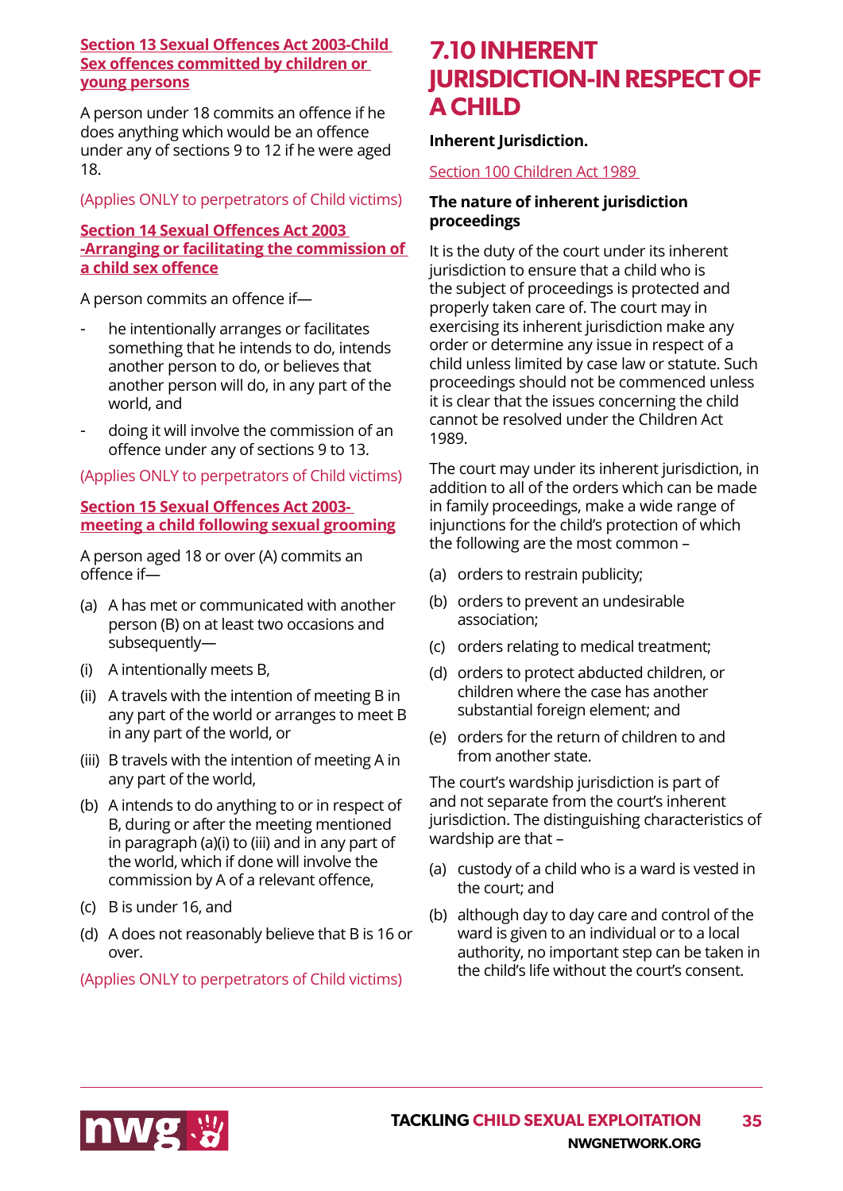**Section 13 Sexual Offences Act 2003-Child Sex offences committed by children or young persons**

A person under 18 commits an offence if he does anything which would be an offence under any of sections 9 to 12 if he were aged 18.

(Applies ONLY to perpetrators of Child victims)

**Section 14 Sexual Offences Act 2003 -Arranging or facilitating the commission of a child sex offence**

A person commits an offence if—

- he intentionally arranges or facilitates something that he intends to do, intends another person to do, or believes that another person will do, in any part of the world, and
- doing it will involve the commission of an offence under any of sections 9 to 13.

(Applies ONLY to perpetrators of Child victims)

**Section 15 Sexual Offences Act 2003- meeting a child following sexual grooming**

A person aged 18 or over (A) commits an offence if—

(a) A has met or communicated with another person (B) on at least two occasions and subsequently—

(i) A intentionally meets B,

(ii) A travels with the intention of meeting B in any part of the world or arranges to meet B in any part of the world, or

(iii) B travels with the intention of meeting A in any part of the world,

(b) A intends to do anything to or in respect of B, during or after the meeting mentioned in paragraph (a)(i) to (iii) and in any part of the world, which if done will involve the commission by A of a relevant offence,

(c) B is under 16, and

(d) A does not reasonably believe that B is 16 or over.

(Applies ONLY to perpetrators of Child victims)

## 7.10 INHERENT JURISDICTION-IN RESPECT OF A CHILD

**Inherent Jurisdiction.**

Section 100 Children Act 1989

**The nature of inherent jurisdiction proceedings**

It is the duty of the court under its inherent jurisdiction to ensure that a child who is the subject of proceedings is protected and properly taken care of. The court may in exercising its inherent jurisdiction make any order or determine any issue in respect of a child unless limited by case law or statute. Such proceedings should not be commenced unless it is clear that the issues concerning the child cannot be resolved under the Children Act 1989.

The court may under its inherent jurisdiction, in addition to all of the orders which can be made in family proceedings, make a wide range of injunctions for the child's protection of which the following are the most common –

(a) orders to restrain publicity;

(b) orders to prevent an undesirable association;

(c) orders relating to medical treatment;

(d) orders to protect abducted children, or children where the case has another substantial foreign element; and

(e) orders for the return of children to and from another state.

The court's wardship jurisdiction is part of and not separate from the court's inherent jurisdiction. The distinguishing characteristics of wardship are that –

(a) custody of a child who is a ward is vested in the court; and

(b) although day to day care and control of the ward is given to an individual or to a local authority, no important step can be taken in the child's life without the court's consent.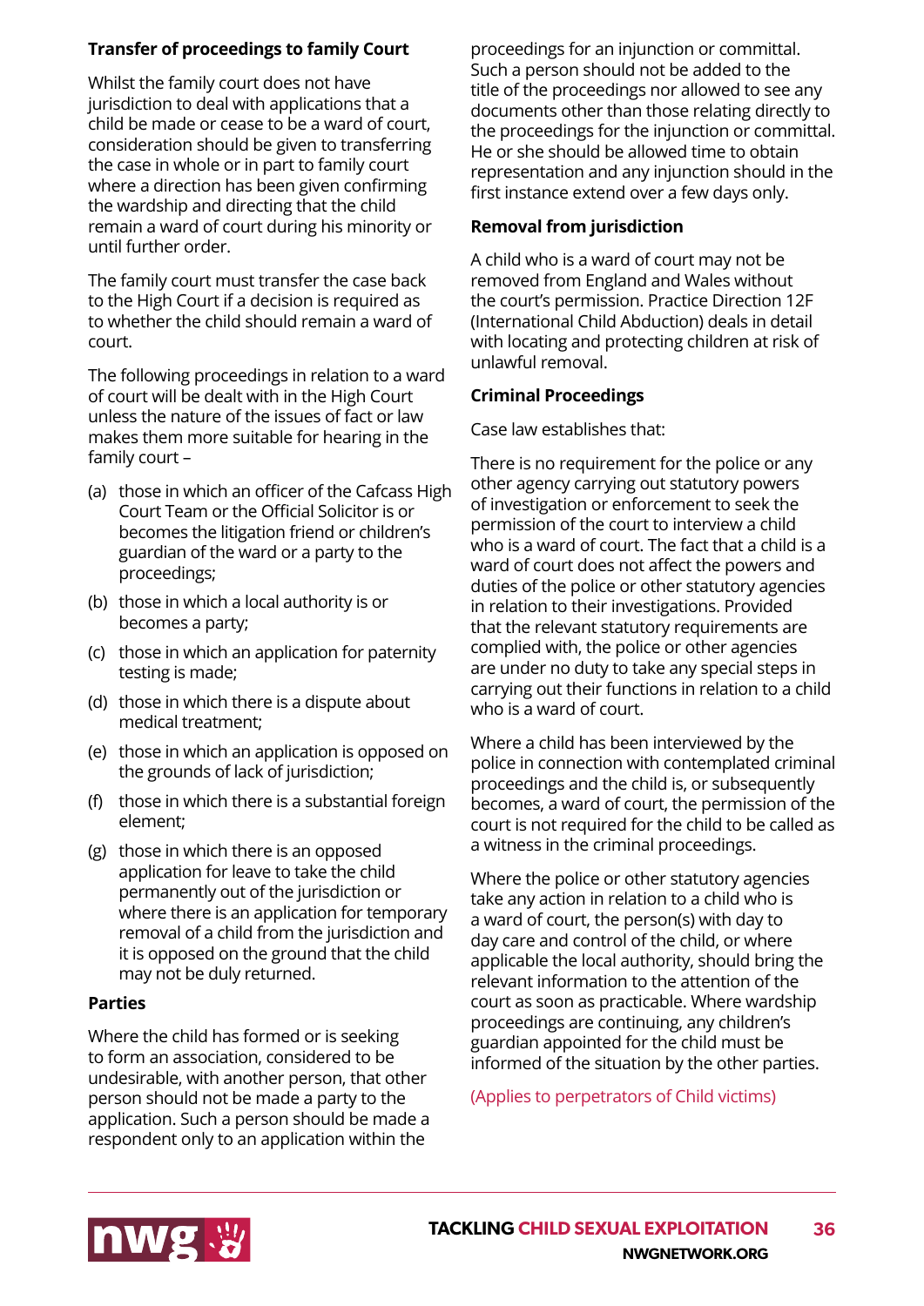**Transfer of proceedings to family Court**

Whilst the family court does not have jurisdiction to deal with applications that a child be made or cease to be a ward of court, consideration should be given to transferring the case in whole or in part to family court where a direction has been given confirming the wardship and directing that the child remain a ward of court during his minority or until further order.

The family court must transfer the case back to the High Court if a decision is required as to whether the child should remain a ward of court.

The following proceedings in relation to a ward of court will be dealt with in the High Court unless the nature of the issues of fact or law makes them more suitable for hearing in the family court –

(a) those in which an officer of the Cafcass High Court Team or the Official Solicitor is or becomes the litigation friend or children's guardian of the ward or a party to the proceedings;

(b) those in which a local authority is or becomes a party;

(c) those in which an application for paternity testing is made;

(d) those in which there is a dispute about medical treatment;

(e) those in which an application is opposed on the grounds of lack of jurisdiction;

(f) those in which there is a substantial foreign element;

(g) those in which there is an opposed application for leave to take the child permanently out of the jurisdiction or where there is an application for temporary removal of a child from the jurisdiction and it is opposed on the ground that the child may not be duly returned.

**Parties**

Where the child has formed or is seeking to form an association, considered to be undesirable, with another person, that other person should not be made a party to the application. Such a person should be made a respondent only to an application within the proceedings for an injunction or committal. Such a person should not be added to the title of the proceedings nor allowed to see any documents other than those relating directly to the proceedings for the injunction or committal. He or she should be allowed time to obtain representation and any injunction should in the first instance extend over a few days only.

**Removal from jurisdiction**

A child who is a ward of court may not be removed from England and Wales without the court's permission. Practice Direction 12F (International Child Abduction) deals in detail with locating and protecting children at risk of unlawful removal.

**Criminal Proceedings**

Case law establishes that:

There is no requirement for the police or any other agency carrying out statutory powers of investigation or enforcement to seek the permission of the court to interview a child who is a ward of court. The fact that a child is a ward of court does not affect the powers and duties of the police or other statutory agencies in relation to their investigations. Provided that the relevant statutory requirements are complied with, the police or other agencies are under no duty to take any special steps in carrying out their functions in relation to a child who is a ward of court.

Where a child has been interviewed by the police in connection with contemplated criminal proceedings and the child is, or subsequently becomes, a ward of court, the permission of the court is not required for the child to be called as a witness in the criminal proceedings.

Where the police or other statutory agencies take any action in relation to a child who is a ward of court, the person(s) with day to day care and control of the child, or where applicable the local authority, should bring the relevant information to the attention of the court as soon as practicable. Where wardship proceedings are continuing, any children's guardian appointed for the child must be informed of the situation by the other parties.

(Applies to perpetrators of Child victims)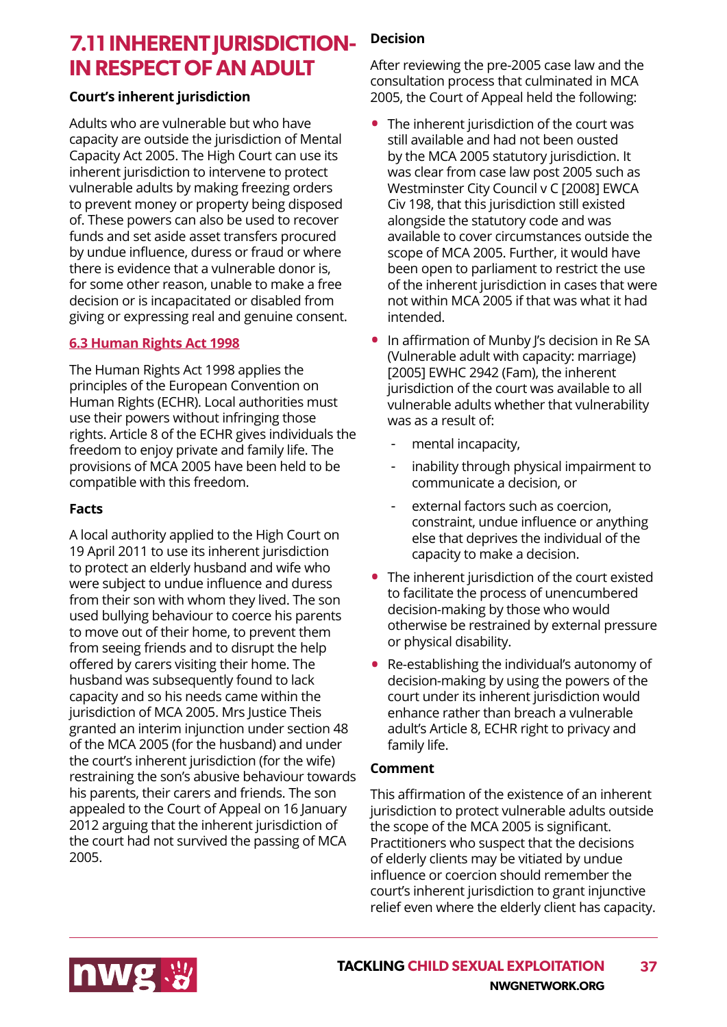## 7.11 INHERENT JURISDICTION-IN RESPECT OF AN ADULT

**Court's inherent jurisdiction**

Adults who are vulnerable but who have capacity are outside the jurisdiction of Mental Capacity Act 2005. The High Court can use its inherent jurisdiction to intervene to protect vulnerable adults by making freezing orders to prevent money or property being disposed of. These powers can also be used to recover funds and set aside asset transfers procured by undue influence, duress or fraud or where there is evidence that a vulnerable donor is, for some other reason, unable to make a free decision or is incapacitated or disabled from giving or expressing real and genuine consent.

**6.3 Human Rights Act 1998**

The Human Rights Act 1998 applies the principles of the European Convention on Human Rights (ECHR). Local authorities must use their powers without infringing those rights. Article 8 of the ECHR gives individuals the freedom to enjoy private and family life. The provisions of MCA 2005 have been held to be compatible with this freedom.

**Facts**

A local authority applied to the High Court on 19 April 2011 to use its inherent jurisdiction to protect an elderly husband and wife who were subject to undue influence and duress from their son with whom they lived. The son used bullying behaviour to coerce his parents to move out of their home, to prevent them from seeing friends and to disrupt the help offered by carers visiting their home. The husband was subsequently found to lack capacity and so his needs came within the jurisdiction of MCA 2005. Mrs Justice Theis granted an interim injunction under section 48 of the MCA 2005 (for the husband) and under the court's inherent jurisdiction (for the wife) restraining the son's abusive behaviour towards his parents, their carers and friends. The son appealed to the Court of Appeal on 16 January 2012 arguing that the inherent jurisdiction of the court had not survived the passing of MCA 2005.

**Decision**

After reviewing the pre-2005 case law and the consultation process that culminated in MCA 2005, the Court of Appeal held the following:

- The inherent jurisdiction of the court was still available and had not been ousted by the MCA 2005 statutory jurisdiction. It was clear from case law post 2005 such as Westminster City Council v C [2008] EWCA Civ 198, that this jurisdiction still existed alongside the statutory code and was available to cover circumstances outside the scope of MCA 2005. Further, it would have been open to parliament to restrict the use of the inherent jurisdiction in cases that were not within MCA 2005 if that was what it had intended.
- In affirmation of Munby J's decision in Re SA (Vulnerable adult with capacity: marriage) [2005] EWHC 2942 (Fam), the inherent jurisdiction of the court was available to all vulnerable adults whether that vulnerability was as a result of:
  - mental incapacity,
  - inability through physical impairment to communicate a decision, or
  - external factors such as coercion, constraint, undue influence or anything else that deprives the individual of the capacity to make a decision.
- The inherent jurisdiction of the court existed to facilitate the process of unencumbered decision-making by those who would otherwise be restrained by external pressure or physical disability.
- Re-establishing the individual's autonomy of decision-making by using the powers of the court under its inherent jurisdiction would enhance rather than breach a vulnerable adult's Article 8, ECHR right to privacy and family life.

**Comment**

This affirmation of the existence of an inherent jurisdiction to protect vulnerable adults outside the scope of the MCA 2005 is significant. Practitioners who suspect that the decisions of elderly clients may be vitiated by undue influence or coercion should remember the court's inherent jurisdiction to grant injunctive relief even where the elderly client has capacity.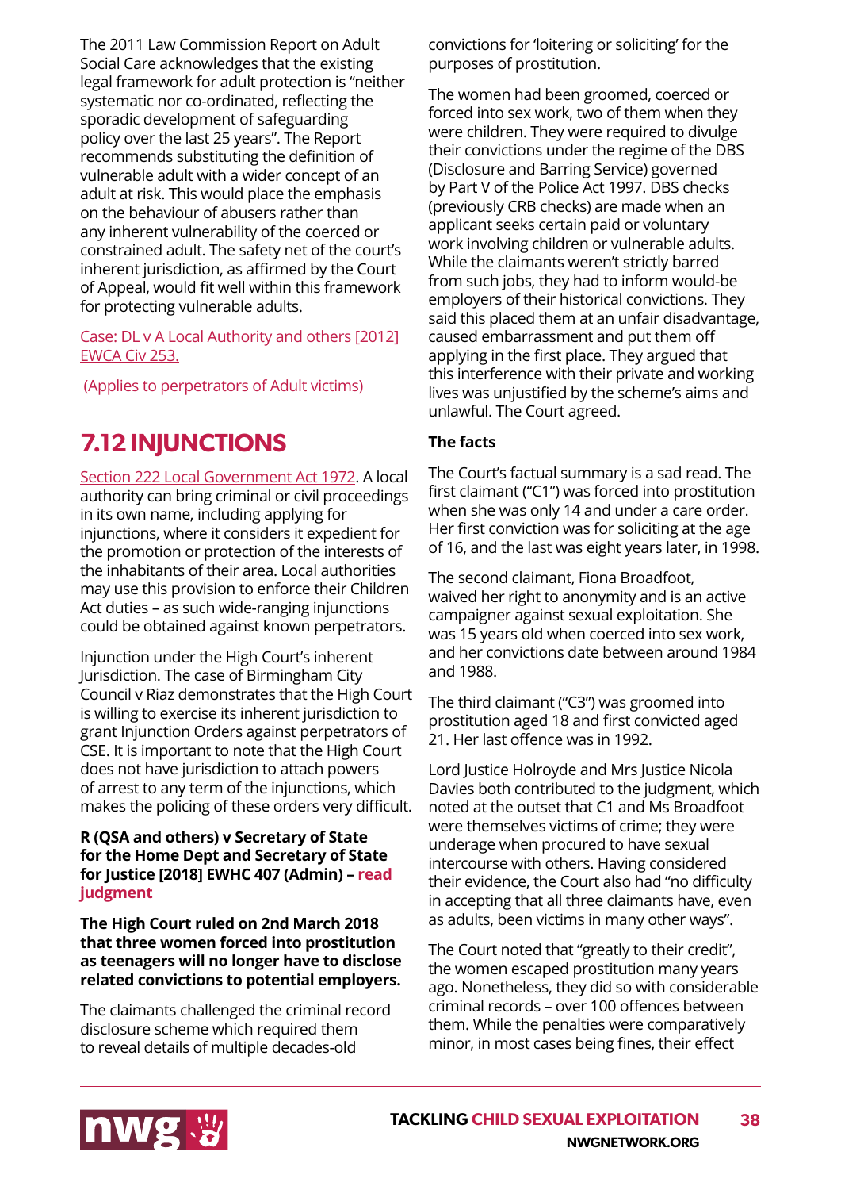The 2011 Law Commission Report on Adult Social Care acknowledges that the existing legal framework for adult protection is "neither systematic nor co-ordinated, reflecting the sporadic development of safeguarding policy over the last 25 years". The Report recommends substituting the definition of vulnerable adult with a wider concept of an adult at risk. This would place the emphasis on the behaviour of abusers rather than any inherent vulnerability of the coerced or constrained adult. The safety net of the court's inherent jurisdiction, as affirmed by the Court of Appeal, would fit well within this framework for protecting vulnerable adults.

Case: DL v A Local Authority and others [2012] EWCA Civ 253.

(Applies to perpetrators of Adult victims)

## 7.12 INJUNCTIONS

Section 222 Local Government Act 1972. A local authority can bring criminal or civil proceedings in its own name, including applying for injunctions, where it considers it expedient for the promotion or protection of the interests of the inhabitants of their area. Local authorities may use this provision to enforce their Children Act duties – as such wide-ranging injunctions could be obtained against known perpetrators.

Injunction under the High Court's inherent Jurisdiction. The case of Birmingham City Council v Riaz demonstrates that the High Court is willing to exercise its inherent jurisdiction to grant Injunction Orders against perpetrators of CSE. It is important to note that the High Court does not have jurisdiction to attach powers of arrest to any term of the injunctions, which makes the policing of these orders very difficult.

**R (QSA and others) v Secretary of State for the Home Dept and Secretary of State for Justice [2018] EWHC 407 (Admin) – read judgment**

**The High Court ruled on 2nd March 2018 that three women forced into prostitution as teenagers will no longer have to disclose related convictions to potential employers.**

The claimants challenged the criminal record disclosure scheme which required them to reveal details of multiple decades-old convictions for 'loitering or soliciting' for the purposes of prostitution.

The women had been groomed, coerced or forced into sex work, two of them when they were children. They were required to divulge their convictions under the regime of the DBS (Disclosure and Barring Service) governed by Part V of the Police Act 1997. DBS checks (previously CRB checks) are made when an applicant seeks certain paid or voluntary work involving children or vulnerable adults. While the claimants weren't strictly barred from such jobs, they had to inform would-be employers of their historical convictions. They said this placed them at an unfair disadvantage, caused embarrassment and put them off applying in the first place. They argued that this interference with their private and working lives was unjustified by the scheme's aims and unlawful. The Court agreed.

**The facts**

The Court's factual summary is a sad read. The first claimant ("C1") was forced into prostitution when she was only 14 and under a care order. Her first conviction was for soliciting at the age of 16, and the last was eight years later, in 1998.

The second claimant, Fiona Broadfoot, waived her right to anonymity and is an active campaigner against sexual exploitation. She was 15 years old when coerced into sex work, and her convictions date between around 1984 and 1988.

The third claimant ("C3") was groomed into prostitution aged 18 and first convicted aged 21. Her last offence was in 1992.

Lord Justice Holroyde and Mrs Justice Nicola Davies both contributed to the judgment, which noted at the outset that C1 and Ms Broadfoot were themselves victims of crime; they were underage when procured to have sexual intercourse with others. Having considered their evidence, the Court also had "no difficulty in accepting that all three claimants have, even as adults, been victims in many other ways".

The Court noted that "greatly to their credit", the women escaped prostitution many years ago. Nonetheless, they did so with considerable criminal records – over 100 offences between them. While the penalties were comparatively minor, in most cases being fines, their effect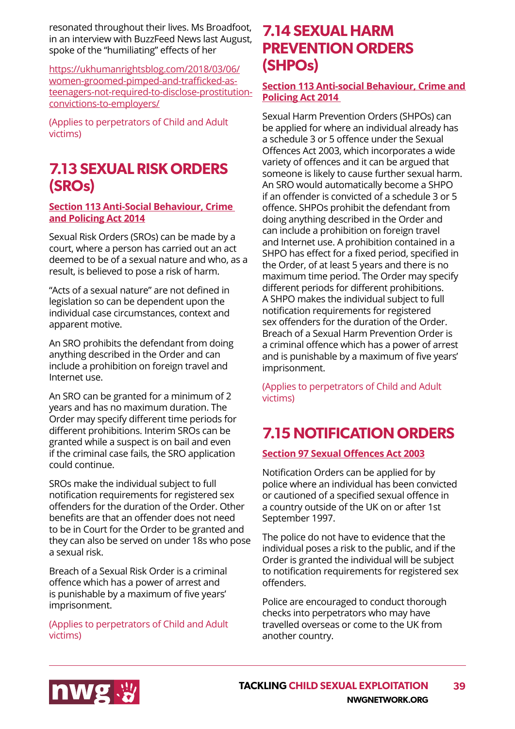resonated throughout their lives. Ms Broadfoot, in an interview with BuzzFeed News last August, spoke of the "humiliating" effects of her

https://ukhumanrightsblog.com/2018/03/06/women-groomed-pimped-and-trafficked-as-teenagers-not-required-to-disclose-prostitution-convictions-to-employers/

(Applies to perpetrators of Child and Adult victims)

## 7.13 SEXUAL RISK ORDERS (SROs)

**Section 113 Anti-Social Behaviour, Crime and Policing Act 2014**

Sexual Risk Orders (SROs) can be made by a court, where a person has carried out an act deemed to be of a sexual nature and who, as a result, is believed to pose a risk of harm.

"Acts of a sexual nature" are not defined in legislation so can be dependent upon the individual case circumstances, context and apparent motive.

An SRO prohibits the defendant from doing anything described in the Order and can include a prohibition on foreign travel and Internet use.

An SRO can be granted for a minimum of 2 years and has no maximum duration. The Order may specify different time periods for different prohibitions. Interim SROs can be granted while a suspect is on bail and even if the criminal case fails, the SRO application could continue.

SROs make the individual subject to full notification requirements for registered sex offenders for the duration of the Order. Other benefits are that an offender does not need to be in Court for the Order to be granted and they can also be served on under 18s who pose a sexual risk.

Breach of a Sexual Risk Order is a criminal offence which has a power of arrest and is punishable by a maximum of five years' imprisonment.

(Applies to perpetrators of Child and Adult victims)

## 7.14 SEXUAL HARM PREVENTION ORDERS (SHPOs)

**Section 113 Anti-social Behaviour, Crime and Policing Act 2014**

Sexual Harm Prevention Orders (SHPOs) can be applied for where an individual already has a schedule 3 or 5 offence under the Sexual Offences Act 2003, which incorporates a wide variety of offences and it can be argued that someone is likely to cause further sexual harm. An SRO would automatically become a SHPO if an offender is convicted of a schedule 3 or 5 offence. SHPOs prohibit the defendant from doing anything described in the Order and can include a prohibition on foreign travel and Internet use. A prohibition contained in a SHPO has effect for a fixed period, specified in the Order, of at least 5 years and there is no maximum time period. The Order may specify different periods for different prohibitions. A SHPO makes the individual subject to full notification requirements for registered sex offenders for the duration of the Order. Breach of a Sexual Harm Prevention Order is a criminal offence which has a power of arrest and is punishable by a maximum of five years' imprisonment.

(Applies to perpetrators of Child and Adult victims)

## 7.15 NOTIFICATION ORDERS

**Section 97 Sexual Offences Act 2003**

Notification Orders can be applied for by police where an individual has been convicted or cautioned of a specified sexual offence in a country outside of the UK on or after 1st September 1997.

The police do not have to evidence that the individual poses a risk to the public, and if the Order is granted the individual will be subject to notification requirements for registered sex offenders.

Police are encouraged to conduct thorough checks into perpetrators who may have travelled overseas or come to the UK from another country.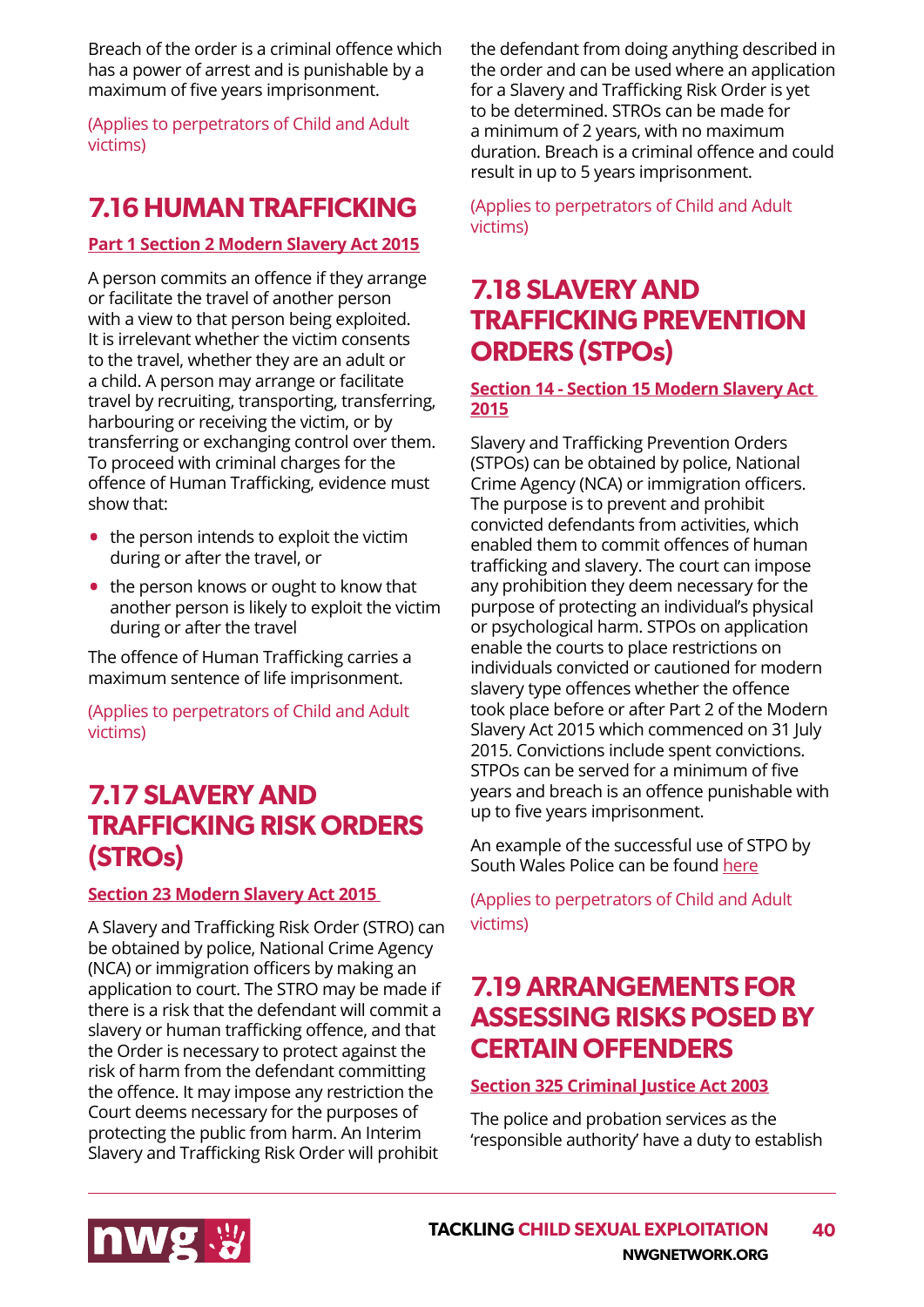Breach of the order is a criminal offence which has a power of arrest and is punishable by a maximum of five years imprisonment.

(Applies to perpetrators of Child and Adult victims)

## 7.16 HUMAN TRAFFICKING

**Part 1 Section 2 Modern Slavery Act 2015**

A person commits an offence if they arrange or facilitate the travel of another person with a view to that person being exploited. It is irrelevant whether the victim consents to the travel, whether they are an adult or a child. A person may arrange or facilitate travel by recruiting, transporting, transferring, harbouring or receiving the victim, or by transferring or exchanging control over them. To proceed with criminal charges for the offence of Human Trafficking, evidence must show that:

- the person intends to exploit the victim during or after the travel, or
- the person knows or ought to know that another person is likely to exploit the victim during or after the travel

The offence of Human Trafficking carries a maximum sentence of life imprisonment.

(Applies to perpetrators of Child and Adult victims)

## 7.17 SLAVERY AND TRAFFICKING RISK ORDERS (STROs)

**Section 23 Modern Slavery Act 2015**

A Slavery and Trafficking Risk Order (STRO) can be obtained by police, National Crime Agency (NCA) or immigration officers by making an application to court. The STRO may be made if there is a risk that the defendant will commit a slavery or human trafficking offence, and that the Order is necessary to protect against the risk of harm from the defendant committing the offence. It may impose any restriction the Court deems necessary for the purposes of protecting the public from harm. An Interim Slavery and Trafficking Risk Order will prohibit the defendant from doing anything described in the order and can be used where an application for a Slavery and Trafficking Risk Order is yet to be determined. STROs can be made for a minimum of 2 years, with no maximum duration. Breach is a criminal offence and could result in up to 5 years imprisonment.

(Applies to perpetrators of Child and Adult victims)

## 7.18 SLAVERY AND TRAFFICKING PREVENTION ORDERS (STPOs)

**Section 14 - Section 15 Modern Slavery Act 2015**

Slavery and Trafficking Prevention Orders (STPOs) can be obtained by police, National Crime Agency (NCA) or immigration officers. The purpose is to prevent and prohibit convicted defendants from activities, which enabled them to commit offences of human trafficking and slavery. The court can impose any prohibition they deem necessary for the purpose of protecting an individual's physical or psychological harm. STPOs on application enable the courts to place restrictions on individuals convicted or cautioned for modern slavery type offences whether the offence took place before or after Part 2 of the Modern Slavery Act 2015 which commenced on 31 July 2015. Convictions include spent convictions. STPOs can be served for a minimum of five years and breach is an offence punishable with up to five years imprisonment.

An example of the successful use of STPO by South Wales Police can be found here

(Applies to perpetrators of Child and Adult victims)

## 7.19 ARRANGEMENTS FOR ASSESSING RISKS POSED BY CERTAIN OFFENDERS

**Section 325 Criminal Justice Act 2003**

The police and probation services as the 'responsible authority' have a duty to establish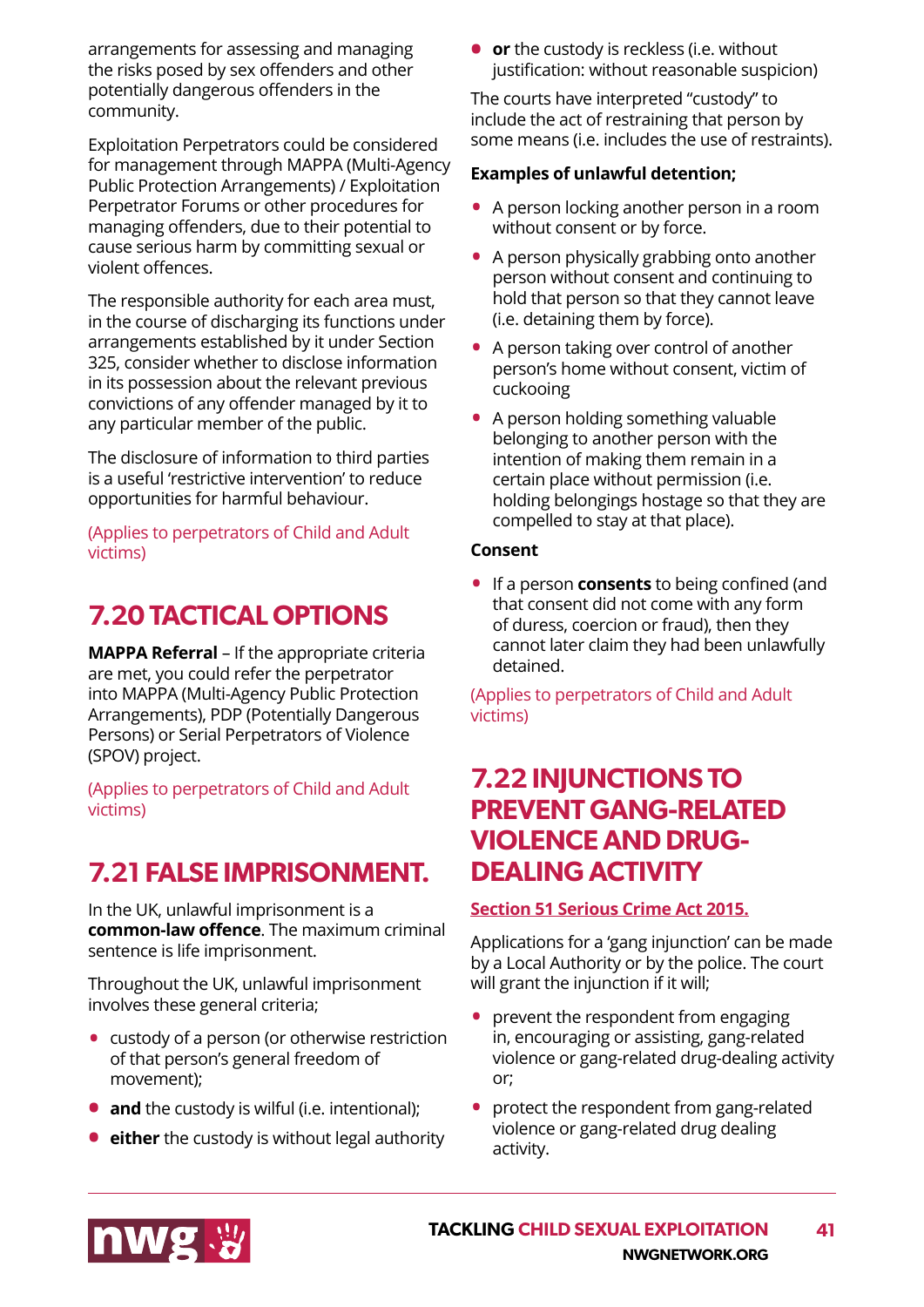arrangements for assessing and managing the risks posed by sex offenders and other potentially dangerous offenders in the community.

Exploitation Perpetrators could be considered for management through MAPPA (Multi-Agency Public Protection Arrangements) / Exploitation Perpetrator Forums or other procedures for managing offenders, due to their potential to cause serious harm by committing sexual or violent offences.

The responsible authority for each area must, in the course of discharging its functions under arrangements established by it under Section 325, consider whether to disclose information in its possession about the relevant previous convictions of any offender managed by it to any particular member of the public.

The disclosure of information to third parties is a useful 'restrictive intervention' to reduce opportunities for harmful behaviour.

(Applies to perpetrators of Child and Adult victims)

## 7.20 TACTICAL OPTIONS

**MAPPA Referral** – If the appropriate criteria are met, you could refer the perpetrator into MAPPA (Multi-Agency Public Protection Arrangements), PDP (Potentially Dangerous Persons) or Serial Perpetrators of Violence (SPOV) project.

(Applies to perpetrators of Child and Adult victims)

## 7.21 FALSE IMPRISONMENT.

In the UK, unlawful imprisonment is a **common-law offence**. The maximum criminal sentence is life imprisonment.

Throughout the UK, unlawful imprisonment involves these general criteria;

- custody of a person (or otherwise restriction of that person's general freedom of movement);
- **and** the custody is wilful (i.e. intentional);
- **either** the custody is without legal authority
- **or** the custody is reckless (i.e. without justification: without reasonable suspicion)

The courts have interpreted "custody" to include the act of restraining that person by some means (i.e. includes the use of restraints).

**Examples of unlawful detention;**

- A person locking another person in a room without consent or by force.
- A person physically grabbing onto another person without consent and continuing to hold that person so that they cannot leave (i.e. detaining them by force).
- A person taking over control of another person's home without consent, victim of cuckooing
- A person holding something valuable belonging to another person with the intention of making them remain in a certain place without permission (i.e. holding belongings hostage so that they are compelled to stay at that place).

**Consent**

- If a person **consents** to being confined (and that consent did not come with any form of duress, coercion or fraud), then they cannot later claim they had been unlawfully detained.

(Applies to perpetrators of Child and Adult victims)

## 7.22 INJUNCTIONS TO PREVENT GANG-RELATED VIOLENCE AND DRUG-DEALING ACTIVITY

**Section 51 Serious Crime Act 2015.**

Applications for a 'gang injunction' can be made by a Local Authority or by the police. The court will grant the injunction if it will;

- prevent the respondent from engaging in, encouraging or assisting, gang-related violence or gang-related drug-dealing activity or;
- protect the respondent from gang-related violence or gang-related drug dealing activity.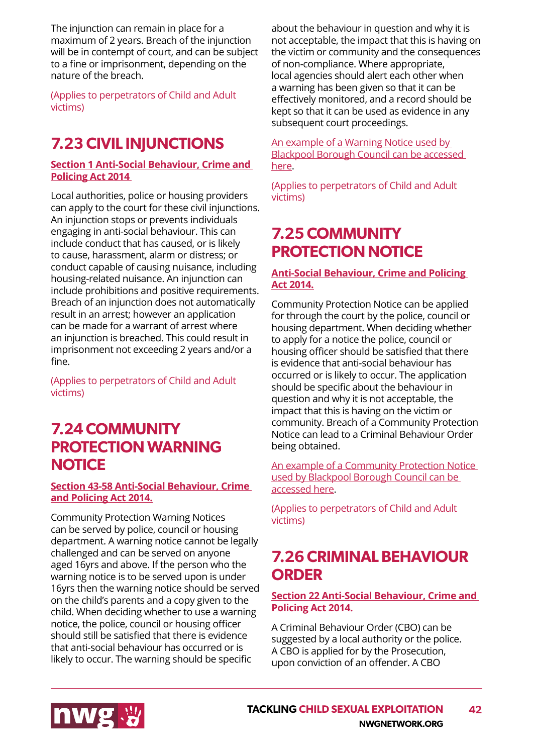The injunction can remain in place for a maximum of 2 years. Breach of the injunction will be in contempt of court, and can be subject to a fine or imprisonment, depending on the nature of the breach.

(Applies to perpetrators of Child and Adult victims)

## 7.23 CIVIL INJUNCTIONS

**Section 1 Anti-Social Behaviour, Crime and Policing Act 2014**

Local authorities, police or housing providers can apply to the court for these civil injunctions. An injunction stops or prevents individuals engaging in anti-social behaviour. This can include conduct that has caused, or is likely to cause, harassment, alarm or distress; or conduct capable of causing nuisance, including housing-related nuisance. An injunction can include prohibitions and positive requirements. Breach of an injunction does not automatically result in an arrest; however an application can be made for a warrant of arrest where an injunction is breached. This could result in imprisonment not exceeding 2 years and/or a fine.

(Applies to perpetrators of Child and Adult victims)

## 7.24 COMMUNITY PROTECTION WARNING NOTICE

**Section 43-58 Anti-Social Behaviour, Crime and Policing Act 2014.**

Community Protection Warning Notices can be served by police, council or housing department. A warning notice cannot be legally challenged and can be served on anyone aged 16yrs and above. If the person who the warning notice is to be served upon is under 16yrs then the warning notice should be served on the child's parents and a copy given to the child. When deciding whether to use a warning notice, the police, council or housing officer should still be satisfied that there is evidence that anti-social behaviour has occurred or is likely to occur. The warning should be specific about the behaviour in question and why it is not acceptable, the impact that this is having on the victim or community and the consequences of non-compliance. Where appropriate, local agencies should alert each other when a warning has been given so that it can be effectively monitored, and a record should be kept so that it can be used as evidence in any subsequent court proceedings.

An example of a Warning Notice used by Blackpool Borough Council can be accessed here.

(Applies to perpetrators of Child and Adult victims)

## 7.25 COMMUNITY PROTECTION NOTICE

**Anti-Social Behaviour, Crime and Policing Act 2014.**

Community Protection Notice can be applied for through the court by the police, council or housing department. When deciding whether to apply for a notice the police, council or housing officer should be satisfied that there is evidence that anti-social behaviour has occurred or is likely to occur. The application should be specific about the behaviour in question and why it is not acceptable, the impact that this is having on the victim or community. Breach of a Community Protection Notice can lead to a Criminal Behaviour Order being obtained.

An example of a Community Protection Notice used by Blackpool Borough Council can be accessed here.

(Applies to perpetrators of Child and Adult victims)

## 7.26 CRIMINAL BEHAVIOUR ORDER

**Section 22 Anti-Social Behaviour, Crime and Policing Act 2014.**

A Criminal Behaviour Order (CBO) can be suggested by a local authority or the police. A CBO is applied for by the Prosecution, upon conviction of an offender. A CBO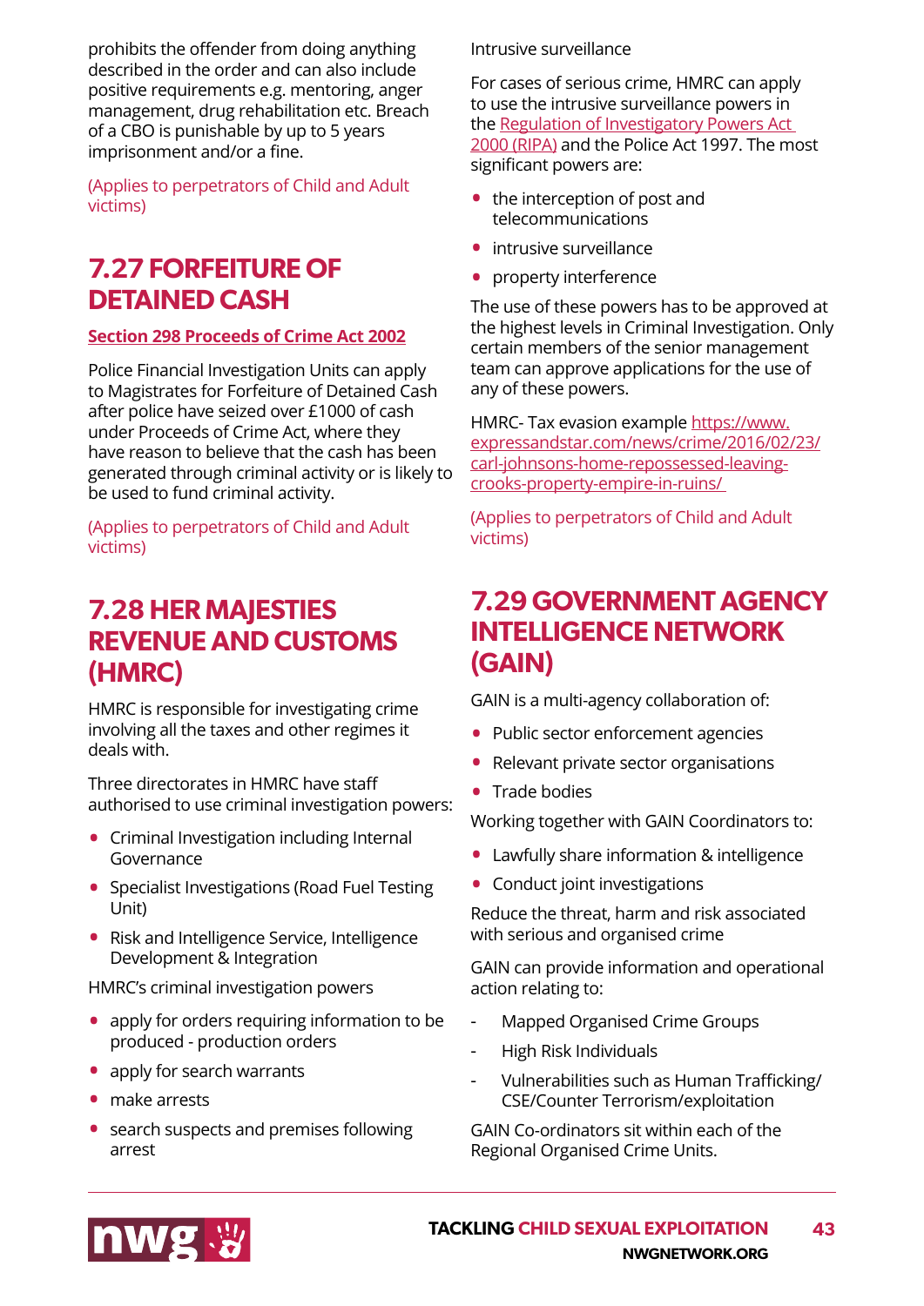prohibits the offender from doing anything described in the order and can also include positive requirements e.g. mentoring, anger management, drug rehabilitation etc. Breach of a CBO is punishable by up to 5 years imprisonment and/or a fine.

(Applies to perpetrators of Child and Adult victims)

## 7.27 FORFEITURE OF DETAINED CASH

**[Section 298 Proceeds of Crime Act 2002]**

Police Financial Investigation Units can apply to Magistrates for Forfeiture of Detained Cash after police have seized over £1000 of cash under Proceeds of Crime Act, where they have reason to believe that the cash has been generated through criminal activity or is likely to be used to fund criminal activity.

(Applies to perpetrators of Child and Adult victims)

## 7.28 HER MAJESTIES REVENUE AND CUSTOMS (HMRC)

HMRC is responsible for investigating crime involving all the taxes and other regimes it deals with.

Three directorates in HMRC have staff authorised to use criminal investigation powers:

- Criminal Investigation including Internal Governance
- Specialist Investigations (Road Fuel Testing Unit)
- Risk and Intelligence Service, Intelligence Development & Integration

HMRC's criminal investigation powers

- apply for orders requiring information to be produced - production orders
- apply for search warrants
- make arrests
- search suspects and premises following arrest

Intrusive surveillance

For cases of serious crime, HMRC can apply to use the intrusive surveillance powers in the [Regulation of Investigatory Powers Act 2000 (RIPA)] and the Police Act 1997. The most significant powers are:

- the interception of post and telecommunications
- intrusive surveillance
- property interference

The use of these powers has to be approved at the highest levels in Criminal Investigation. Only certain members of the senior management team can approve applications for the use of any of these powers.

HMRC- Tax evasion example https://www.expressandstar.com/news/crime/2016/02/23/carl-johnsons-home-repossessed-leaving-crooks-property-empire-in-ruins/

(Applies to perpetrators of Child and Adult victims)

## 7.29 GOVERNMENT AGENCY INTELLIGENCE NETWORK (GAIN)

GAIN is a multi-agency collaboration of:

- Public sector enforcement agencies
- Relevant private sector organisations
- Trade bodies

Working together with GAIN Coordinators to:

- Lawfully share information & intelligence
- Conduct joint investigations

Reduce the threat, harm and risk associated with serious and organised crime

GAIN can provide information and operational action relating to:

- Mapped Organised Crime Groups
- High Risk Individuals
- Vulnerabilities such as Human Trafficking/CSE/Counter Terrorism/exploitation

GAIN Co-ordinators sit within each of the Regional Organised Crime Units.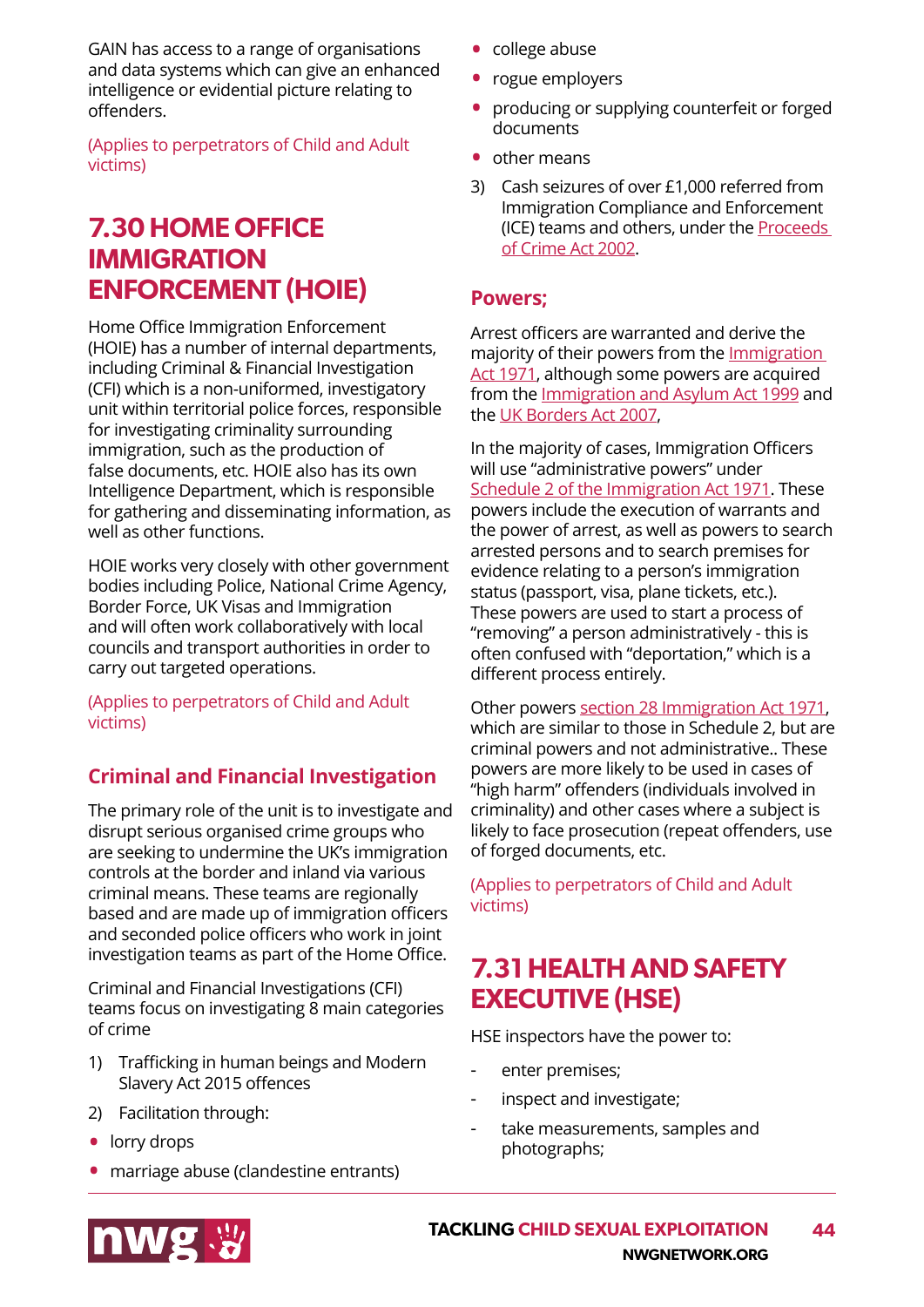GAIN has access to a range of organisations and data systems which can give an enhanced intelligence or evidential picture relating to offenders.

(Applies to perpetrators of Child and Adult victims)

## 7.30 HOME OFFICE IMMIGRATION ENFORCEMENT (HOIE)

Home Office Immigration Enforcement (HOIE) has a number of internal departments, including Criminal & Financial Investigation (CFI) which is a non-uniformed, investigatory unit within territorial police forces, responsible for investigating criminality surrounding immigration, such as the production of false documents, etc. HOIE also has its own Intelligence Department, which is responsible for gathering and disseminating information, as well as other functions.

HOIE works very closely with other government bodies including Police, National Crime Agency, Border Force, UK Visas and Immigration and will often work collaboratively with local councils and transport authorities in order to carry out targeted operations.

(Applies to perpetrators of Child and Adult victims)

### Criminal and Financial Investigation

The primary role of the unit is to investigate and disrupt serious organised crime groups who are seeking to undermine the UK's immigration controls at the border and inland via various criminal means. These teams are regionally based and are made up of immigration officers and seconded police officers who work in joint investigation teams as part of the Home Office.

Criminal and Financial Investigations (CFI) teams focus on investigating 8 main categories of crime

1) Trafficking in human beings and Modern Slavery Act 2015 offences
2) Facilitation through:
   - lorry drops
   - marriage abuse (clandestine entrants)
   - college abuse
   - rogue employers
   - producing or supplying counterfeit or forged documents
   - other means
3) Cash seizures of over £1,000 referred from Immigration Compliance and Enforcement (ICE) teams and others, under the Proceeds of Crime Act 2002.

### Powers;

Arrest officers are warranted and derive the majority of their powers from the Immigration Act 1971, although some powers are acquired from the Immigration and Asylum Act 1999 and the UK Borders Act 2007,

In the majority of cases, Immigration Officers will use "administrative powers" under Schedule 2 of the Immigration Act 1971. These powers include the execution of warrants and the power of arrest, as well as powers to search arrested persons and to search premises for evidence relating to a person's immigration status (passport, visa, plane tickets, etc.). These powers are used to start a process of "removing" a person administratively - this is often confused with "deportation," which is a different process entirely.

Other powers section 28 Immigration Act 1971, which are similar to those in Schedule 2, but are criminal powers and not administrative.. These powers are more likely to be used in cases of "high harm" offenders (individuals involved in criminality) and other cases where a subject is likely to face prosecution (repeat offenders, use of forged documents, etc.

(Applies to perpetrators of Child and Adult victims)

## 7.31 HEALTH AND SAFETY EXECUTIVE (HSE)

HSE inspectors have the power to:

- enter premises;
- inspect and investigate;
- take measurements, samples and photographs;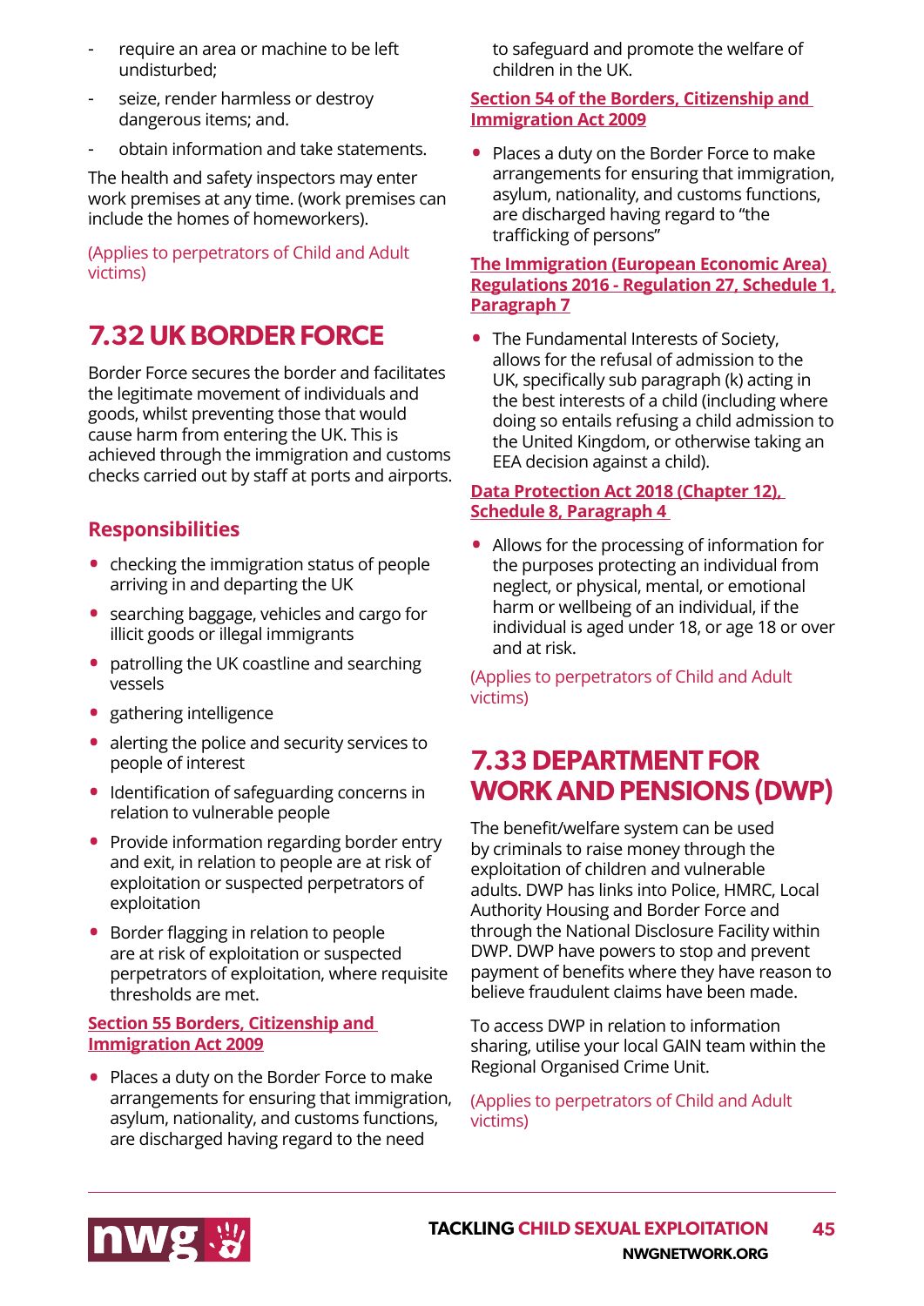- require an area or machine to be left undisturbed;
- seize, render harmless or destroy dangerous items; and.
- obtain information and take statements.

The health and safety inspectors may enter work premises at any time. (work premises can include the homes of homeworkers).

(Applies to perpetrators of Child and Adult victims)

## 7.32 UK BORDER FORCE

Border Force secures the border and facilitates the legitimate movement of individuals and goods, whilst preventing those that would cause harm from entering the UK. This is achieved through the immigration and customs checks carried out by staff at ports and airports.

### Responsibilities

- checking the immigration status of people arriving in and departing the UK
- searching baggage, vehicles and cargo for illicit goods or illegal immigrants
- patrolling the UK coastline and searching vessels
- gathering intelligence
- alerting the police and security services to people of interest
- Identification of safeguarding concerns in relation to vulnerable people
- Provide information regarding border entry and exit, in relation to people are at risk of exploitation or suspected perpetrators of exploitation
- Border flagging in relation to people are at risk of exploitation or suspected perpetrators of exploitation, where requisite thresholds are met.

**Section 55 Borders, Citizenship and Immigration Act 2009**

- Places a duty on the Border Force to make arrangements for ensuring that immigration, asylum, nationality, and customs functions, are discharged having regard to the need to safeguard and promote the welfare of children in the UK.

**Section 54 of the Borders, Citizenship and Immigration Act 2009**

- Places a duty on the Border Force to make arrangements for ensuring that immigration, asylum, nationality, and customs functions, are discharged having regard to "the trafficking of persons"

**The Immigration (European Economic Area) Regulations 2016 - Regulation 27, Schedule 1, Paragraph 7**

- The Fundamental Interests of Society, allows for the refusal of admission to the UK, specifically sub paragraph (k) acting in the best interests of a child (including where doing so entails refusing a child admission to the United Kingdom, or otherwise taking an EEA decision against a child).

**Data Protection Act 2018 (Chapter 12), Schedule 8, Paragraph 4**

- Allows for the processing of information for the purposes protecting an individual from neglect, or physical, mental, or emotional harm or wellbeing of an individual, if the individual is aged under 18, or age 18 or over and at risk.

(Applies to perpetrators of Child and Adult victims)

## 7.33 DEPARTMENT FOR WORK AND PENSIONS (DWP)

The benefit/welfare system can be used by criminals to raise money through the exploitation of children and vulnerable adults. DWP has links into Police, HMRC, Local Authority Housing and Border Force and through the National Disclosure Facility within DWP. DWP have powers to stop and prevent payment of benefits where they have reason to believe fraudulent claims have been made.

To access DWP in relation to information sharing, utilise your local GAIN team within the Regional Organised Crime Unit.

(Applies to perpetrators of Child and Adult victims)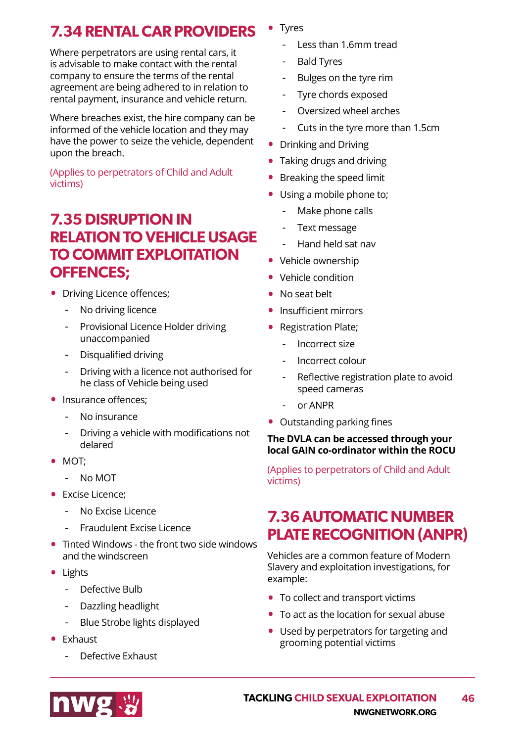## 7.34 RENTAL CAR PROVIDERS

Where perpetrators are using rental cars, it is advisable to make contact with the rental company to ensure the terms of the rental agreement are being adhered to in relation to rental payment, insurance and vehicle return.

Where breaches exist, the hire company can be informed of the vehicle location and they may have the power to seize the vehicle, dependent upon the breach.

(Applies to perpetrators of Child and Adult victims)

## 7.35 DISRUPTION IN RELATION TO VEHICLE USAGE TO COMMIT EXPLOITATION OFFENCES;

- Driving Licence offences;
    - No driving licence
    - Provisional Licence Holder driving unaccompanied
    - Disqualified driving
    - Driving with a licence not authorised for he class of Vehicle being used
- Insurance offences;
    - No insurance
    - Driving a vehicle with modifications not delared
- MOT;
    - No MOT
- Excise Licence;
    - No Excise Licence
    - Fraudulent Excise Licence
- Tinted Windows - the front two side windows and the windscreen
- Lights
    - Defective Bulb
    - Dazzling headlight
    - Blue Strobe lights displayed
- Exhaust
    - Defective Exhaust
- Tyres
    - Less than 1.6mm tread
    - Bald Tyres
    - Bulges on the tyre rim
    - Tyre chords exposed
    - Oversized wheel arches
    - Cuts in the tyre more than 1.5cm
- Drinking and Driving
- Taking drugs and driving
- Breaking the speed limit
- Using a mobile phone to;
    - Make phone calls
    - Text message
    - Hand held sat nav
- Vehicle ownership
- Vehicle condition
- No seat belt
- Insufficient mirrors
- Registration Plate;
    - Incorrect size
    - Incorrect colour
    - Reflective registration plate to avoid speed cameras
    - or ANPR
- Outstanding parking fines

**The DVLA can be accessed through your local GAIN co-ordinator within the ROCU**

(Applies to perpetrators of Child and Adult victims)

## 7.36 AUTOMATIC NUMBER PLATE RECOGNITION (ANPR)

Vehicles are a common feature of Modern Slavery and exploitation investigations, for example:

- To collect and transport victims
- To act as the location for sexual abuse
- Used by perpetrators for targeting and grooming potential victims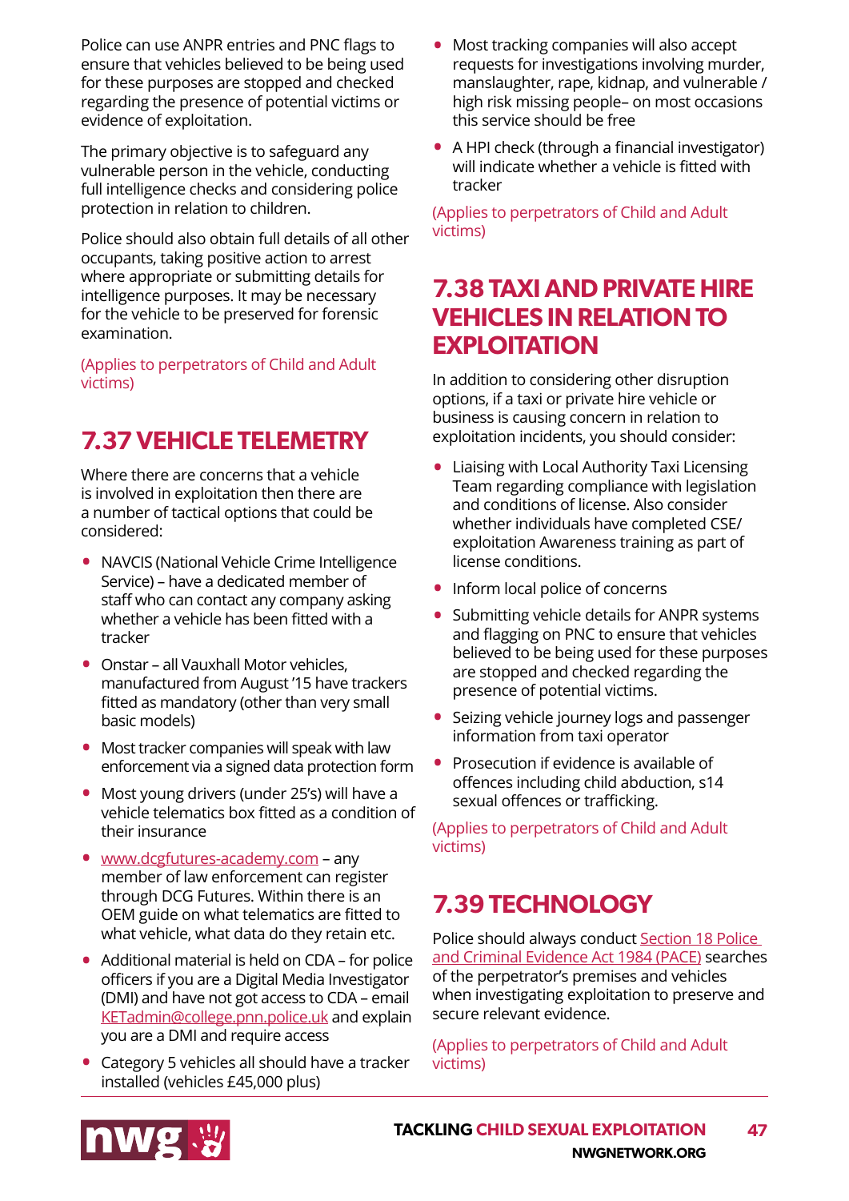Police can use ANPR entries and PNC flags to ensure that vehicles believed to be being used for these purposes are stopped and checked regarding the presence of potential victims or evidence of exploitation.

The primary objective is to safeguard any vulnerable person in the vehicle, conducting full intelligence checks and considering police protection in relation to children.

Police should also obtain full details of all other occupants, taking positive action to arrest where appropriate or submitting details for intelligence purposes. It may be necessary for the vehicle to be preserved for forensic examination.

(Applies to perpetrators of Child and Adult victims)

## 7.37 VEHICLE TELEMETRY

Where there are concerns that a vehicle is involved in exploitation then there are a number of tactical options that could be considered:

- NAVCIS (National Vehicle Crime Intelligence Service) – have a dedicated member of staff who can contact any company asking whether a vehicle has been fitted with a tracker
- Onstar – all Vauxhall Motor vehicles, manufactured from August '15 have trackers fitted as mandatory (other than very small basic models)
- Most tracker companies will speak with law enforcement via a signed data protection form
- Most young drivers (under 25's) will have a vehicle telematics box fitted as a condition of their insurance
- www.dcgfutures-academy.com – any member of law enforcement can register through DCG Futures. Within there is an OEM guide on what telematics are fitted to what vehicle, what data do they retain etc.
- Additional material is held on CDA – for police officers if you are a Digital Media Investigator (DMI) and have not got access to CDA – email KETadmin@college.pnn.police.uk and explain you are a DMI and require access
- Category 5 vehicles all should have a tracker installed (vehicles £45,000 plus)
- Most tracking companies will also accept requests for investigations involving murder, manslaughter, rape, kidnap, and vulnerable / high risk missing people– on most occasions this service should be free
- A HPI check (through a financial investigator) will indicate whether a vehicle is fitted with tracker

(Applies to perpetrators of Child and Adult victims)

## 7.38 TAXI AND PRIVATE HIRE VEHICLES IN RELATION TO EXPLOITATION

In addition to considering other disruption options, if a taxi or private hire vehicle or business is causing concern in relation to exploitation incidents, you should consider:

- Liaising with Local Authority Taxi Licensing Team regarding compliance with legislation and conditions of license. Also consider whether individuals have completed CSE/ exploitation Awareness training as part of license conditions.
- Inform local police of concerns
- Submitting vehicle details for ANPR systems and flagging on PNC to ensure that vehicles believed to be being used for these purposes are stopped and checked regarding the presence of potential victims.
- Seizing vehicle journey logs and passenger information from taxi operator
- Prosecution if evidence is available of offences including child abduction, s14 sexual offences or trafficking.

(Applies to perpetrators of Child and Adult victims)

## 7.39 TECHNOLOGY

Police should always conduct Section 18 Police and Criminal Evidence Act 1984 (PACE) searches of the perpetrator's premises and vehicles when investigating exploitation to preserve and secure relevant evidence.

(Applies to perpetrators of Child and Adult victims)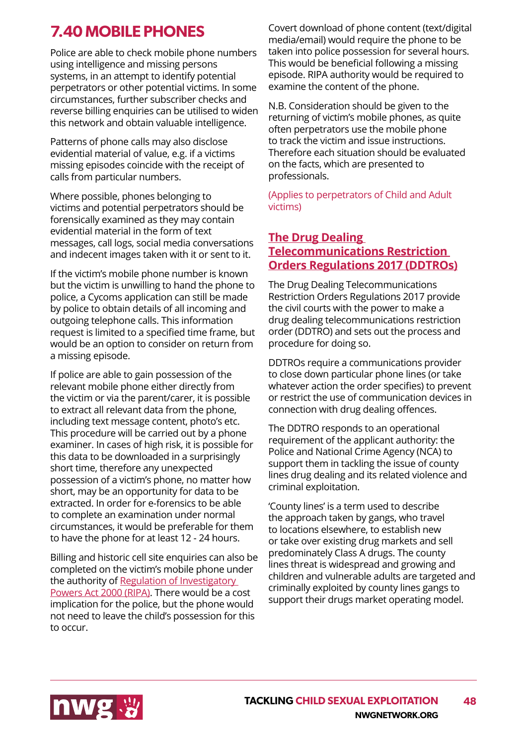## 7.40 MOBILE PHONES

Police are able to check mobile phone numbers using intelligence and missing persons systems, in an attempt to identify potential perpetrators or other potential victims. In some circumstances, further subscriber checks and reverse billing enquiries can be utilised to widen this network and obtain valuable intelligence.

Patterns of phone calls may also disclose evidential material of value, e.g. if a victims missing episodes coincide with the receipt of calls from particular numbers.

Where possible, phones belonging to victims and potential perpetrators should be forensically examined as they may contain evidential material in the form of text messages, call logs, social media conversations and indecent images taken with it or sent to it.

If the victim's mobile phone number is known but the victim is unwilling to hand the phone to police, a Cycoms application can still be made by police to obtain details of all incoming and outgoing telephone calls. This information request is limited to a specified time frame, but would be an option to consider on return from a missing episode.

If police are able to gain possession of the relevant mobile phone either directly from the victim or via the parent/carer, it is possible to extract all relevant data from the phone, including text message content, photo's etc. This procedure will be carried out by a phone examiner. In cases of high risk, it is possible for this data to be downloaded in a surprisingly short time, therefore any unexpected possession of a victim's phone, no matter how short, may be an opportunity for data to be extracted. In order for e-forensics to be able to complete an examination under normal circumstances, it would be preferable for them to have the phone for at least 12 - 24 hours.

Billing and historic cell site enquiries can also be completed on the victim's mobile phone under the authority of Regulation of Investigatory Powers Act 2000 (RIPA). There would be a cost implication for the police, but the phone would not need to leave the child's possession for this to occur.

Covert download of phone content (text/digital media/email) would require the phone to be taken into police possession for several hours. This would be beneficial following a missing episode. RIPA authority would be required to examine the content of the phone.

N.B. Consideration should be given to the returning of victim's mobile phones, as quite often perpetrators use the mobile phone to track the victim and issue instructions. Therefore each situation should be evaluated on the facts, which are presented to professionals.

(Applies to perpetrators of Child and Adult victims)

### The Drug Dealing Telecommunications Restriction Orders Regulations 2017 (DDTROs)

The Drug Dealing Telecommunications Restriction Orders Regulations 2017 provide the civil courts with the power to make a drug dealing telecommunications restriction order (DDTRO) and sets out the process and procedure for doing so.

DDTROs require a communications provider to close down particular phone lines (or take whatever action the order specifies) to prevent or restrict the use of communication devices in connection with drug dealing offences.

The DDTRO responds to an operational requirement of the applicant authority: the Police and National Crime Agency (NCA) to support them in tackling the issue of county lines drug dealing and its related violence and criminal exploitation.

'County lines' is a term used to describe the approach taken by gangs, who travel to locations elsewhere, to establish new or take over existing drug markets and sell predominately Class A drugs. The county lines threat is widespread and growing and children and vulnerable adults are targeted and criminally exploited by county lines gangs to support their drugs market operating model.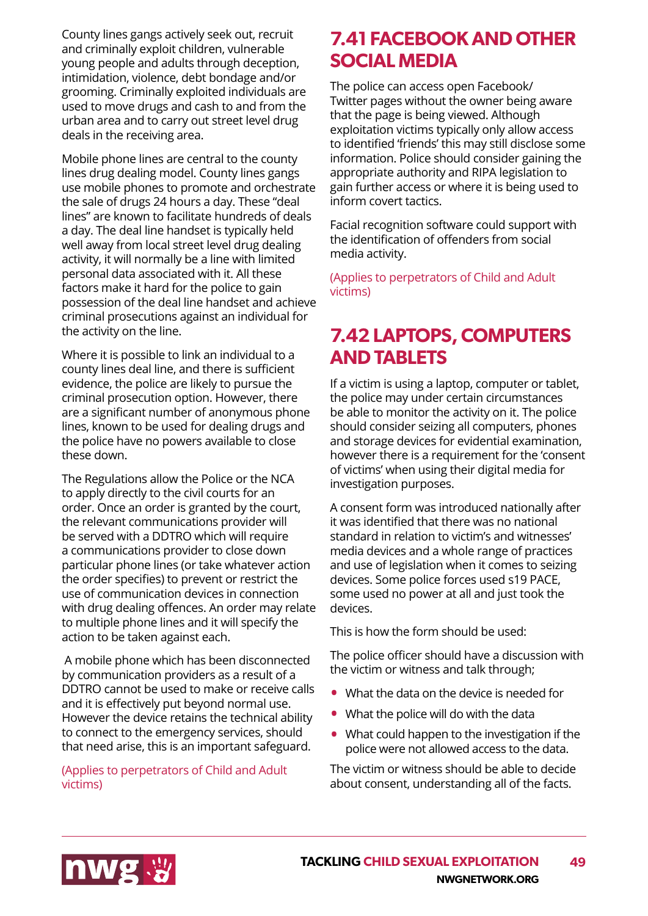County lines gangs actively seek out, recruit and criminally exploit children, vulnerable young people and adults through deception, intimidation, violence, debt bondage and/or grooming. Criminally exploited individuals are used to move drugs and cash to and from the urban area and to carry out street level drug deals in the receiving area.

Mobile phone lines are central to the county lines drug dealing model. County lines gangs use mobile phones to promote and orchestrate the sale of drugs 24 hours a day. These "deal lines" are known to facilitate hundreds of deals a day. The deal line handset is typically held well away from local street level drug dealing activity, it will normally be a line with limited personal data associated with it. All these factors make it hard for the police to gain possession of the deal line handset and achieve criminal prosecutions against an individual for the activity on the line.

Where it is possible to link an individual to a county lines deal line, and there is sufficient evidence, the police are likely to pursue the criminal prosecution option. However, there are a significant number of anonymous phone lines, known to be used for dealing drugs and the police have no powers available to close these down.

The Regulations allow the Police or the NCA to apply directly to the civil courts for an order. Once an order is granted by the court, the relevant communications provider will be served with a DDTRO which will require a communications provider to close down particular phone lines (or take whatever action the order specifies) to prevent or restrict the use of communication devices in connection with drug dealing offences. An order may relate to multiple phone lines and it will specify the action to be taken against each.

A mobile phone which has been disconnected by communication providers as a result of a DDTRO cannot be used to make or receive calls and it is effectively put beyond normal use. However the device retains the technical ability to connect to the emergency services, should that need arise, this is an important safeguard.

(Applies to perpetrators of Child and Adult victims)

## 7.41 FACEBOOK AND OTHER SOCIAL MEDIA

The police can access open Facebook/ Twitter pages without the owner being aware that the page is being viewed. Although exploitation victims typically only allow access to identified 'friends' this may still disclose some information. Police should consider gaining the appropriate authority and RIPA legislation to gain further access or where it is being used to inform covert tactics.

Facial recognition software could support with the identification of offenders from social media activity.

(Applies to perpetrators of Child and Adult victims)

## 7.42 LAPTOPS, COMPUTERS AND TABLETS

If a victim is using a laptop, computer or tablet, the police may under certain circumstances be able to monitor the activity on it. The police should consider seizing all computers, phones and storage devices for evidential examination, however there is a requirement for the 'consent of victims' when using their digital media for investigation purposes.

A consent form was introduced nationally after it was identified that there was no national standard in relation to victim's and witnesses' media devices and a whole range of practices and use of legislation when it comes to seizing devices. Some police forces used s19 PACE, some used no power at all and just took the devices.

This is how the form should be used:

The police officer should have a discussion with the victim or witness and talk through;

- What the data on the device is needed for
- What the police will do with the data
- What could happen to the investigation if the police were not allowed access to the data.

The victim or witness should be able to decide about consent, understanding all of the facts.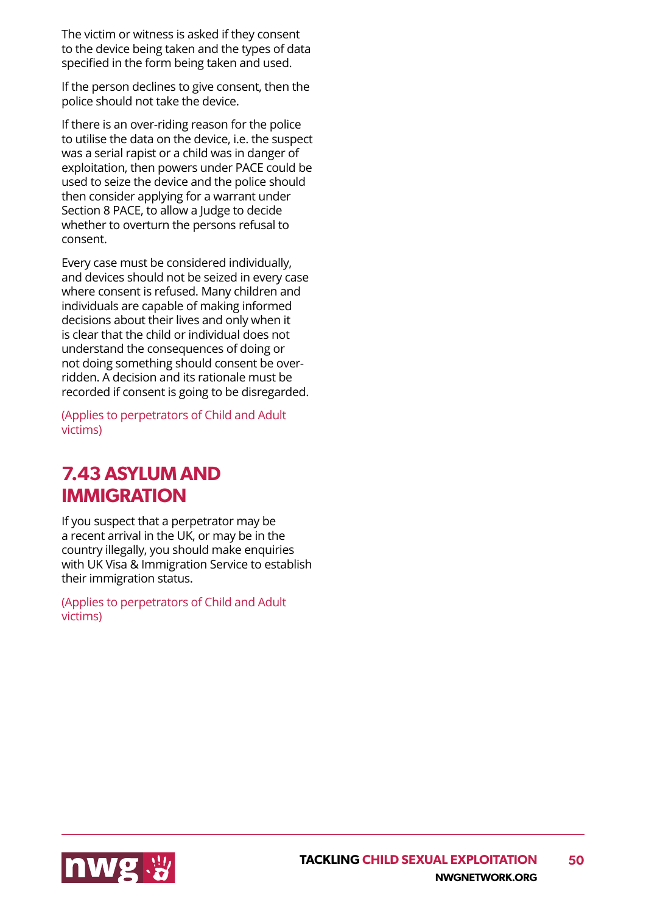The victim or witness is asked if they consent to the device being taken and the types of data specified in the form being taken and used.

If the person declines to give consent, then the police should not take the device.

If there is an over-riding reason for the police to utilise the data on the device, i.e. the suspect was a serial rapist or a child was in danger of exploitation, then powers under PACE could be used to seize the device and the police should then consider applying for a warrant under Section 8 PACE, to allow a Judge to decide whether to overturn the persons refusal to consent.

Every case must be considered individually, and devices should not be seized in every case where consent is refused. Many children and individuals are capable of making informed decisions about their lives and only when it is clear that the child or individual does not understand the consequences of doing or not doing something should consent be over-ridden. A decision and its rationale must be recorded if consent is going to be disregarded.

(Applies to perpetrators of Child and Adult victims)

## 7.43 ASYLUM AND IMMIGRATION

If you suspect that a perpetrator may be a recent arrival in the UK, or may be in the country illegally, you should make enquiries with UK Visa & Immigration Service to establish their immigration status.

(Applies to perpetrators of Child and Adult victims)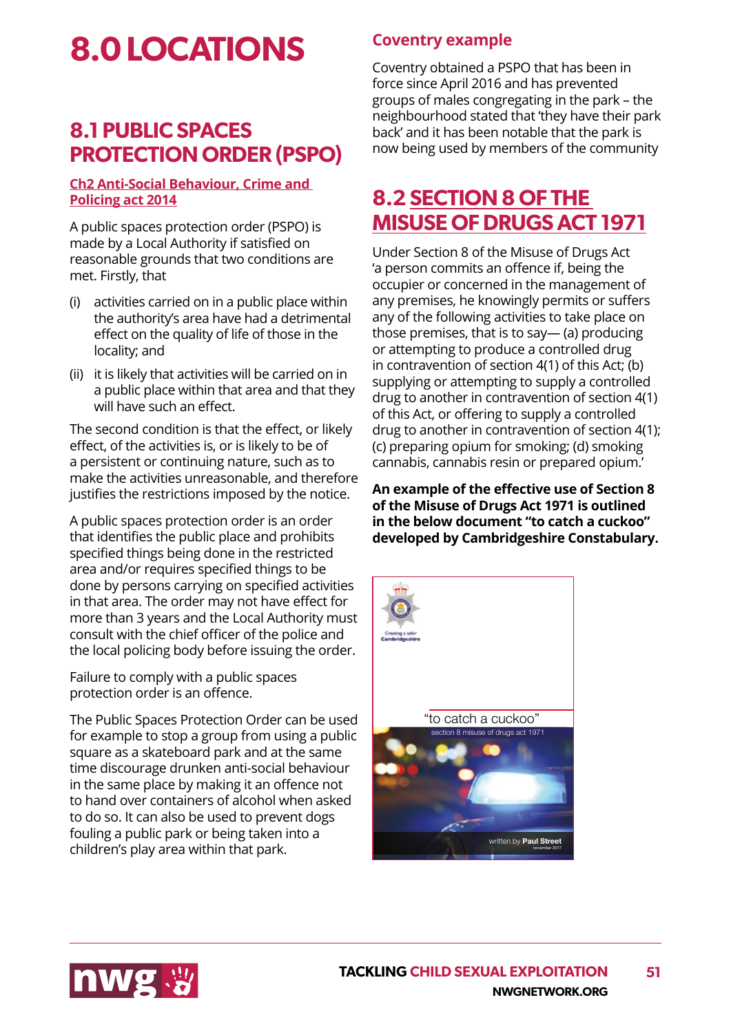# 8.0 LOCATIONS

## 8.1 PUBLIC SPACES PROTECTION ORDER (PSPO)

**Ch2 Anti-Social Behaviour, Crime and Policing act 2014**

A public spaces protection order (PSPO) is made by a Local Authority if satisfied on reasonable grounds that two conditions are met. Firstly, that

(i) activities carried on in a public place within the authority's area have had a detrimental effect on the quality of life of those in the locality; and

(ii) it is likely that activities will be carried on in a public place within that area and that they will have such an effect.

The second condition is that the effect, or likely effect, of the activities is, or is likely to be of a persistent or continuing nature, such as to make the activities unreasonable, and therefore justifies the restrictions imposed by the notice.

A public spaces protection order is an order that identifies the public place and prohibits specified things being done in the restricted area and/or requires specified things to be done by persons carrying on specified activities in that area. The order may not have effect for more than 3 years and the Local Authority must consult with the chief officer of the police and the local policing body before issuing the order.

Failure to comply with a public spaces protection order is an offence.

The Public Spaces Protection Order can be used for example to stop a group from using a public square as a skateboard park and at the same time discourage drunken anti-social behaviour in the same place by making it an offence not to hand over containers of alcohol when asked to do so. It can also be used to prevent dogs fouling a public park or being taken into a children's play area within that park.

### Coventry example

Coventry obtained a PSPO that has been in force since April 2016 and has prevented groups of males congregating in the park – the neighbourhood stated that 'they have their park back' and it has been notable that the park is now being used by members of the community

## 8.2 SECTION 8 OF THE MISUSE OF DRUGS ACT 1971

Under Section 8 of the Misuse of Drugs Act 'a person commits an offence if, being the occupier or concerned in the management of any premises, he knowingly permits or suffers any of the following activities to take place on those premises, that is to say— (a) producing or attempting to produce a controlled drug in contravention of section 4(1) of this Act; (b) supplying or attempting to supply a controlled drug to another in contravention of section 4(1) of this Act, or offering to supply a controlled drug to another in contravention of section 4(1); (c) preparing opium for smoking; (d) smoking cannabis, cannabis resin or prepared opium.'

**An example of the effective use of Section 8 of the Misuse of Drugs Act 1971 is outlined in the below document "to catch a cuckoo" developed by Cambridgeshire Constabulary.**

Creating a safer Cambridgeshire

"to catch a cuckoo"

section 8 misuse of drugs act 1971

written by Paul Street
november 2017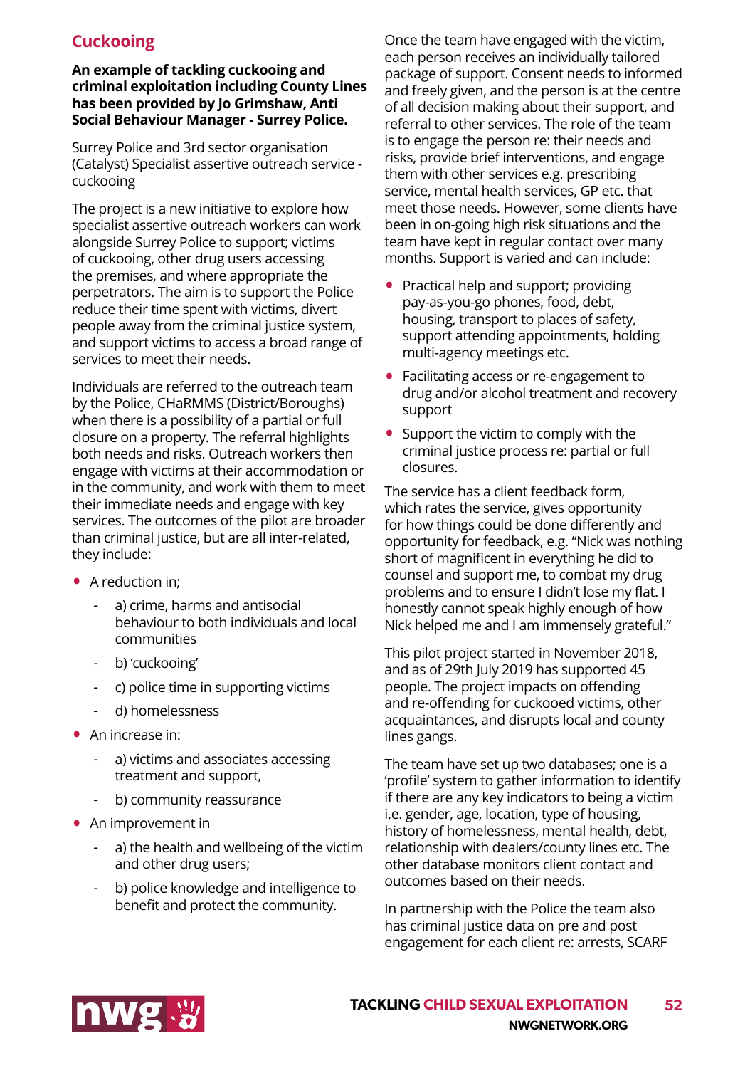## Cuckooing

**An example of tackling cuckooing and criminal exploitation including County Lines has been provided by Jo Grimshaw, Anti Social Behaviour Manager - Surrey Police.**

Surrey Police and 3rd sector organisation (Catalyst) Specialist assertive outreach service - cuckooing

The project is a new initiative to explore how specialist assertive outreach workers can work alongside Surrey Police to support; victims of cuckooing, other drug users accessing the premises, and where appropriate the perpetrators. The aim is to support the Police reduce their time spent with victims, divert people away from the criminal justice system, and support victims to access a broad range of services to meet their needs.

Individuals are referred to the outreach team by the Police, CHaRMMS (District/Boroughs) when there is a possibility of a partial or full closure on a property. The referral highlights both needs and risks. Outreach workers then engage with victims at their accommodation or in the community, and work with them to meet their immediate needs and engage with key services. The outcomes of the pilot are broader than criminal justice, but are all inter-related, they include:

- A reduction in;
  - a) crime, harms and antisocial behaviour to both individuals and local communities
  - b) 'cuckooing'
  - c) police time in supporting victims
  - d) homelessness
- An increase in:
  - a) victims and associates accessing treatment and support,
  - b) community reassurance
- An improvement in
  - a) the health and wellbeing of the victim and other drug users;
  - b) police knowledge and intelligence to benefit and protect the community.

Once the team have engaged with the victim, each person receives an individually tailored package of support. Consent needs to informed and freely given, and the person is at the centre of all decision making about their support, and referral to other services. The role of the team is to engage the person re: their needs and risks, provide brief interventions, and engage them with other services e.g. prescribing service, mental health services, GP etc. that meet those needs. However, some clients have been in on-going high risk situations and the team have kept in regular contact over many months. Support is varied and can include:

- Practical help and support; providing pay-as-you-go phones, food, debt, housing, transport to places of safety, support attending appointments, holding multi-agency meetings etc.
- Facilitating access or re-engagement to drug and/or alcohol treatment and recovery support
- Support the victim to comply with the criminal justice process re: partial or full closures.

The service has a client feedback form, which rates the service, gives opportunity for how things could be done differently and opportunity for feedback, e.g. "Nick was nothing short of magnificent in everything he did to counsel and support me, to combat my drug problems and to ensure I didn't lose my flat. I honestly cannot speak highly enough of how Nick helped me and I am immensely grateful."

This pilot project started in November 2018, and as of 29th July 2019 has supported 45 people. The project impacts on offending and re-offending for cuckooed victims, other acquaintances, and disrupts local and county lines gangs.

The team have set up two databases; one is a 'profile' system to gather information to identify if there are any key indicators to being a victim i.e. gender, age, location, type of housing, history of homelessness, mental health, debt, relationship with dealers/county lines etc. The other database monitors client contact and outcomes based on their needs.

In partnership with the Police the team also has criminal justice data on pre and post engagement for each client re: arrests, SCARF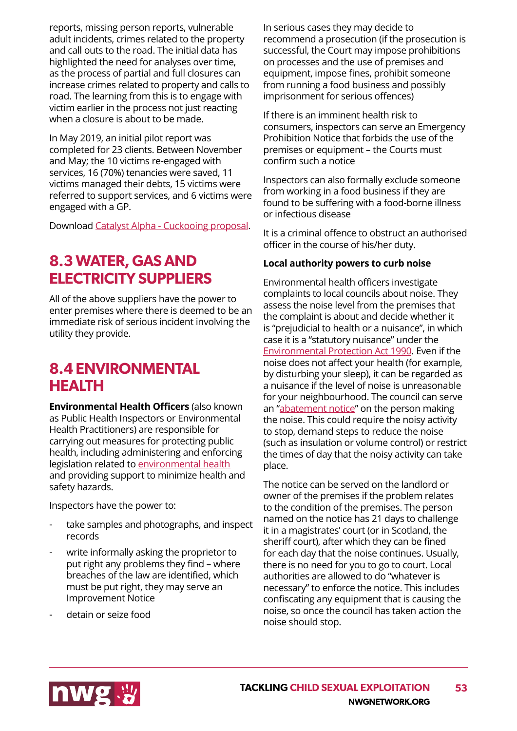reports, missing person reports, vulnerable adult incidents, crimes related to the property and call outs to the road. The initial data has highlighted the need for analyses over time, as the process of partial and full closures can increase crimes related to property and calls to road. The learning from this is to engage with victim earlier in the process not just reacting when a closure is about to be made.

In May 2019, an initial pilot report was completed for 23 clients. Between November and May; the 10 victims re-engaged with services, 16 (70%) tenancies were saved, 11 victims managed their debts, 15 victims were referred to support services, and 6 victims were engaged with a GP.

Download Catalyst Alpha - Cuckooing proposal.

## 8.3 WATER, GAS AND ELECTRICITY SUPPLIERS

All of the above suppliers have the power to enter premises where there is deemed to be an immediate risk of serious incident involving the utility they provide.

## 8.4 ENVIRONMENTAL HEALTH

**Environmental Health Officers** (also known as Public Health Inspectors or Environmental Health Practitioners) are responsible for carrying out measures for protecting public health, including administering and enforcing legislation related to environmental health and providing support to minimize health and safety hazards.

Inspectors have the power to:

- take samples and photographs, and inspect records
- write informally asking the proprietor to put right any problems they find – where breaches of the law are identified, which must be put right, they may serve an Improvement Notice
- detain or seize food

In serious cases they may decide to recommend a prosecution (if the prosecution is successful, the Court may impose prohibitions on processes and the use of premises and equipment, impose fines, prohibit someone from running a food business and possibly imprisonment for serious offences)

If there is an imminent health risk to consumers, inspectors can serve an Emergency Prohibition Notice that forbids the use of the premises or equipment – the Courts must confirm such a notice

Inspectors can also formally exclude someone from working in a food business if they are found to be suffering with a food-borne illness or infectious disease

It is a criminal offence to obstruct an authorised officer in the course of his/her duty.

**Local authority powers to curb noise**

Environmental health officers investigate complaints to local councils about noise. They assess the noise level from the premises that the complaint is about and decide whether it is "prejudicial to health or a nuisance", in which case it is a "statutory nuisance" under the Environmental Protection Act 1990. Even if the noise does not affect your health (for example, by disturbing your sleep), it can be regarded as a nuisance if the level of noise is unreasonable for your neighbourhood. The council can serve an "abatement notice" on the person making the noise. This could require the noisy activity to stop, demand steps to reduce the noise (such as insulation or volume control) or restrict the times of day that the noisy activity can take place.

The notice can be served on the landlord or owner of the premises if the problem relates to the condition of the premises. The person named on the notice has 21 days to challenge it in a magistrates' court (or in Scotland, the sheriff court), after which they can be fined for each day that the noise continues. Usually, there is no need for you to go to court. Local authorities are allowed to do "whatever is necessary" to enforce the notice. This includes confiscating any equipment that is causing the noise, so once the council has taken action the noise should stop.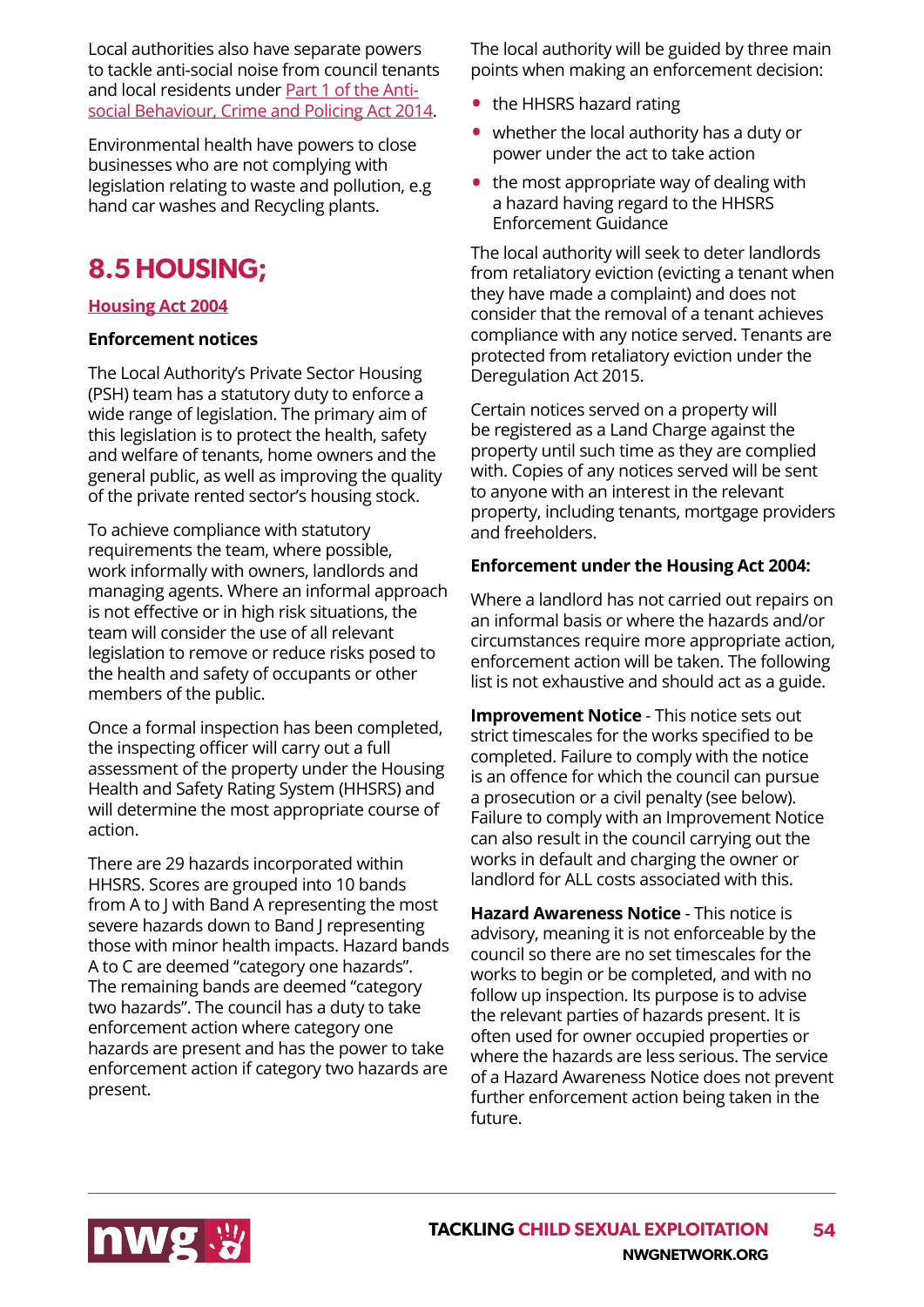Local authorities also have separate powers to tackle anti-social noise from council tenants and local residents under [Part 1 of the Anti-social Behaviour, Crime and Policing Act 2014](#).

Environmental health have powers to close businesses who are not complying with legislation relating to waste and pollution, e.g hand car washes and Recycling plants.

## 8.5 HOUSING;

**[Housing Act 2004](#)**

**Enforcement notices**

The Local Authority's Private Sector Housing (PSH) team has a statutory duty to enforce a wide range of legislation. The primary aim of this legislation is to protect the health, safety and welfare of tenants, home owners and the general public, as well as improving the quality of the private rented sector's housing stock.

To achieve compliance with statutory requirements the team, where possible, work informally with owners, landlords and managing agents. Where an informal approach is not effective or in high risk situations, the team will consider the use of all relevant legislation to remove or reduce risks posed to the health and safety of occupants or other members of the public.

Once a formal inspection has been completed, the inspecting officer will carry out a full assessment of the property under the Housing Health and Safety Rating System (HHSRS) and will determine the most appropriate course of action.

There are 29 hazards incorporated within HHSRS. Scores are grouped into 10 bands from A to J with Band A representing the most severe hazards down to Band J representing those with minor health impacts. Hazard bands A to C are deemed "category one hazards". The remaining bands are deemed "category two hazards". The council has a duty to take enforcement action where category one hazards are present and has the power to take enforcement action if category two hazards are present.

The local authority will be guided by three main points when making an enforcement decision:

- the HHSRS hazard rating
- whether the local authority has a duty or power under the act to take action
- the most appropriate way of dealing with a hazard having regard to the HHSRS Enforcement Guidance

The local authority will seek to deter landlords from retaliatory eviction (evicting a tenant when they have made a complaint) and does not consider that the removal of a tenant achieves compliance with any notice served. Tenants are protected from retaliatory eviction under the Deregulation Act 2015.

Certain notices served on a property will be registered as a Land Charge against the property until such time as they are complied with. Copies of any notices served will be sent to anyone with an interest in the relevant property, including tenants, mortgage providers and freeholders.

**Enforcement under the Housing Act 2004:**

Where a landlord has not carried out repairs on an informal basis or where the hazards and/or circumstances require more appropriate action, enforcement action will be taken. The following list is not exhaustive and should act as a guide.

**Improvement Notice** - This notice sets out strict timescales for the works specified to be completed. Failure to comply with the notice is an offence for which the council can pursue a prosecution or a civil penalty (see below). Failure to comply with an Improvement Notice can also result in the council carrying out the works in default and charging the owner or landlord for ALL costs associated with this.

**Hazard Awareness Notice** - This notice is advisory, meaning it is not enforceable by the council so there are no set timescales for the works to begin or be completed, and with no follow up inspection. Its purpose is to advise the relevant parties of hazards present. It is often used for owner occupied properties or where the hazards are less serious. The service of a Hazard Awareness Notice does not prevent further enforcement action being taken in the future.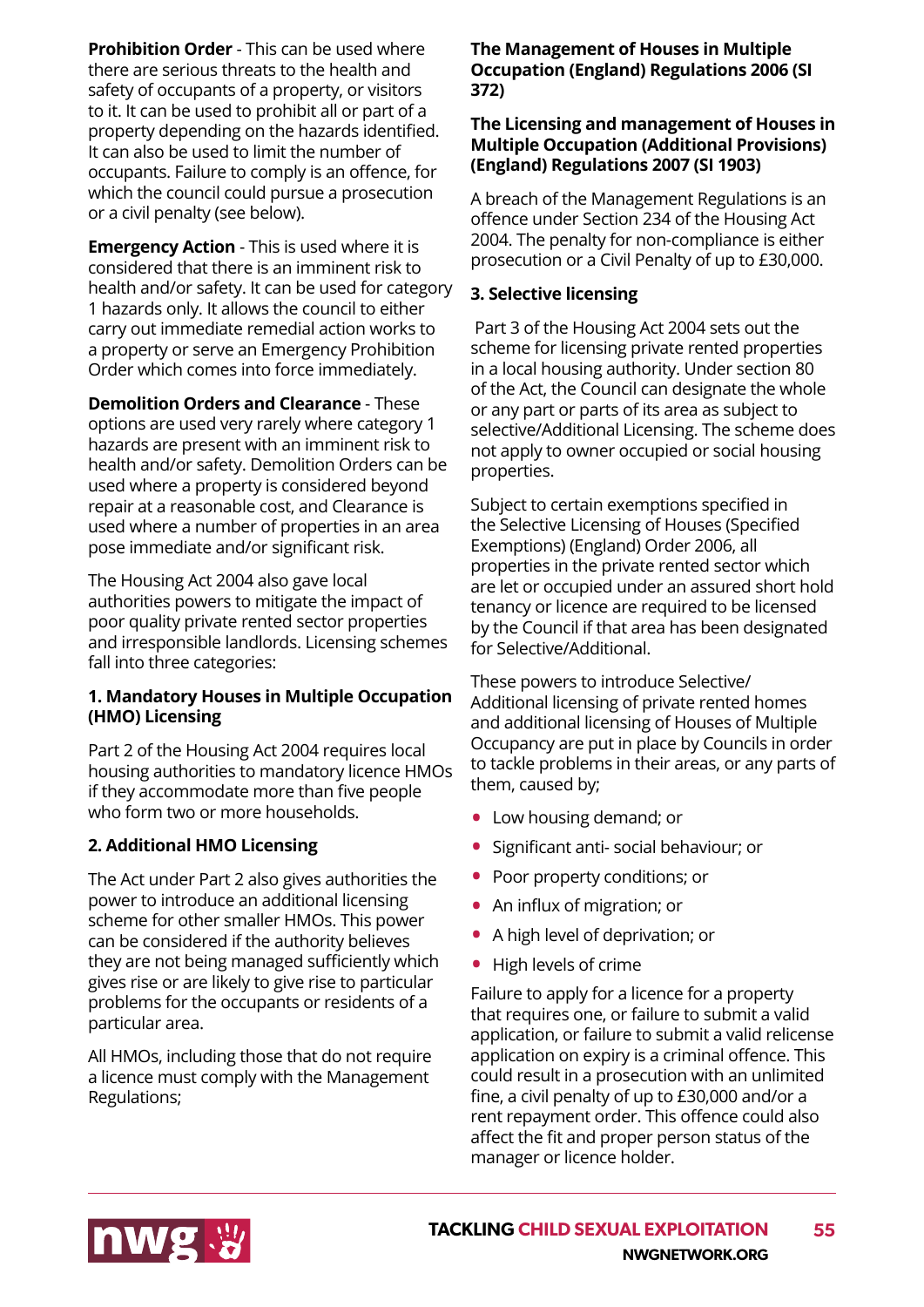**Prohibition Order** - This can be used where there are serious threats to the health and safety of occupants of a property, or visitors to it. It can be used to prohibit all or part of a property depending on the hazards identified. It can also be used to limit the number of occupants. Failure to comply is an offence, for which the council could pursue a prosecution or a civil penalty (see below).

**Emergency Action** - This is used where it is considered that there is an imminent risk to health and/or safety. It can be used for category 1 hazards only. It allows the council to either carry out immediate remedial action works to a property or serve an Emergency Prohibition Order which comes into force immediately.

**Demolition Orders and Clearance** - These options are used very rarely where category 1 hazards are present with an imminent risk to health and/or safety. Demolition Orders can be used where a property is considered beyond repair at a reasonable cost, and Clearance is used where a number of properties in an area pose immediate and/or significant risk.

The Housing Act 2004 also gave local authorities powers to mitigate the impact of poor quality private rented sector properties and irresponsible landlords. Licensing schemes fall into three categories:

#### 1. Mandatory Houses in Multiple Occupation (HMO) Licensing

Part 2 of the Housing Act 2004 requires local housing authorities to mandatory licence HMOs if they accommodate more than five people who form two or more households.

#### 2. Additional HMO Licensing

The Act under Part 2 also gives authorities the power to introduce an additional licensing scheme for other smaller HMOs. This power can be considered if the authority believes they are not being managed sufficiently which gives rise or are likely to give rise to particular problems for the occupants or residents of a particular area.

All HMOs, including those that do not require a licence must comply with the Management Regulations;

**The Management of Houses in Multiple Occupation (England) Regulations 2006 (SI 372)**

**The Licensing and management of Houses in Multiple Occupation (Additional Provisions) (England) Regulations 2007 (SI 1903)**

A breach of the Management Regulations is an offence under Section 234 of the Housing Act 2004. The penalty for non-compliance is either prosecution or a Civil Penalty of up to £30,000.

#### 3. Selective licensing

Part 3 of the Housing Act 2004 sets out the scheme for licensing private rented properties in a local housing authority. Under section 80 of the Act, the Council can designate the whole or any part or parts of its area as subject to selective/Additional Licensing. The scheme does not apply to owner occupied or social housing properties.

Subject to certain exemptions specified in the Selective Licensing of Houses (Specified Exemptions) (England) Order 2006, all properties in the private rented sector which are let or occupied under an assured short hold tenancy or licence are required to be licensed by the Council if that area has been designated for Selective/Additional.

These powers to introduce Selective/ Additional licensing of private rented homes and additional licensing of Houses of Multiple Occupancy are put in place by Councils in order to tackle problems in their areas, or any parts of them, caused by;

- Low housing demand; or
- Significant anti- social behaviour; or
- Poor property conditions; or
- An influx of migration; or
- A high level of deprivation; or
- High levels of crime

Failure to apply for a licence for a property that requires one, or failure to submit a valid application, or failure to submit a valid relicense application on expiry is a criminal offence. This could result in a prosecution with an unlimited fine, a civil penalty of up to £30,000 and/or a rent repayment order. This offence could also affect the fit and proper person status of the manager or licence holder.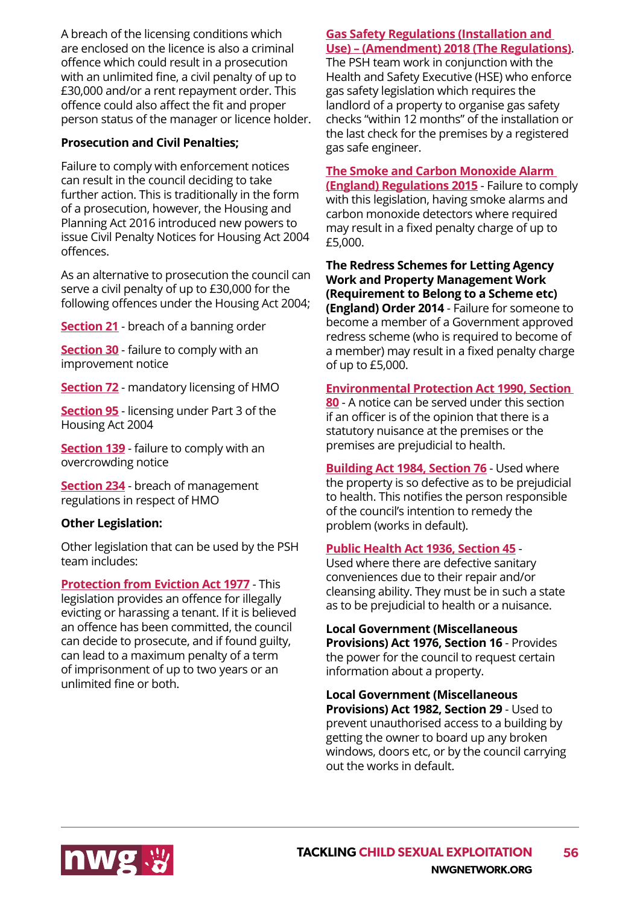A breach of the licensing conditions which are enclosed on the licence is also a criminal offence which could result in a prosecution with an unlimited fine, a civil penalty of up to £30,000 and/or a rent repayment order. This offence could also affect the fit and proper person status of the manager or licence holder.

**Prosecution and Civil Penalties;**

Failure to comply with enforcement notices can result in the council deciding to take further action. This is traditionally in the form of a prosecution, however, the Housing and Planning Act 2016 introduced new powers to issue Civil Penalty Notices for Housing Act 2004 offences.

As an alternative to prosecution the council can serve a civil penalty of up to £30,000 for the following offences under the Housing Act 2004;

**Section 21** - breach of a banning order

**Section 30** - failure to comply with an improvement notice

**Section 72** - mandatory licensing of HMO

**Section 95** - licensing under Part 3 of the Housing Act 2004

**Section 139** - failure to comply with an overcrowding notice

**Section 234** - breach of management regulations in respect of HMO

**Other Legislation:**

Other legislation that can be used by the PSH team includes:

**Protection from Eviction Act 1977** - This legislation provides an offence for illegally evicting or harassing a tenant. If it is believed an offence has been committed, the council can decide to prosecute, and if found guilty, can lead to a maximum penalty of a term of imprisonment of up to two years or an unlimited fine or both.

**Gas Safety Regulations (Installation and Use) – (Amendment) 2018 (The Regulations)**. The PSH team work in conjunction with the Health and Safety Executive (HSE) who enforce gas safety legislation which requires the landlord of a property to organise gas safety checks "within 12 months" of the installation or the last check for the premises by a registered gas safe engineer.

**The Smoke and Carbon Monoxide Alarm (England) Regulations 2015** - Failure to comply with this legislation, having smoke alarms and carbon monoxide detectors where required may result in a fixed penalty charge of up to £5,000.

**The Redress Schemes for Letting Agency Work and Property Management Work (Requirement to Belong to a Scheme etc) (England) Order 2014** - Failure for someone to become a member of a Government approved redress scheme (who is required to become of a member) may result in a fixed penalty charge of up to £5,000.

**Environmental Protection Act 1990, Section 80** - A notice can be served under this section if an officer is of the opinion that there is a statutory nuisance at the premises or the premises are prejudicial to health.

**Building Act 1984, Section 76** - Used where the property is so defective as to be prejudicial to health. This notifies the person responsible of the council's intention to remedy the problem (works in default).

**Public Health Act 1936, Section 45** - Used where there are defective sanitary conveniences due to their repair and/or cleansing ability. They must be in such a state as to be prejudicial to health or a nuisance.

**Local Government (Miscellaneous Provisions) Act 1976, Section 16** - Provides the power for the council to request certain information about a property.

**Local Government (Miscellaneous Provisions) Act 1982, Section 29** - Used to prevent unauthorised access to a building by getting the owner to board up any broken windows, doors etc, or by the council carrying out the works in default.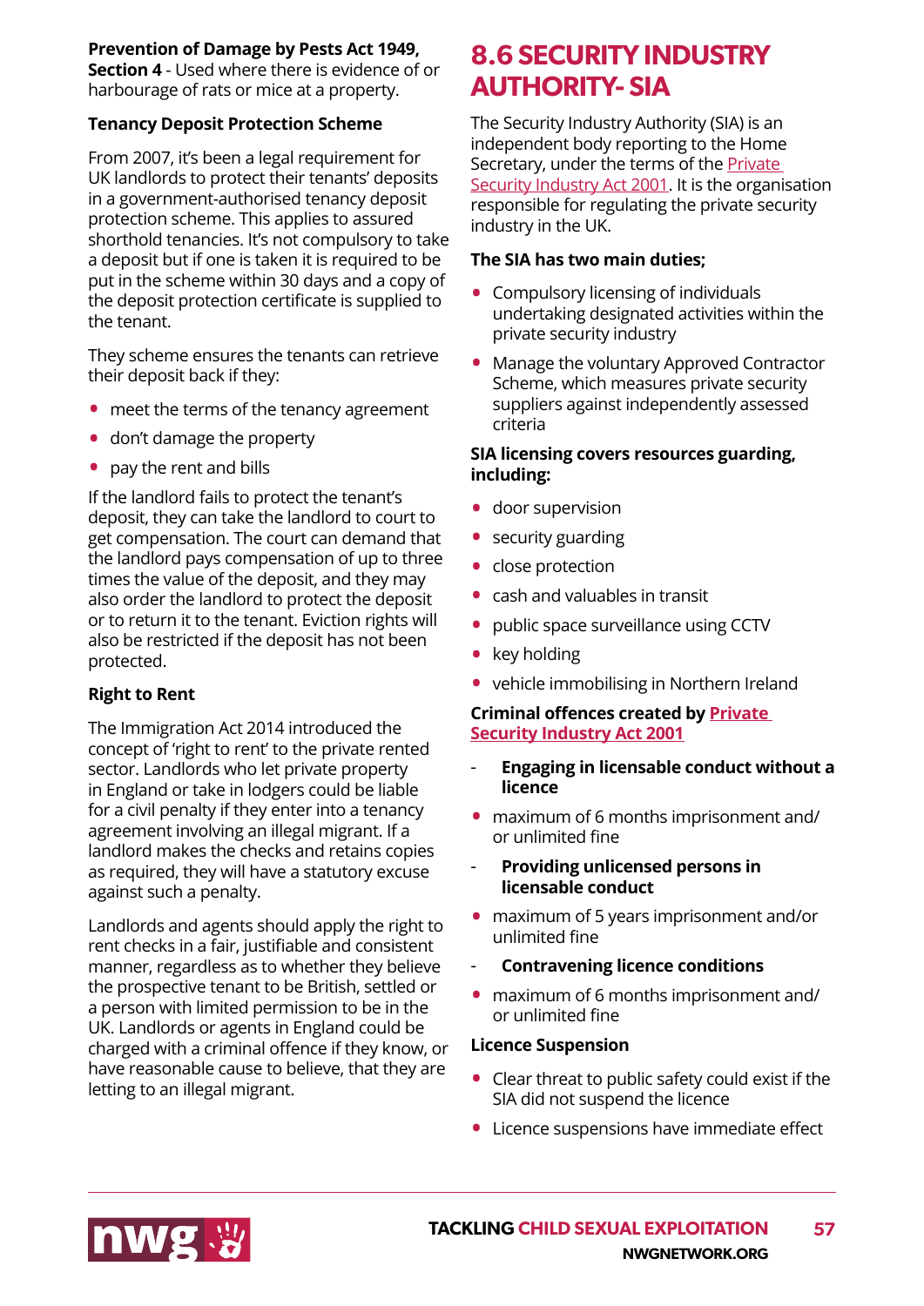**Prevention of Damage by Pests Act 1949, Section 4** - Used where there is evidence of or harbourage of rats or mice at a property.

**Tenancy Deposit Protection Scheme**

From 2007, it's been a legal requirement for UK landlords to protect their tenants' deposits in a government-authorised tenancy deposit protection scheme. This applies to assured shorthold tenancies. It's not compulsory to take a deposit but if one is taken it is required to be put in the scheme within 30 days and a copy of the deposit protection certificate is supplied to the tenant.

They scheme ensures the tenants can retrieve their deposit back if they:

- meet the terms of the tenancy agreement
- don't damage the property
- pay the rent and bills

If the landlord fails to protect the tenant's deposit, they can take the landlord to court to get compensation. The court can demand that the landlord pays compensation of up to three times the value of the deposit, and they may also order the landlord to protect the deposit or to return it to the tenant. Eviction rights will also be restricted if the deposit has not been protected.

**Right to Rent**

The Immigration Act 2014 introduced the concept of 'right to rent' to the private rented sector. Landlords who let private property in England or take in lodgers could be liable for a civil penalty if they enter into a tenancy agreement involving an illegal migrant. If a landlord makes the checks and retains copies as required, they will have a statutory excuse against such a penalty.

Landlords and agents should apply the right to rent checks in a fair, justifiable and consistent manner, regardless as to whether they believe the prospective tenant to be British, settled or a person with limited permission to be in the UK. Landlords or agents in England could be charged with a criminal offence if they know, or have reasonable cause to believe, that they are letting to an illegal migrant.

## 8.6 SECURITY INDUSTRY AUTHORITY- SIA

The Security Industry Authority (SIA) is an independent body reporting to the Home Secretary, under the terms of the Private Security Industry Act 2001. It is the organisation responsible for regulating the private security industry in the UK.

**The SIA has two main duties;**

- Compulsory licensing of individuals undertaking designated activities within the private security industry
- Manage the voluntary Approved Contractor Scheme, which measures private security suppliers against independently assessed criteria

**SIA licensing covers resources guarding, including:**

- door supervision
- security guarding
- close protection
- cash and valuables in transit
- public space surveillance using CCTV
- key holding
- vehicle immobilising in Northern Ireland

**Criminal offences created by Private Security Industry Act 2001**

- **Engaging in licensable conduct without a licence**
  - maximum of 6 months imprisonment and/or unlimited fine
- **Providing unlicensed persons in licensable conduct**
  - maximum of 5 years imprisonment and/or unlimited fine
- **Contravening licence conditions**
  - maximum of 6 months imprisonment and/or unlimited fine

**Licence Suspension**

- Clear threat to public safety could exist if the SIA did not suspend the licence
- Licence suspensions have immediate effect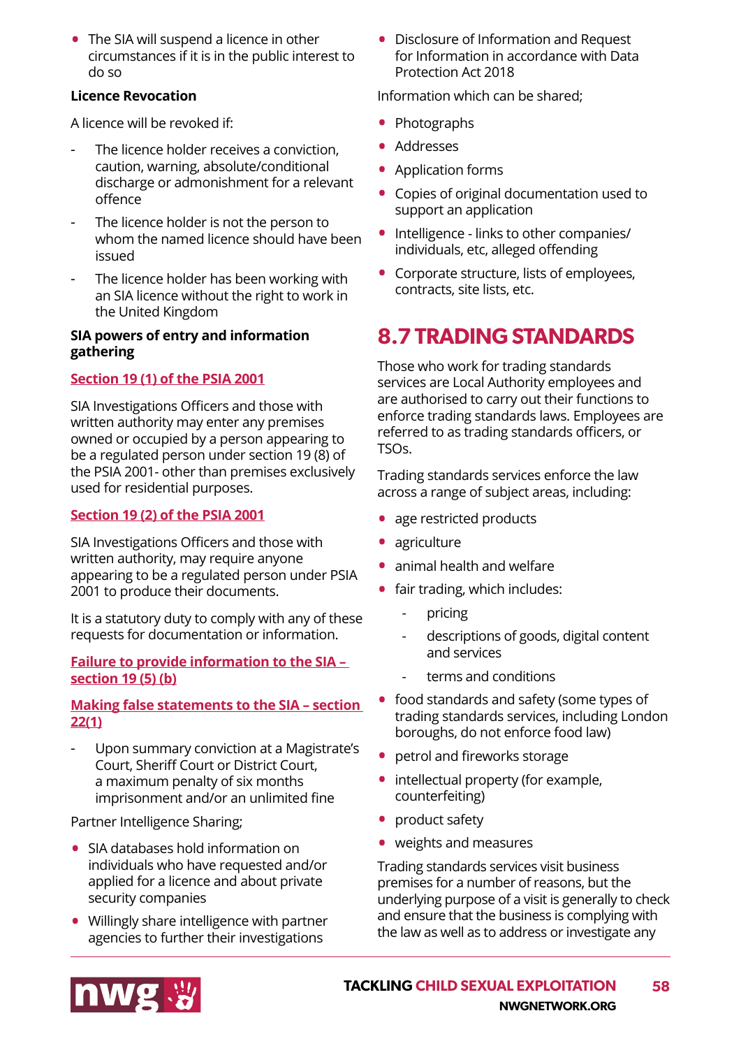- The SIA will suspend a licence in other circumstances if it is in the public interest to do so

**Licence Revocation**

A licence will be revoked if:

- The licence holder receives a conviction, caution, warning, absolute/conditional discharge or admonishment for a relevant offence
- The licence holder is not the person to whom the named licence should have been issued
- The licence holder has been working with an SIA licence without the right to work in the United Kingdom

**SIA powers of entry and information gathering**

**Section 19 (1) of the PSIA 2001**

SIA Investigations Officers and those with written authority may enter any premises owned or occupied by a person appearing to be a regulated person under section 19 (8) of the PSIA 2001- other than premises exclusively used for residential purposes.

**Section 19 (2) of the PSIA 2001**

SIA Investigations Officers and those with written authority, may require anyone appearing to be a regulated person under PSIA 2001 to produce their documents.

It is a statutory duty to comply with any of these requests for documentation or information.

**Failure to provide information to the SIA – section 19 (5) (b)**

**Making false statements to the SIA – section 22(1)**

- Upon summary conviction at a Magistrate's Court, Sheriff Court or District Court, a maximum penalty of six months imprisonment and/or an unlimited fine

Partner Intelligence Sharing;

- SIA databases hold information on individuals who have requested and/or applied for a licence and about private security companies
- Willingly share intelligence with partner agencies to further their investigations
- Disclosure of Information and Request for Information in accordance with Data Protection Act 2018

Information which can be shared;

- Photographs
- Addresses
- Application forms
- Copies of original documentation used to support an application
- Intelligence - links to other companies/ individuals, etc, alleged offending
- Corporate structure, lists of employees, contracts, site lists, etc.

## 8.7 TRADING STANDARDS

Those who work for trading standards services are Local Authority employees and are authorised to carry out their functions to enforce trading standards laws. Employees are referred to as trading standards officers, or TSOs.

Trading standards services enforce the law across a range of subject areas, including:

- age restricted products
- agriculture
- animal health and welfare
- fair trading, which includes:
  - pricing
  - descriptions of goods, digital content and services
  - terms and conditions
- food standards and safety (some types of trading standards services, including London boroughs, do not enforce food law)
- petrol and fireworks storage
- intellectual property (for example, counterfeiting)
- product safety
- weights and measures

Trading standards services visit business premises for a number of reasons, but the underlying purpose of a visit is generally to check and ensure that the business is complying with the law as well as to address or investigate any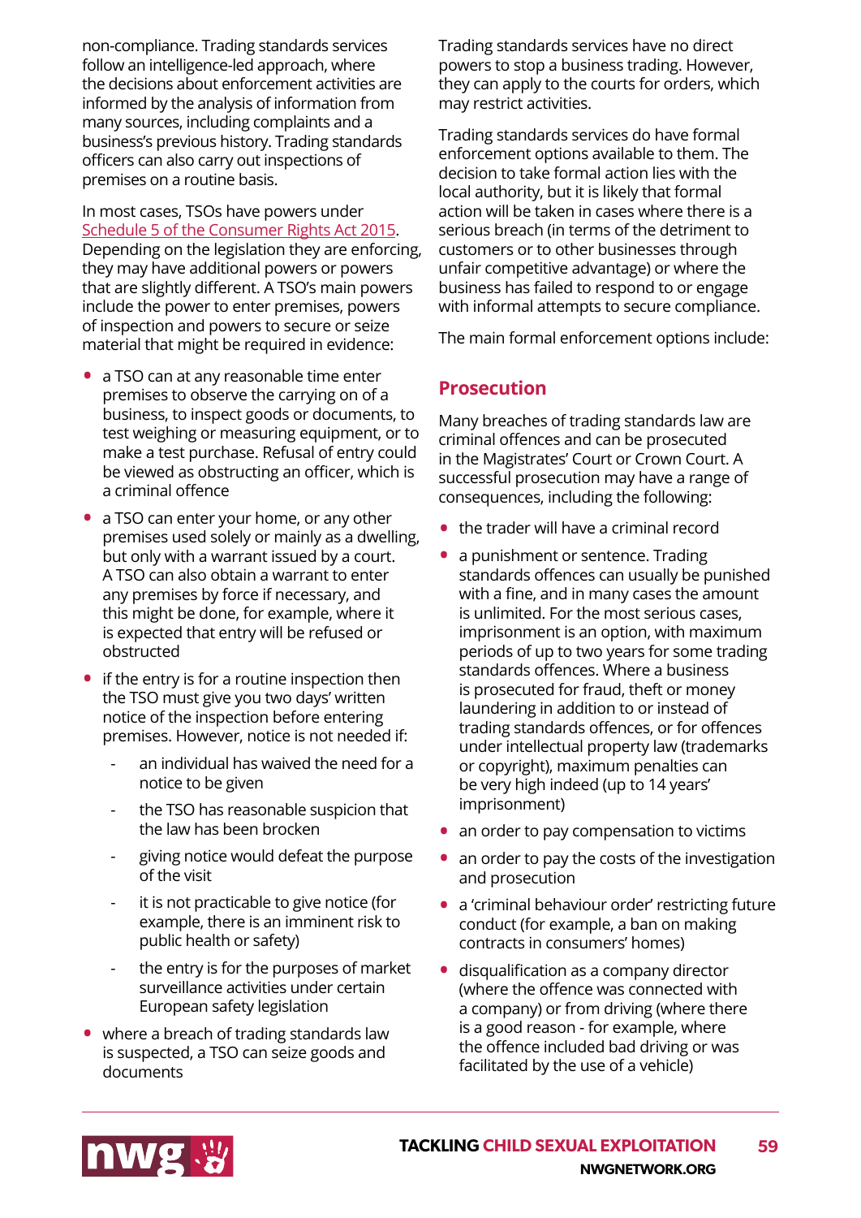non-compliance. Trading standards services follow an intelligence-led approach, where the decisions about enforcement activities are informed by the analysis of information from many sources, including complaints and a business's previous history. Trading standards officers can also carry out inspections of premises on a routine basis.

In most cases, TSOs have powers under [Schedule 5 of the Consumer Rights Act 2015](). Depending on the legislation they are enforcing, they may have additional powers or powers that are slightly different. A TSO's main powers include the power to enter premises, powers of inspection and powers to secure or seize material that might be required in evidence:

- a TSO can at any reasonable time enter premises to observe the carrying on of a business, to inspect goods or documents, to test weighing or measuring equipment, or to make a test purchase. Refusal of entry could be viewed as obstructing an officer, which is a criminal offence
- a TSO can enter your home, or any other premises used solely or mainly as a dwelling, but only with a warrant issued by a court. A TSO can also obtain a warrant to enter any premises by force if necessary, and this might be done, for example, where it is expected that entry will be refused or obstructed
- if the entry is for a routine inspection then the TSO must give you two days' written notice of the inspection before entering premises. However, notice is not needed if:
    - an individual has waived the need for a notice to be given
    - the TSO has reasonable suspicion that the law has been brocken
    - giving notice would defeat the purpose of the visit
    - it is not practicable to give notice (for example, there is an imminent risk to public health or safety)
    - the entry is for the purposes of market surveillance activities under certain European safety legislation
- where a breach of trading standards law is suspected, a TSO can seize goods and documents

Trading standards services have no direct powers to stop a business trading. However, they can apply to the courts for orders, which may restrict activities.

Trading standards services do have formal enforcement options available to them. The decision to take formal action lies with the local authority, but it is likely that formal action will be taken in cases where there is a serious breach (in terms of the detriment to customers or to other businesses through unfair competitive advantage) or where the business has failed to respond to or engage with informal attempts to secure compliance.

The main formal enforcement options include:

## Prosecution

Many breaches of trading standards law are criminal offences and can be prosecuted in the Magistrates' Court or Crown Court. A successful prosecution may have a range of consequences, including the following:

- the trader will have a criminal record
- a punishment or sentence. Trading standards offences can usually be punished with a fine, and in many cases the amount is unlimited. For the most serious cases, imprisonment is an option, with maximum periods of up to two years for some trading standards offences. Where a business is prosecuted for fraud, theft or money laundering in addition to or instead of trading standards offences, or for offences under intellectual property law (trademarks or copyright), maximum penalties can be very high indeed (up to 14 years' imprisonment)
- an order to pay compensation to victims
- an order to pay the costs of the investigation and prosecution
- a 'criminal behaviour order' restricting future conduct (for example, a ban on making contracts in consumers' homes)
- disqualification as a company director (where the offence was connected with a company) or from driving (where there is a good reason - for example, where the offence included bad driving or was facilitated by the use of a vehicle)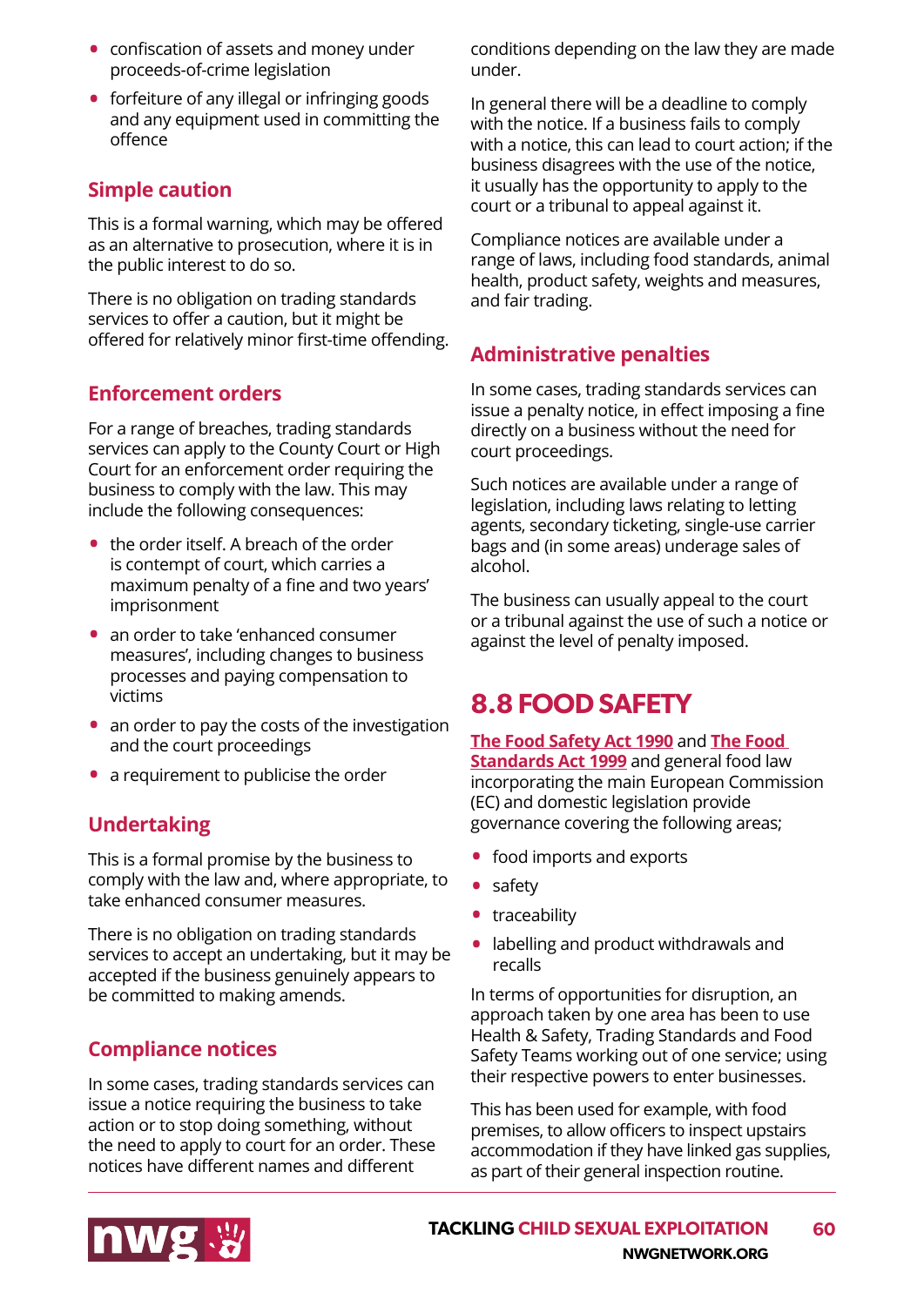- confiscation of assets and money under proceeds-of-crime legislation
- forfeiture of any illegal or infringing goods and any equipment used in committing the offence

### Simple caution

This is a formal warning, which may be offered as an alternative to prosecution, where it is in the public interest to do so.

There is no obligation on trading standards services to offer a caution, but it might be offered for relatively minor first-time offending.

### Enforcement orders

For a range of breaches, trading standards services can apply to the County Court or High Court for an enforcement order requiring the business to comply with the law. This may include the following consequences:

- the order itself. A breach of the order is contempt of court, which carries a maximum penalty of a fine and two years' imprisonment
- an order to take 'enhanced consumer measures', including changes to business processes and paying compensation to victims
- an order to pay the costs of the investigation and the court proceedings
- a requirement to publicise the order

### Undertaking

This is a formal promise by the business to comply with the law and, where appropriate, to take enhanced consumer measures.

There is no obligation on trading standards services to accept an undertaking, but it may be accepted if the business genuinely appears to be committed to making amends.

### Compliance notices

In some cases, trading standards services can issue a notice requiring the business to take action or to stop doing something, without the need to apply to court for an order. These notices have different names and different conditions depending on the law they are made under.

In general there will be a deadline to comply with the notice. If a business fails to comply with a notice, this can lead to court action; if the business disagrees with the use of the notice, it usually has the opportunity to apply to the court or a tribunal to appeal against it.

Compliance notices are available under a range of laws, including food standards, animal health, product safety, weights and measures, and fair trading.

### Administrative penalties

In some cases, trading standards services can issue a penalty notice, in effect imposing a fine directly on a business without the need for court proceedings.

Such notices are available under a range of legislation, including laws relating to letting agents, secondary ticketing, single-use carrier bags and (in some areas) underage sales of alcohol.

The business can usually appeal to the court or a tribunal against the use of such a notice or against the level of penalty imposed.

## 8.8 FOOD SAFETY

**The Food Safety Act 1990** and **The Food Standards Act 1999** and general food law incorporating the main European Commission (EC) and domestic legislation provide governance covering the following areas;

- food imports and exports
- safety
- traceability
- labelling and product withdrawals and recalls

In terms of opportunities for disruption, an approach taken by one area has been to use Health & Safety, Trading Standards and Food Safety Teams working out of one service; using their respective powers to enter businesses.

This has been used for example, with food premises, to allow officers to inspect upstairs accommodation if they have linked gas supplies, as part of their general inspection routine.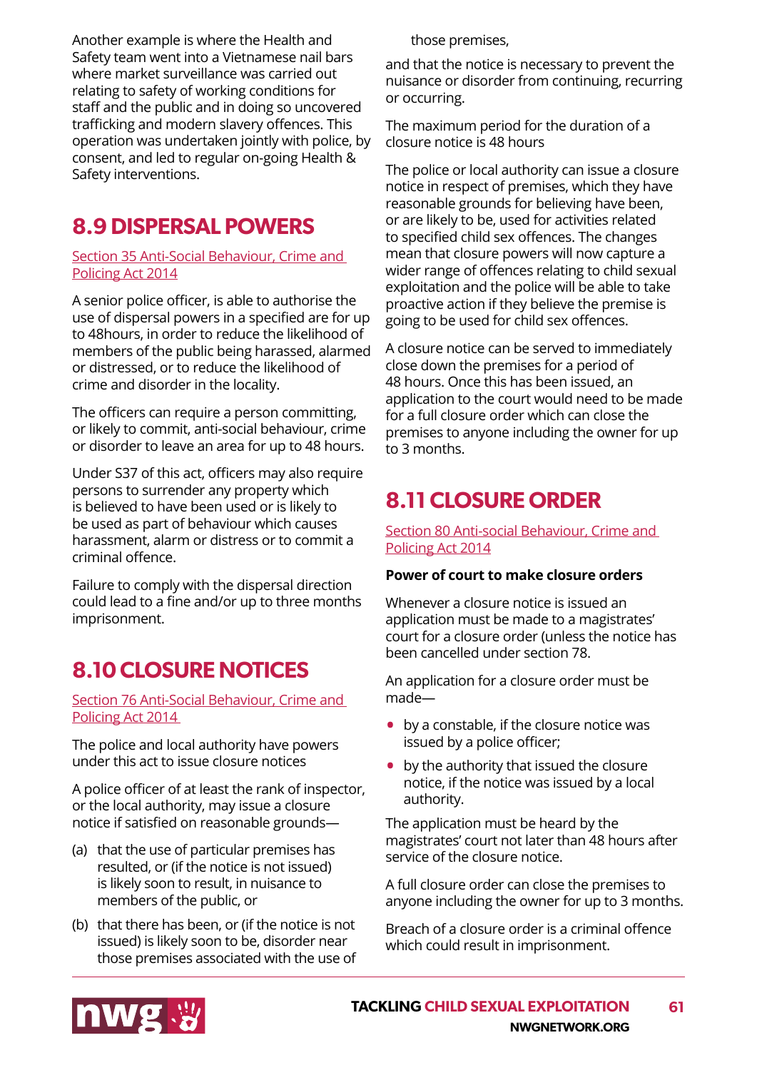Another example is where the Health and Safety team went into a Vietnamese nail bars where market surveillance was carried out relating to safety of working conditions for staff and the public and in doing so uncovered trafficking and modern slavery offences. This operation was undertaken jointly with police, by consent, and led to regular on-going Health & Safety interventions.

## 8.9 DISPERSAL POWERS

Section 35 Anti-Social Behaviour, Crime and Policing Act 2014

A senior police officer, is able to authorise the use of dispersal powers in a specified are for up to 48hours, in order to reduce the likelihood of members of the public being harassed, alarmed or distressed, or to reduce the likelihood of crime and disorder in the locality.

The officers can require a person committing, or likely to commit, anti-social behaviour, crime or disorder to leave an area for up to 48 hours.

Under S37 of this act, officers may also require persons to surrender any property which is believed to have been used or is likely to be used as part of behaviour which causes harassment, alarm or distress or to commit a criminal offence.

Failure to comply with the dispersal direction could lead to a fine and/or up to three months imprisonment.

## 8.10 CLOSURE NOTICES

Section 76 Anti-Social Behaviour, Crime and Policing Act 2014

The police and local authority have powers under this act to issue closure notices

A police officer of at least the rank of inspector, or the local authority, may issue a closure notice if satisfied on reasonable grounds—

(a) that the use of particular premises has resulted, or (if the notice is not issued) is likely soon to result, in nuisance to members of the public, or

(b) that there has been, or (if the notice is not issued) is likely soon to be, disorder near those premises associated with the use of those premises,

and that the notice is necessary to prevent the nuisance or disorder from continuing, recurring or occurring.

The maximum period for the duration of a closure notice is 48 hours

The police or local authority can issue a closure notice in respect of premises, which they have reasonable grounds for believing have been, or are likely to be, used for activities related to specified child sex offences. The changes mean that closure powers will now capture a wider range of offences relating to child sexual exploitation and the police will be able to take proactive action if they believe the premise is going to be used for child sex offences.

A closure notice can be served to immediately close down the premises for a period of 48 hours. Once this has been issued, an application to the court would need to be made for a full closure order which can close the premises to anyone including the owner for up to 3 months.

## 8.11 CLOSURE ORDER

Section 80 Anti-social Behaviour, Crime and Policing Act 2014

**Power of court to make closure orders**

Whenever a closure notice is issued an application must be made to a magistrates' court for a closure order (unless the notice has been cancelled under section 78.

An application for a closure order must be made—

- by a constable, if the closure notice was issued by a police officer;
- by the authority that issued the closure notice, if the notice was issued by a local authority.

The application must be heard by the magistrates' court not later than 48 hours after service of the closure notice.

A full closure order can close the premises to anyone including the owner for up to 3 months.

Breach of a closure order is a criminal offence which could result in imprisonment.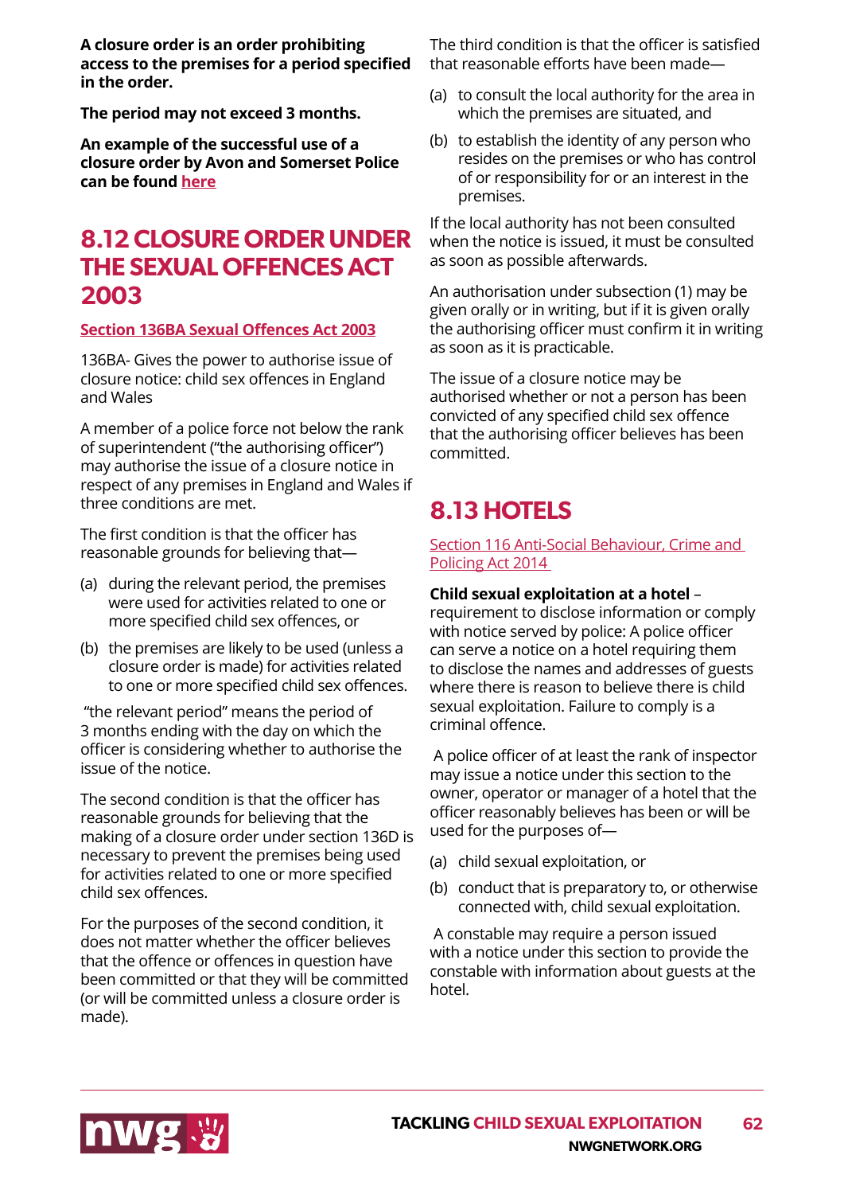**A closure order is an order prohibiting access to the premises for a period specified in the order.**

**The period may not exceed 3 months.**

**An example of the successful use of a closure order by Avon and Somerset Police can be found here**

## 8.12 CLOSURE ORDER UNDER THE SEXUAL OFFENCES ACT 2003

**Section 136BA Sexual Offences Act 2003**

136BA- Gives the power to authorise issue of closure notice: child sex offences in England and Wales

A member of a police force not below the rank of superintendent ("the authorising officer") may authorise the issue of a closure notice in respect of any premises in England and Wales if three conditions are met.

The first condition is that the officer has reasonable grounds for believing that—

(a) during the relevant period, the premises were used for activities related to one or more specified child sex offences, or

(b) the premises are likely to be used (unless a closure order is made) for activities related to one or more specified child sex offences.

"the relevant period" means the period of 3 months ending with the day on which the officer is considering whether to authorise the issue of the notice.

The second condition is that the officer has reasonable grounds for believing that the making of a closure order under section 136D is necessary to prevent the premises being used for activities related to one or more specified child sex offences.

For the purposes of the second condition, it does not matter whether the officer believes that the offence or offences in question have been committed or that they will be committed (or will be committed unless a closure order is made).

The third condition is that the officer is satisfied that reasonable efforts have been made—

(a) to consult the local authority for the area in which the premises are situated, and

(b) to establish the identity of any person who resides on the premises or who has control of or responsibility for or an interest in the premises.

If the local authority has not been consulted when the notice is issued, it must be consulted as soon as possible afterwards.

An authorisation under subsection (1) may be given orally or in writing, but if it is given orally the authorising officer must confirm it in writing as soon as it is practicable.

The issue of a closure notice may be authorised whether or not a person has been convicted of any specified child sex offence that the authorising officer believes has been committed.

## 8.13 HOTELS

Section 116 Anti-Social Behaviour, Crime and Policing Act 2014

**Child sexual exploitation at a hotel** – requirement to disclose information or comply with notice served by police: A police officer can serve a notice on a hotel requiring them to disclose the names and addresses of guests where there is reason to believe there is child sexual exploitation. Failure to comply is a criminal offence.

A police officer of at least the rank of inspector may issue a notice under this section to the owner, operator or manager of a hotel that the officer reasonably believes has been or will be used for the purposes of—

(a) child sexual exploitation, or

(b) conduct that is preparatory to, or otherwise connected with, child sexual exploitation.

A constable may require a person issued with a notice under this section to provide the constable with information about guests at the hotel.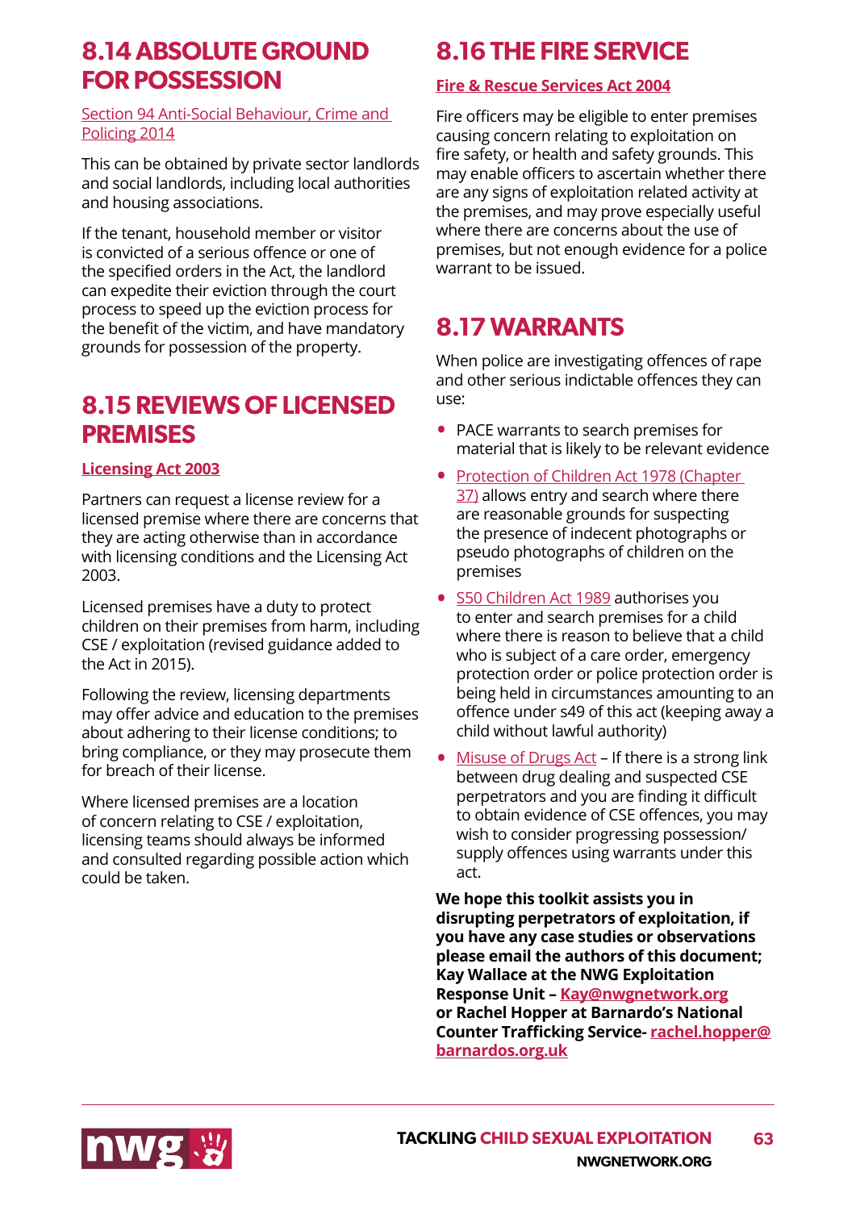## 8.14 ABSOLUTE GROUND FOR POSSESSION

Section 94 Anti-Social Behaviour, Crime and Policing 2014

This can be obtained by private sector landlords and social landlords, including local authorities and housing associations.

If the tenant, household member or visitor is convicted of a serious offence or one of the specified orders in the Act, the landlord can expedite their eviction through the court process to speed up the eviction process for the benefit of the victim, and have mandatory grounds for possession of the property.

## 8.15 REVIEWS OF LICENSED PREMISES

**Licensing Act 2003**

Partners can request a license review for a licensed premise where there are concerns that they are acting otherwise than in accordance with licensing conditions and the Licensing Act 2003.

Licensed premises have a duty to protect children on their premises from harm, including CSE / exploitation (revised guidance added to the Act in 2015).

Following the review, licensing departments may offer advice and education to the premises about adhering to their license conditions; to bring compliance, or they may prosecute them for breach of their license.

Where licensed premises are a location of concern relating to CSE / exploitation, licensing teams should always be informed and consulted regarding possible action which could be taken.

## 8.16 THE FIRE SERVICE

**Fire & Rescue Services Act 2004**

Fire officers may be eligible to enter premises causing concern relating to exploitation on fire safety, or health and safety grounds. This may enable officers to ascertain whether there are any signs of exploitation related activity at the premises, and may prove especially useful where there are concerns about the use of premises, but not enough evidence for a police warrant to be issued.

## 8.17 WARRANTS

When police are investigating offences of rape and other serious indictable offences they can use:

- PACE warrants to search premises for material that is likely to be relevant evidence
- Protection of Children Act 1978 (Chapter 37) allows entry and search where there are reasonable grounds for suspecting the presence of indecent photographs or pseudo photographs of children on the premises
- S50 Children Act 1989 authorises you to enter and search premises for a child where there is reason to believe that a child who is subject of a care order, emergency protection order or police protection order is being held in circumstances amounting to an offence under s49 of this act (keeping away a child without lawful authority)
- Misuse of Drugs Act – If there is a strong link between drug dealing and suspected CSE perpetrators and you are finding it difficult to obtain evidence of CSE offences, you may wish to consider progressing possession/ supply offences using warrants under this act.

**We hope this toolkit assists you in disrupting perpetrators of exploitation, if you have any case studies or observations please email the authors of this document; Kay Wallace at the NWG Exploitation Response Unit – Kay@nwgnetwork.org or Rachel Hopper at Barnardo's National Counter Trafficking Service- rachel.hopper@barnardos.org.uk**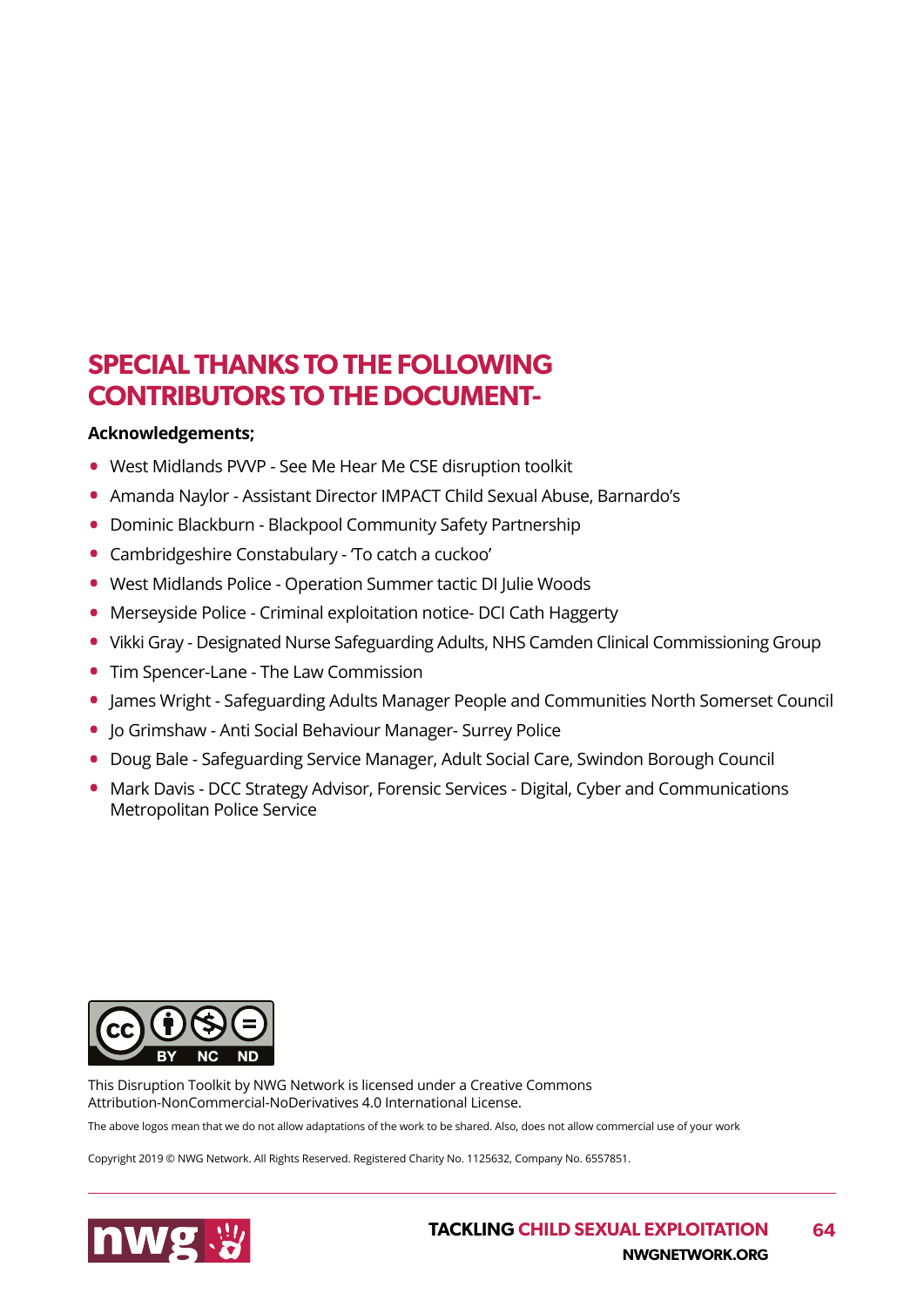## SPECIAL THANKS TO THE FOLLOWING CONTRIBUTORS TO THE DOCUMENT-

**Acknowledgements;**

- West Midlands PVVP - See Me Hear Me CSE disruption toolkit
- Amanda Naylor - Assistant Director IMPACT Child Sexual Abuse, Barnardo's
- Dominic Blackburn - Blackpool Community Safety Partnership
- Cambridgeshire Constabulary - 'To catch a cuckoo'
- West Midlands Police - Operation Summer tactic DI Julie Woods
- Merseyside Police - Criminal exploitation notice- DCI Cath Haggerty
- Vikki Gray - Designated Nurse Safeguarding Adults, NHS Camden Clinical Commissioning Group
- Tim Spencer-Lane - The Law Commission
- James Wright - Safeguarding Adults Manager People and Communities North Somerset Council
- Jo Grimshaw - Anti Social Behaviour Manager- Surrey Police
- Doug Bale - Safeguarding Service Manager, Adult Social Care, Swindon Borough Council
- Mark Davis - DCC Strategy Advisor, Forensic Services - Digital, Cyber and Communications Metropolitan Police Service

This Disruption Toolkit by NWG Network is licensed under a Creative Commons Attribution-NonCommercial-NoDerivatives 4.0 International License.

The above logos mean that we do not allow adaptations of the work to be shared. Also, does not allow commercial use of your work

Copyright 2019 © NWG Network. All Rights Reserved. Registered Charity No. 1125632, Company No. 6557851.